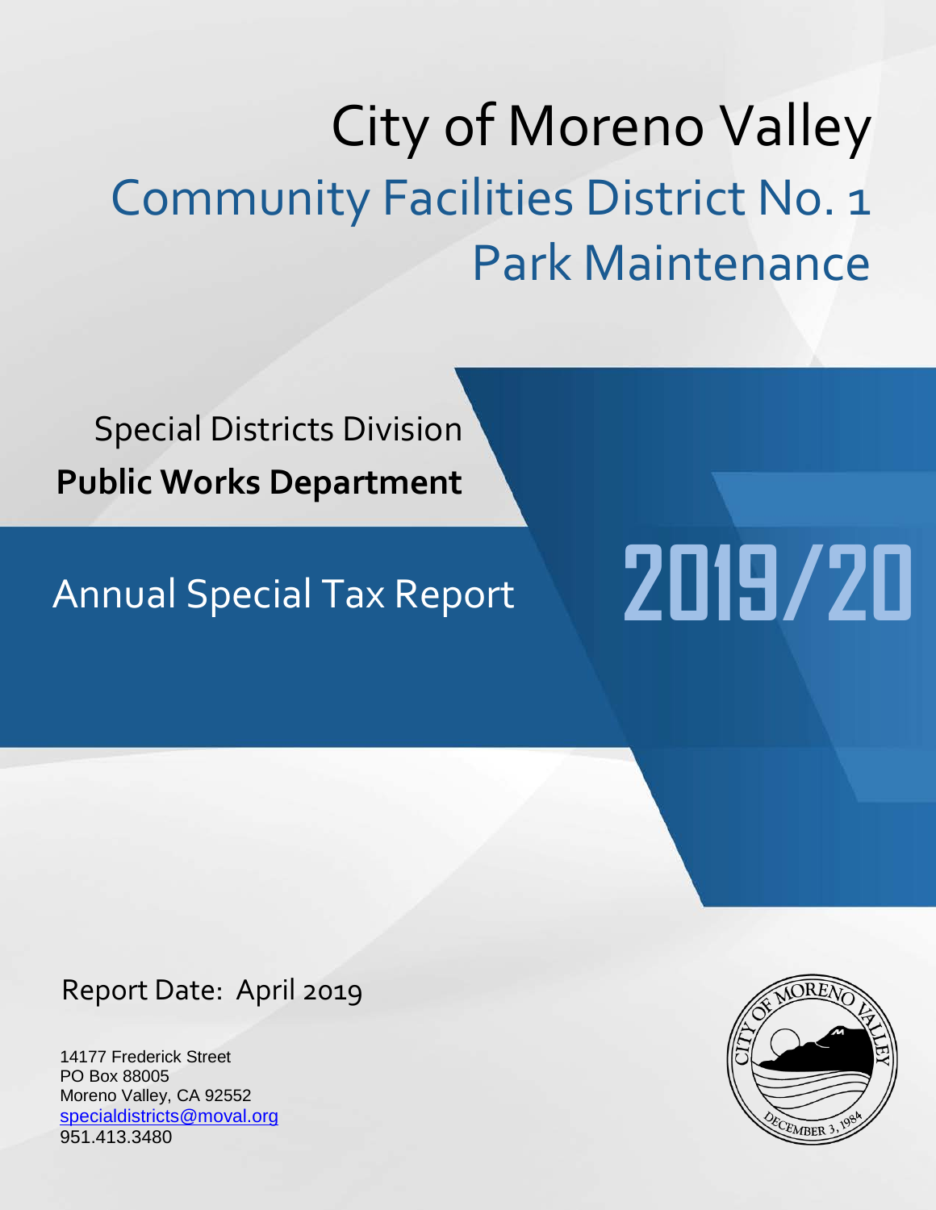# City of Moreno Valley

## Community Facilities District No. 1
## Park Maintenance

Special Districts Division

**Public Works Department**

Annual Special Tax Report

**2019/20**

Report Date: April 2019

14177 Frederick Street
PO Box 88005
Moreno Valley, CA 92552
specialdistricts@moval.org
951.413.3480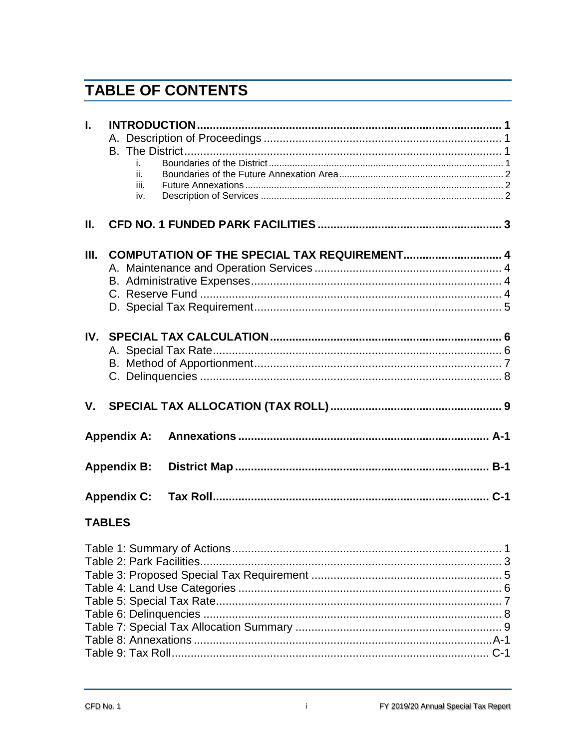# TABLE OF CONTENTS

**I. INTRODUCTION** .......... **1**
- A. Description of Proceedings .......... 1
- B. The District .......... 1
  - i. Boundaries of the District .......... 1
  - ii. Boundaries of the Future Annexation Area .......... 2
  - iii. Future Annexations .......... 2
  - iv. Description of Services .......... 2

**II. CFD NO. 1 FUNDED PARK FACILITIES** .......... **3**

**III. COMPUTATION OF THE SPECIAL TAX REQUIREMENT** .......... **4**
- A. Maintenance and Operation Services .......... 4
- B. Administrative Expenses .......... 4
- C. Reserve Fund .......... 4
- D. Special Tax Requirement .......... 5

**IV. SPECIAL TAX CALCULATION** .......... **6**
- A. Special Tax Rate .......... 6
- B. Method of Apportionment .......... 7
- C. Delinquencies .......... 8

**V. SPECIAL TAX ALLOCATION (TAX ROLL)** .......... **9**

**Appendix A: Annexations** .......... **A-1**

**Appendix B: District Map** .......... **B-1**

**Appendix C: Tax Roll** .......... **C-1**

**TABLES**

Table 1: Summary of Actions .......... 1
Table 2: Park Facilities .......... 3
Table 3: Proposed Special Tax Requirement .......... 5
Table 4: Land Use Categories .......... 6
Table 5: Special Tax Rate .......... 7
Table 6: Delinquencies .......... 8
Table 7: Special Tax Allocation Summary .......... 9
Table 8: Annexations .......... A-1
Table 9: Tax Roll .......... C-1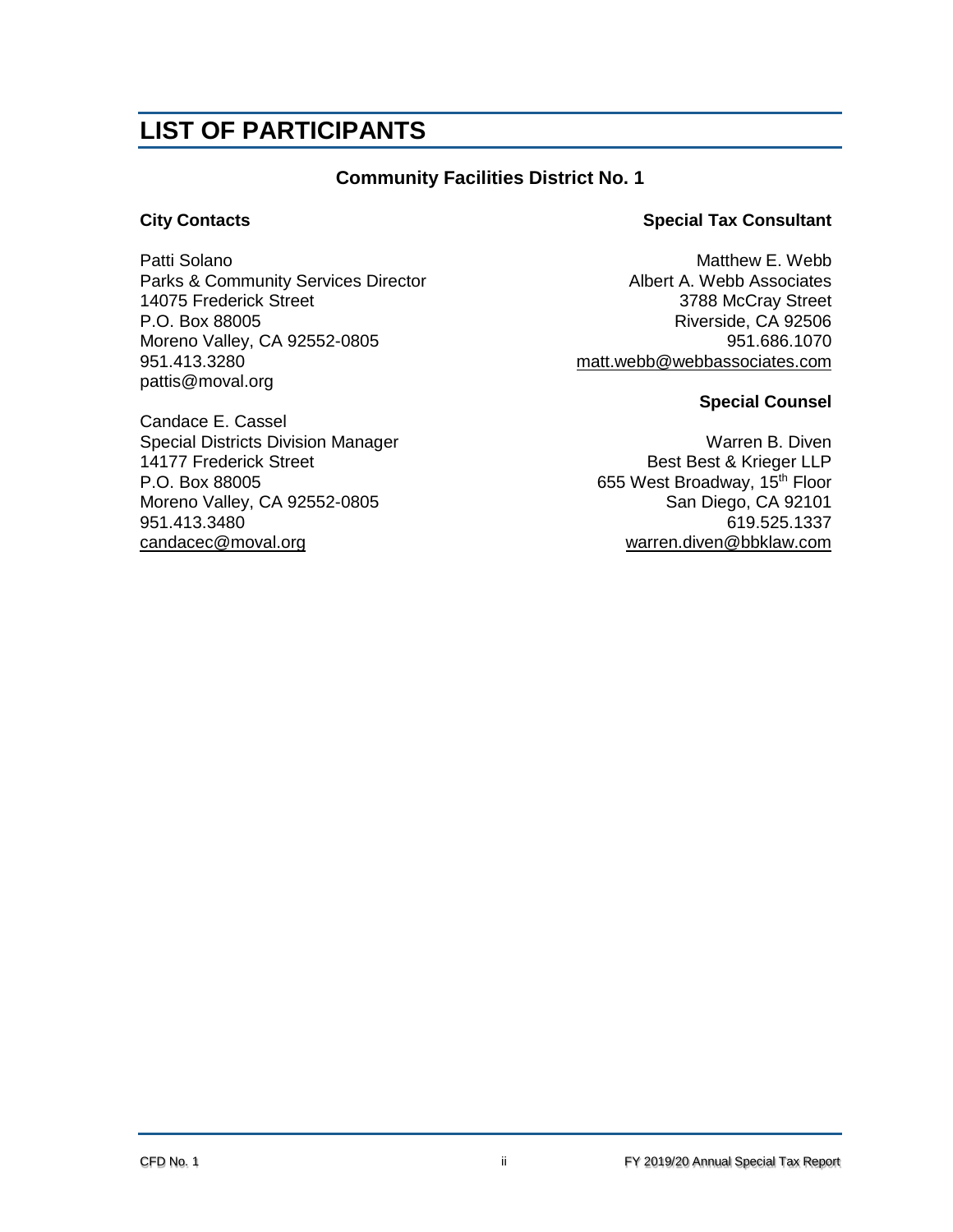# LIST OF PARTICIPANTS

## Community Facilities District No. 1

### City Contacts

Patti Solano
Parks & Community Services Director
14075 Frederick Street
P.O. Box 88005
Moreno Valley, CA 92552-0805
951.413.3280
pattis@moval.org

Candace E. Cassel
Special Districts Division Manager
14177 Frederick Street
P.O. Box 88005
Moreno Valley, CA 92552-0805
951.413.3480
candacec@moval.org

### Special Tax Consultant

Matthew E. Webb
Albert A. Webb Associates
3788 McCray Street
Riverside, CA 92506
951.686.1070
matt.webb@webbassociates.com

### Special Counsel

Warren B. Diven
Best Best & Krieger LLP
655 West Broadway, 15th Floor
San Diego, CA 92101
619.525.1337
warren.diven@bbklaw.com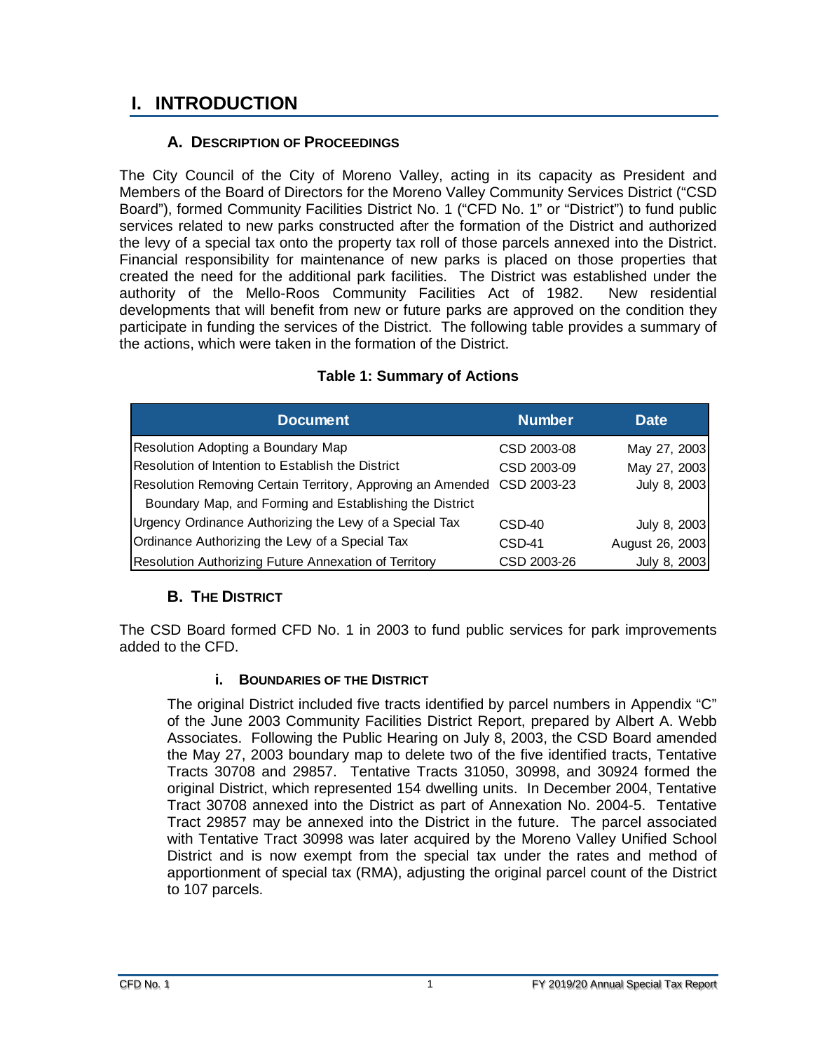# I. INTRODUCTION

## A. Description of Proceedings

The City Council of the City of Moreno Valley, acting in its capacity as President and Members of the Board of Directors for the Moreno Valley Community Services District ("CSD Board"), formed Community Facilities District No. 1 ("CFD No. 1" or "District") to fund public services related to new parks constructed after the formation of the District and authorized the levy of a special tax onto the property tax roll of those parcels annexed into the District. Financial responsibility for maintenance of new parks is placed on those properties that created the need for the additional park facilities. The District was established under the authority of the Mello-Roos Community Facilities Act of 1982. New residential developments that will benefit from new or future parks are approved on the condition they participate in funding the services of the District. The following table provides a summary of the actions, which were taken in the formation of the District.

**Table 1: Summary of Actions**

| Document | Number | Date |
|---|---|---|
| Resolution Adopting a Boundary Map | CSD 2003-08 | May 27, 2003 |
| Resolution of Intention to Establish the District | CSD 2003-09 | May 27, 2003 |
| Resolution Removing Certain Territory, Approving an Amended Boundary Map, and Forming and Establishing the District | CSD 2003-23 | July 8, 2003 |
| Urgency Ordinance Authorizing the Levy of a Special Tax | CSD-40 | July 8, 2003 |
| Ordinance Authorizing the Levy of a Special Tax | CSD-41 | August 26, 2003 |
| Resolution Authorizing Future Annexation of Territory | CSD 2003-26 | July 8, 2003 |

## B. The District

The CSD Board formed CFD No. 1 in 2003 to fund public services for park improvements added to the CFD.

### i. Boundaries of the District

The original District included five tracts identified by parcel numbers in Appendix "C" of the June 2003 Community Facilities District Report, prepared by Albert A. Webb Associates. Following the Public Hearing on July 8, 2003, the CSD Board amended the May 27, 2003 boundary map to delete two of the five identified tracts, Tentative Tracts 30708 and 29857. Tentative Tracts 31050, 30998, and 30924 formed the original District, which represented 154 dwelling units. In December 2004, Tentative Tract 30708 annexed into the District as part of Annexation No. 2004-5. Tentative Tract 29857 may be annexed into the District in the future. The parcel associated with Tentative Tract 30998 was later acquired by the Moreno Valley Unified School District and is now exempt from the special tax under the rates and method of apportionment of special tax (RMA), adjusting the original parcel count of the District to 107 parcels.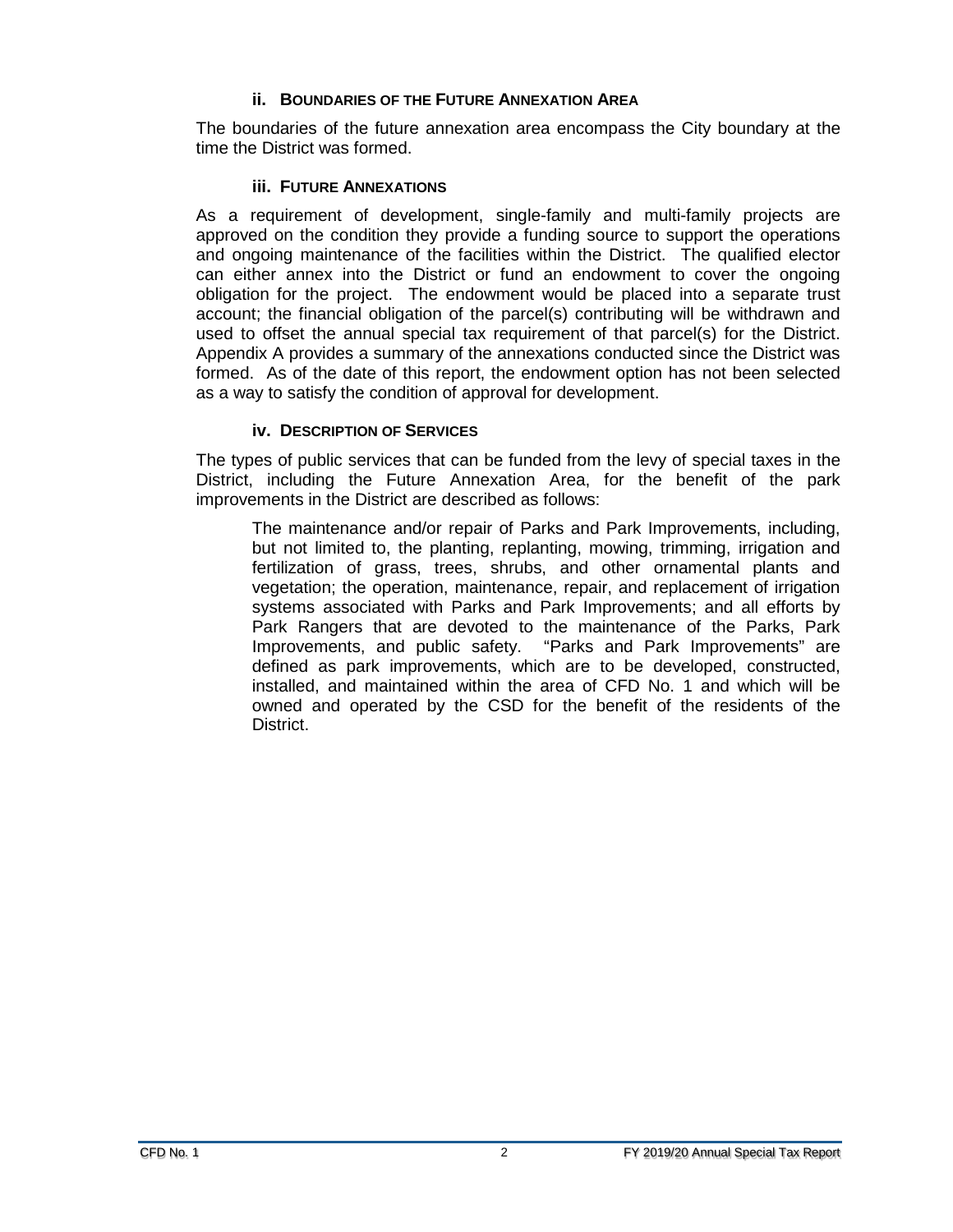### ii. Boundaries of the Future Annexation Area

The boundaries of the future annexation area encompass the City boundary at the time the District was formed.

### iii. Future Annexations

As a requirement of development, single-family and multi-family projects are approved on the condition they provide a funding source to support the operations and ongoing maintenance of the facilities within the District. The qualified elector can either annex into the District or fund an endowment to cover the ongoing obligation for the project. The endowment would be placed into a separate trust account; the financial obligation of the parcel(s) contributing will be withdrawn and used to offset the annual special tax requirement of that parcel(s) for the District. Appendix A provides a summary of the annexations conducted since the District was formed. As of the date of this report, the endowment option has not been selected as a way to satisfy the condition of approval for development.

### iv. Description of Services

The types of public services that can be funded from the levy of special taxes in the District, including the Future Annexation Area, for the benefit of the park improvements in the District are described as follows:

> The maintenance and/or repair of Parks and Park Improvements, including, but not limited to, the planting, replanting, mowing, trimming, irrigation and fertilization of grass, trees, shrubs, and other ornamental plants and vegetation; the operation, maintenance, repair, and replacement of irrigation systems associated with Parks and Park Improvements; and all efforts by Park Rangers that are devoted to the maintenance of the Parks, Park Improvements, and public safety. "Parks and Park Improvements" are defined as park improvements, which are to be developed, constructed, installed, and maintained within the area of CFD No. 1 and which will be owned and operated by the CSD for the benefit of the residents of the District.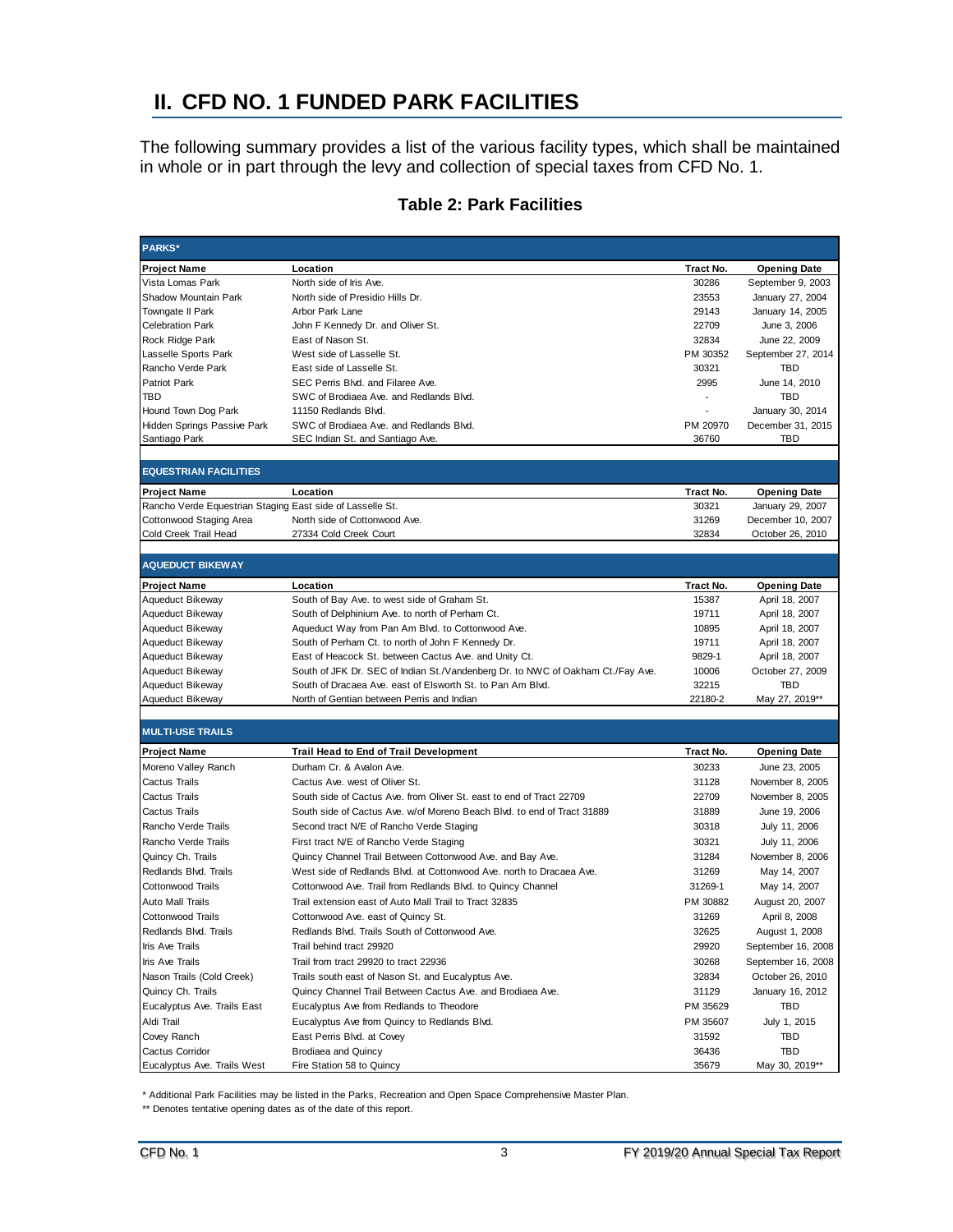## II. CFD NO. 1 FUNDED PARK FACILITIES

The following summary provides a list of the various facility types, which shall be maintained in whole or in part through the levy and collection of special taxes from CFD No. 1.

### Table 2: Park Facilities

| PARKS* | | | |
|---|---|---|---|
| **Project Name** | **Location** | **Tract No.** | **Opening Date** |
| Vista Lomas Park | North side of Iris Ave. | 30286 | September 9, 2003 |
| Shadow Mountain Park | North side of Presidio Hills Dr. | 23553 | January 27, 2004 |
| Towngate II Park | Arbor Park Lane | 29143 | January 14, 2005 |
| Celebration Park | John F Kennedy Dr. and Oliver St. | 22709 | June 3, 2006 |
| Rock Ridge Park | East of Nason St. | 32834 | June 22, 2009 |
| Lasselle Sports Park | West side of Lasselle St. | PM 30352 | September 27, 2014 |
| Rancho Verde Park | East side of Lasselle St. | 30321 | TBD |
| Patriot Park | SEC Perris Blvd. and Filaree Ave. | 2995 | June 14, 2010 |
| TBD | SWC of Brodiaea Ave. and Redlands Blvd. | - | TBD |
| Hound Town Dog Park | 11150 Redlands Blvd. | - | January 30, 2014 |
| Hidden Springs Passive Park | SWC of Brodiaea Ave. and Redlands Blvd. | PM 20970 | December 31, 2015 |
| Santiago Park | SEC Indian St. and Santiago Ave. | 36760 | TBD |

| EQUESTRIAN FACILITIES | | | |
|---|---|---|---|
| **Project Name** | **Location** | **Tract No.** | **Opening Date** |
| Rancho Verde Equestrian Staging | East side of Lasselle St. | 30321 | January 29, 2007 |
| Cottonwood Staging Area | North side of Cottonwood Ave. | 31269 | December 10, 2007 |
| Cold Creek Trail Head | 27334 Cold Creek Court | 32834 | October 26, 2010 |

| AQUEDUCT BIKEWAY | | | |
|---|---|---|---|
| **Project Name** | **Location** | **Tract No.** | **Opening Date** |
| Aqueduct Bikeway | South of Bay Ave. to west side of Graham St. | 15387 | April 18, 2007 |
| Aqueduct Bikeway | South of Delphinium Ave. to north of Perham Ct. | 19711 | April 18, 2007 |
| Aqueduct Bikeway | Aqueduct Way from Pan Am Blvd. to Cottonwood Ave. | 10895 | April 18, 2007 |
| Aqueduct Bikeway | South of Perham Ct. to north of John F Kennedy Dr. | 19711 | April 18, 2007 |
| Aqueduct Bikeway | East of Heacock St. between Cactus Ave. and Unity Ct. | 9829-1 | April 18, 2007 |
| Aqueduct Bikeway | South of JFK Dr. SEC of Indian St./Vandenberg Dr. to NWC of Oakham Ct./Fay Ave. | 10006 | October 27, 2009 |
| Aqueduct Bikeway | South of Dracaea Ave. east of Elsworth St. to Pan Am Blvd. | 32215 | TBD |
| Aqueduct Bikeway | North of Gentian between Perris and Indian | 22180-2 | May 27, 2019** |

| MULTI-USE TRAILS | | | |
|---|---|---|---|
| **Project Name** | **Trail Head to End of Trail Development** | **Tract No.** | **Opening Date** |
| Moreno Valley Ranch | Durham Cr. & Avalon Ave. | 30233 | June 23, 2005 |
| Cactus Trails | Cactus Ave. west of Oliver St. | 31128 | November 8, 2005 |
| Cactus Trails | South side of Cactus Ave. from Oliver St. east to end of Tract 22709 | 22709 | November 8, 2005 |
| Cactus Trails | South side of Cactus Ave. w/of Moreno Beach Blvd. to end of Tract 31889 | 31889 | June 19, 2006 |
| Rancho Verde Trails | Second tract N/E of Rancho Verde Staging | 30318 | July 11, 2006 |
| Rancho Verde Trails | First tract N/E of Rancho Verde Staging | 30321 | July 11, 2006 |
| Quincy Ch. Trails | Quincy Channel Trail Between Cottonwood Ave. and Bay Ave. | 31284 | November 8, 2006 |
| Redlands Blvd. Trails | West side of Redlands Blvd. at Cottonwood Ave. north to Dracaea Ave. | 31269 | May 14, 2007 |
| Cottonwood Trails | Cottonwood Ave. Trail from Redlands Blvd. to Quincy Channel | 31269-1 | May 14, 2007 |
| Auto Mall Trails | Trail extension east of Auto Mall Trail to Tract 32835 | PM 30882 | August 20, 2007 |
| Cottonwood Trails | Cottonwood Ave. east of Quincy St. | 31269 | April 8, 2008 |
| Redlands Blvd. Trails | Redlands Blvd. Trails South of Cottonwood Ave. | 32625 | August 1, 2008 |
| Iris Ave Trails | Trail behind tract 29920 | 29920 | September 16, 2008 |
| Iris Ave Trails | Trail from tract 29920 to tract 22936 | 30268 | September 16, 2008 |
| Nason Trails (Cold Creek) | Trails south east of Nason St. and Eucalyptus Ave. | 32834 | October 26, 2010 |
| Quincy Ch. Trails | Quincy Channel Trail Between Cactus Ave. and Brodiaea Ave. | 31129 | January 16, 2012 |
| Eucalyptus Ave. Trails East | Eucalyptus Ave from Redlands to Theodore | PM 35629 | TBD |
| Aldi Trail | Eucalyptus Ave from Quincy to Redlands Blvd. | PM 35607 | July 1, 2015 |
| Covey Ranch | East Perris Blvd. at Covey | 31592 | TBD |
| Cactus Corridor | Brodiaea and Quincy | 36436 | TBD |
| Eucalyptus Ave. Trails West | Fire Station 58 to Quincy | 35679 | May 30, 2019** |

\* Additional Park Facilities may be listed in the Parks, Recreation and Open Space Comprehensive Master Plan.

\*\* Denotes tentative opening dates as of the date of this report.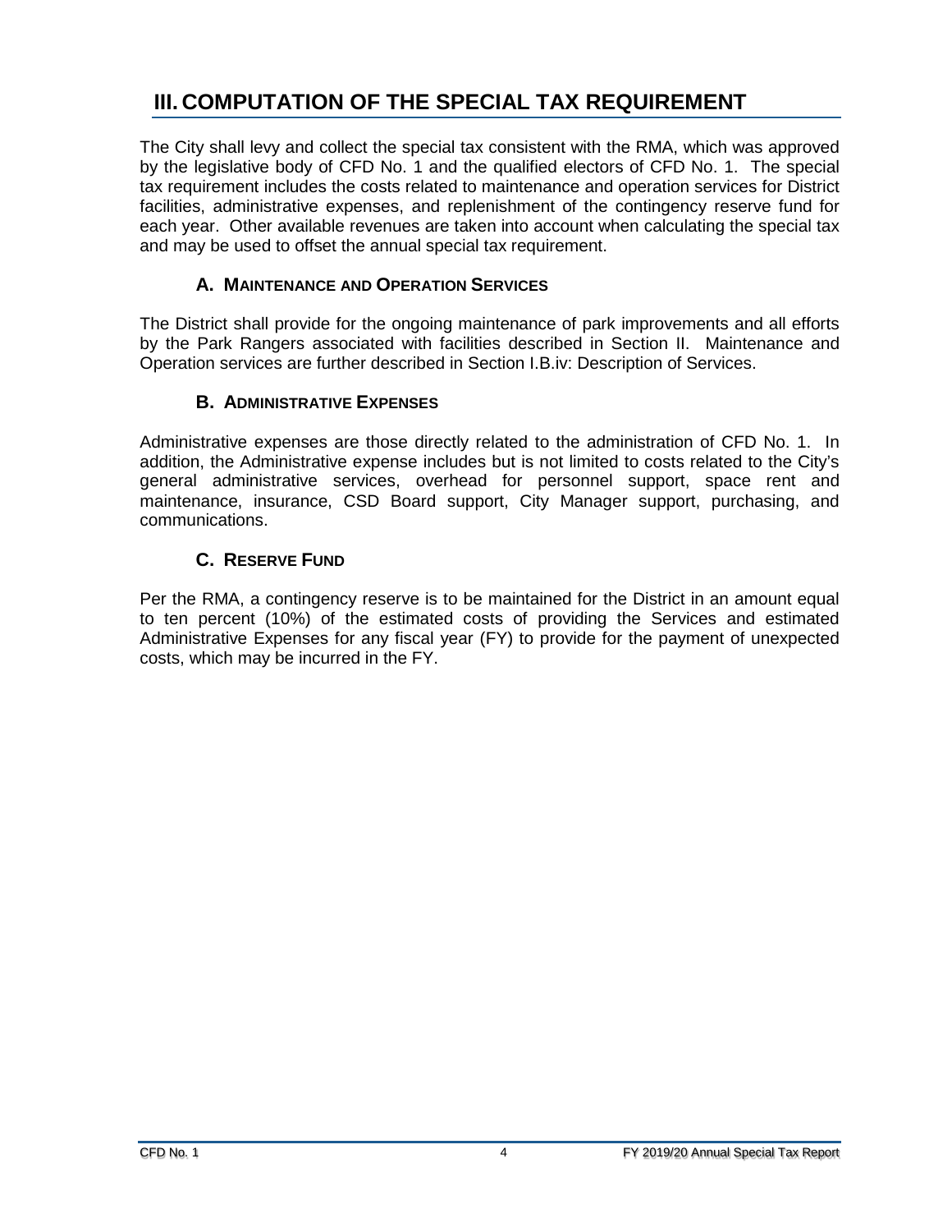# III. COMPUTATION OF THE SPECIAL TAX REQUIREMENT

The City shall levy and collect the special tax consistent with the RMA, which was approved by the legislative body of CFD No. 1 and the qualified electors of CFD No. 1. The special tax requirement includes the costs related to maintenance and operation services for District facilities, administrative expenses, and replenishment of the contingency reserve fund for each year. Other available revenues are taken into account when calculating the special tax and may be used to offset the annual special tax requirement.

## A. MAINTENANCE AND OPERATION SERVICES

The District shall provide for the ongoing maintenance of park improvements and all efforts by the Park Rangers associated with facilities described in Section II. Maintenance and Operation services are further described in Section I.B.iv: Description of Services.

## B. ADMINISTRATIVE EXPENSES

Administrative expenses are those directly related to the administration of CFD No. 1. In addition, the Administrative expense includes but is not limited to costs related to the City's general administrative services, overhead for personnel support, space rent and maintenance, insurance, CSD Board support, City Manager support, purchasing, and communications.

## C. RESERVE FUND

Per the RMA, a contingency reserve is to be maintained for the District in an amount equal to ten percent (10%) of the estimated costs of providing the Services and estimated Administrative Expenses for any fiscal year (FY) to provide for the payment of unexpected costs, which may be incurred in the FY.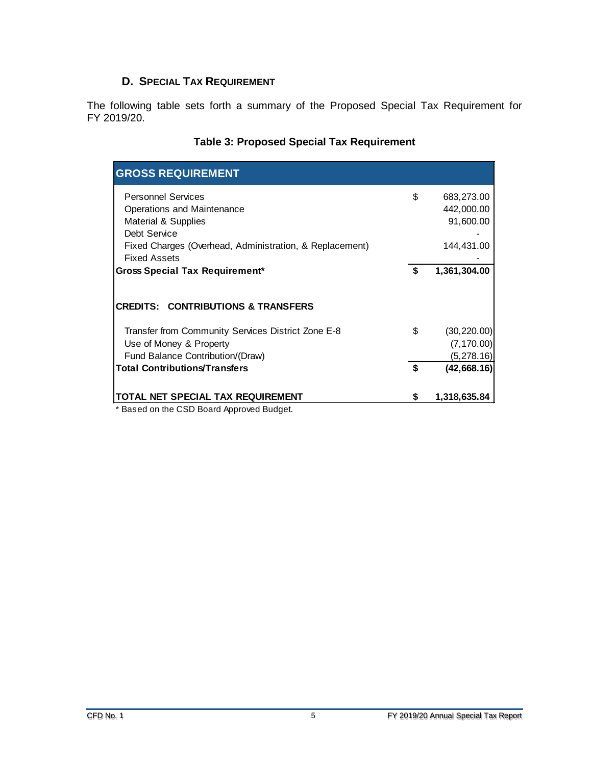### D. Special Tax Requirement

The following table sets forth a summary of the Proposed Special Tax Requirement for FY 2019/20.

**Table 3: Proposed Special Tax Requirement**

| GROSS REQUIREMENT | | |
|---|---|---|
| Personnel Services | $ | 683,273.00 |
| Operations and Maintenance | | 442,000.00 |
| Material & Supplies | | 91,600.00 |
| Debt Service | | - |
| Fixed Charges (Overhead, Administration, & Replacement) | | 144,431.00 |
| Fixed Assets | | - |
| **Gross Special Tax Requirement*** | **$** | **1,361,304.00** |
| **CREDITS: CONTRIBUTIONS & TRANSFERS** | | |
| Transfer from Community Services District Zone E-8 | $ | (30,220.00) |
| Use of Money & Property | | (7,170.00) |
| Fund Balance Contribution/(Draw) | | (5,278.16) |
| **Total Contributions/Transfers** | **$** | **(42,668.16)** |
| **TOTAL NET SPECIAL TAX REQUIREMENT** | **$** | **1,318,635.84** |

* Based on the CSD Board Approved Budget.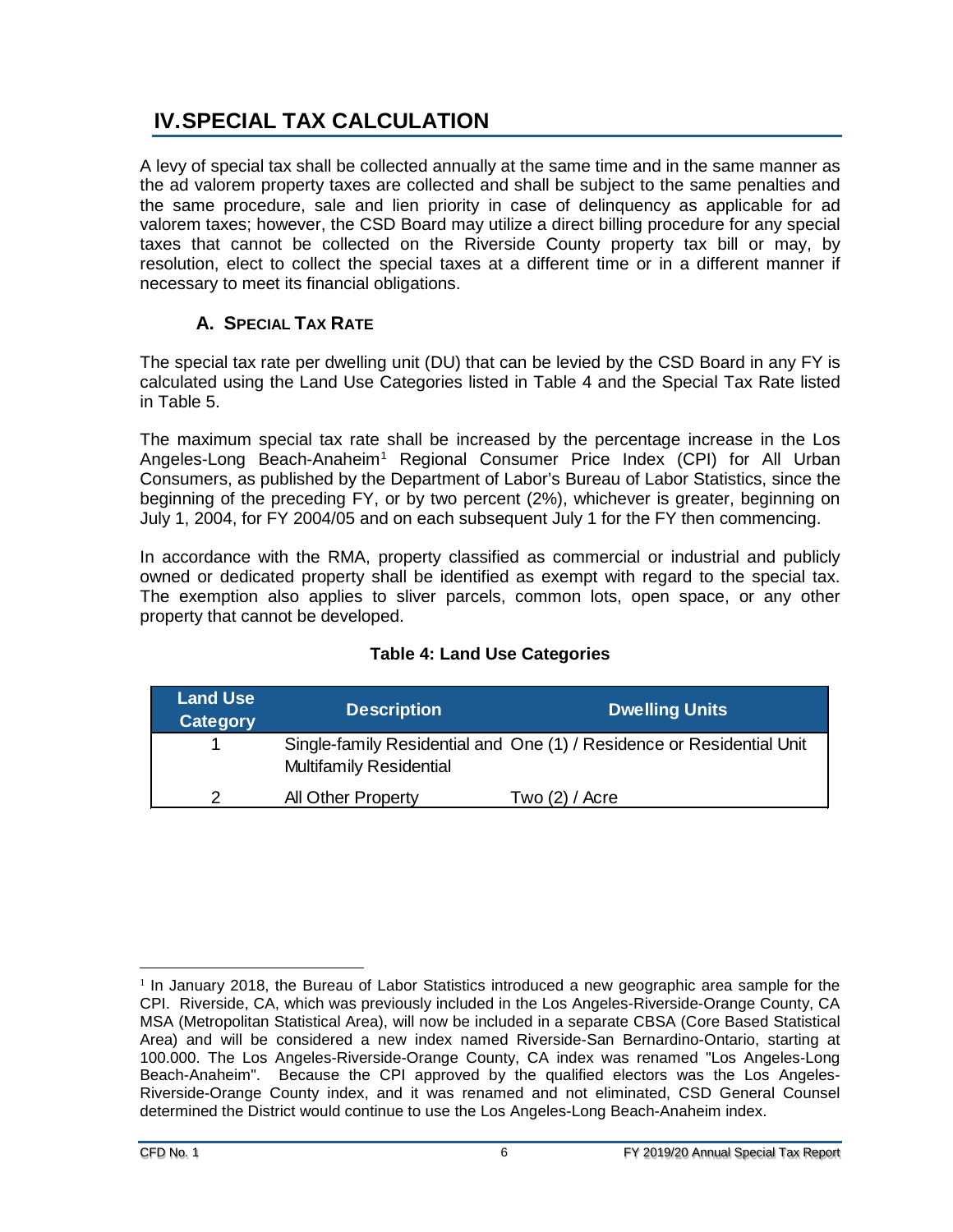# IV. SPECIAL TAX CALCULATION

A levy of special tax shall be collected annually at the same time and in the same manner as the ad valorem property taxes are collected and shall be subject to the same penalties and the same procedure, sale and lien priority in case of delinquency as applicable for ad valorem taxes; however, the CSD Board may utilize a direct billing procedure for any special taxes that cannot be collected on the Riverside County property tax bill or may, by resolution, elect to collect the special taxes at a different time or in a different manner if necessary to meet its financial obligations.

## A. SPECIAL TAX RATE

The special tax rate per dwelling unit (DU) that can be levied by the CSD Board in any FY is calculated using the Land Use Categories listed in Table 4 and the Special Tax Rate listed in Table 5.

The maximum special tax rate shall be increased by the percentage increase in the Los Angeles-Long Beach-Anaheim[1] Regional Consumer Price Index (CPI) for All Urban Consumers, as published by the Department of Labor's Bureau of Labor Statistics, since the beginning of the preceding FY, or by two percent (2%), whichever is greater, beginning on July 1, 2004, for FY 2004/05 and on each subsequent July 1 for the FY then commencing.

In accordance with the RMA, property classified as commercial or industrial and publicly owned or dedicated property shall be identified as exempt with regard to the special tax. The exemption also applies to sliver parcels, common lots, open space, or any other property that cannot be developed.

**Table 4: Land Use Categories**

| Land Use Category | Description | Dwelling Units |
|---|---|---|
| 1 | Single-family Residential and Multifamily Residential | One (1) / Residence or Residential Unit |
| 2 | All Other Property | Two (2) / Acre |

[1] In January 2018, the Bureau of Labor Statistics introduced a new geographic area sample for the CPI. Riverside, CA, which was previously included in the Los Angeles-Riverside-Orange County, CA MSA (Metropolitan Statistical Area), will now be included in a separate CBSA (Core Based Statistical Area) and will be considered a new index named Riverside-San Bernardino-Ontario, starting at 100.000. The Los Angeles-Riverside-Orange County, CA index was renamed "Los Angeles-Long Beach-Anaheim". Because the CPI approved by the qualified electors was the Los Angeles-Riverside-Orange County index, and it was renamed and not eliminated, CSD General Counsel determined the District would continue to use the Los Angeles-Long Beach-Anaheim index.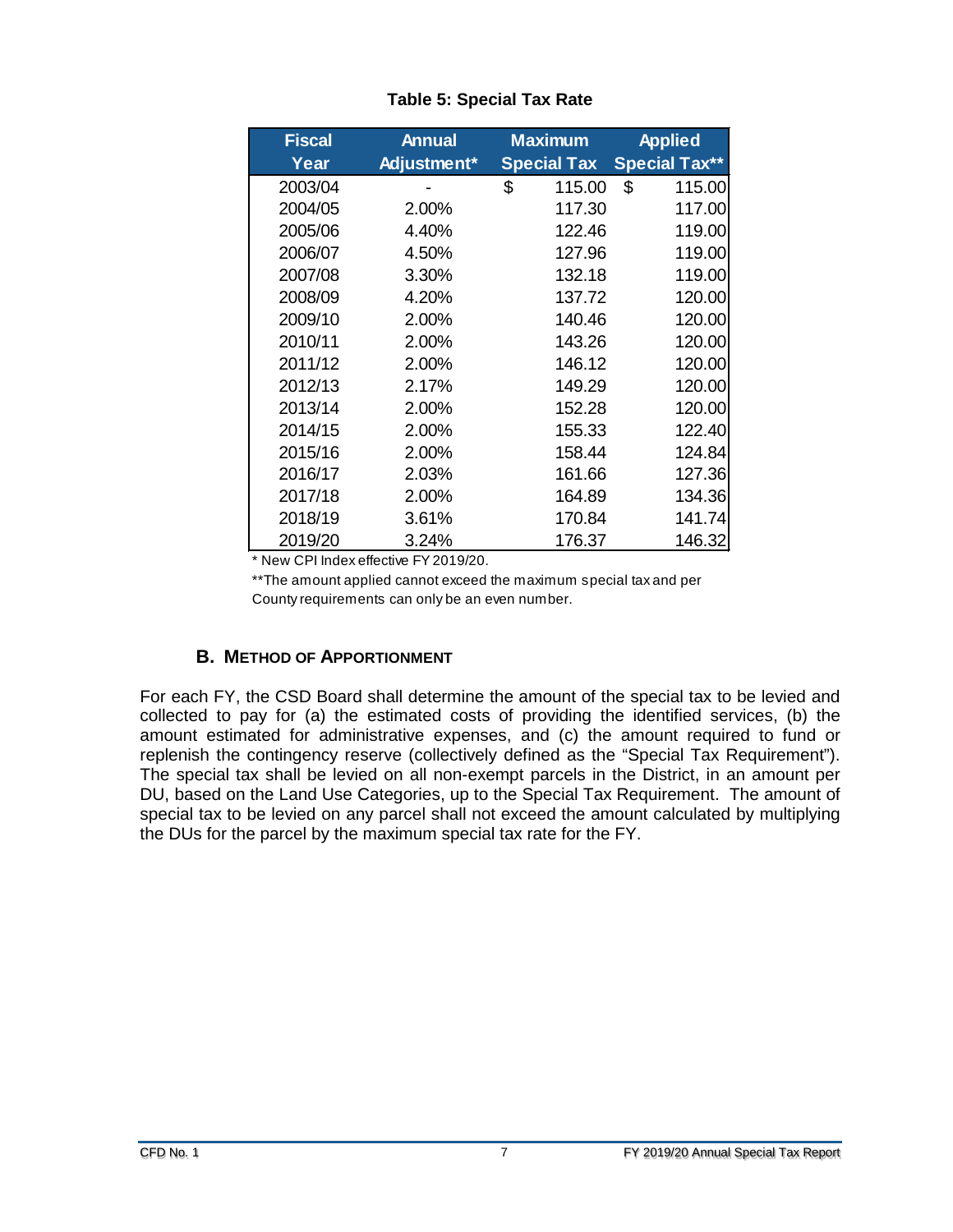**Table 5: Special Tax Rate**

| Fiscal Year | Annual Adjustment* | Maximum Special Tax | Applied Special Tax** |
|---|---|---|---|
| 2003/04 | - | $ 115.00 | $ 115.00 |
| 2004/05 | 2.00% | 117.30 | 117.00 |
| 2005/06 | 4.40% | 122.46 | 119.00 |
| 2006/07 | 4.50% | 127.96 | 119.00 |
| 2007/08 | 3.30% | 132.18 | 119.00 |
| 2008/09 | 4.20% | 137.72 | 120.00 |
| 2009/10 | 2.00% | 140.46 | 120.00 |
| 2010/11 | 2.00% | 143.26 | 120.00 |
| 2011/12 | 2.00% | 146.12 | 120.00 |
| 2012/13 | 2.17% | 149.29 | 120.00 |
| 2013/14 | 2.00% | 152.28 | 120.00 |
| 2014/15 | 2.00% | 155.33 | 122.40 |
| 2015/16 | 2.00% | 158.44 | 124.84 |
| 2016/17 | 2.03% | 161.66 | 127.36 |
| 2017/18 | 2.00% | 164.89 | 134.36 |
| 2018/19 | 3.61% | 170.84 | 141.74 |
| 2019/20 | 3.24% | 176.37 | 146.32 |

* New CPI Index effective FY 2019/20.

**The amount applied cannot exceed the maximum special tax and per County requirements can only be an even number.

### B. Method of Apportionment

For each FY, the CSD Board shall determine the amount of the special tax to be levied and collected to pay for (a) the estimated costs of providing the identified services, (b) the amount estimated for administrative expenses, and (c) the amount required to fund or replenish the contingency reserve (collectively defined as the "Special Tax Requirement"). The special tax shall be levied on all non-exempt parcels in the District, in an amount per DU, based on the Land Use Categories, up to the Special Tax Requirement. The amount of special tax to be levied on any parcel shall not exceed the amount calculated by multiplying the DUs for the parcel by the maximum special tax rate for the FY.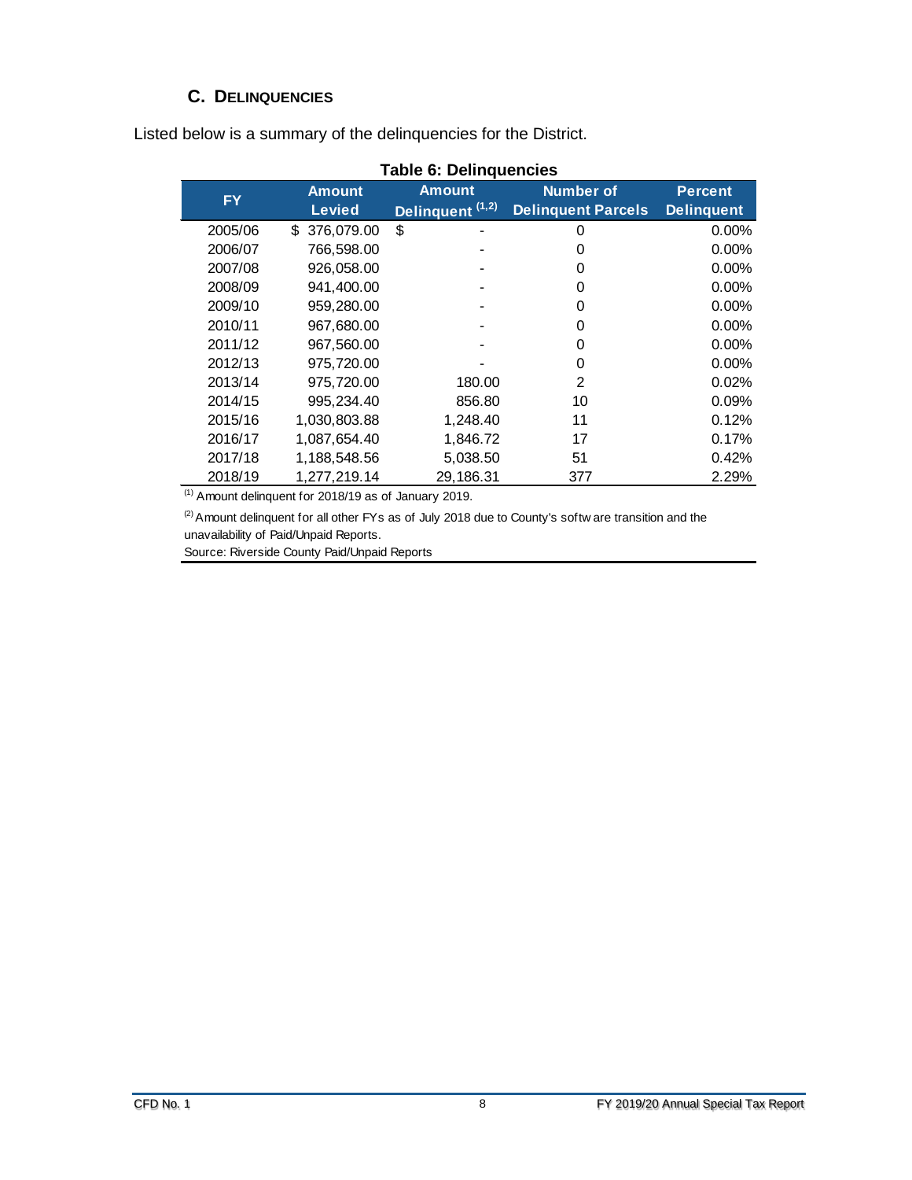## C. DELINQUENCIES

Listed below is a summary of the delinquencies for the District.

**Table 6: Delinquencies**

| FY | Amount Levied | Amount Delinquent [1,2] | Number of Delinquent Parcels | Percent Delinquent |
|---|---|---|---|---|
| 2005/06 | $ 376,079.00 | $ - | 0 | 0.00% |
| 2006/07 | 766,598.00 | - | 0 | 0.00% |
| 2007/08 | 926,058.00 | - | 0 | 0.00% |
| 2008/09 | 941,400.00 | - | 0 | 0.00% |
| 2009/10 | 959,280.00 | - | 0 | 0.00% |
| 2010/11 | 967,680.00 | - | 0 | 0.00% |
| 2011/12 | 967,560.00 | - | 0 | 0.00% |
| 2012/13 | 975,720.00 | - | 0 | 0.00% |
| 2013/14 | 975,720.00 | 180.00 | 2 | 0.02% |
| 2014/15 | 995,234.40 | 856.80 | 10 | 0.09% |
| 2015/16 | 1,030,803.88 | 1,248.40 | 11 | 0.12% |
| 2016/17 | 1,087,654.40 | 1,846.72 | 17 | 0.17% |
| 2017/18 | 1,188,548.56 | 5,038.50 | 51 | 0.42% |
| 2018/19 | 1,277,219.14 | 29,186.31 | 377 | 2.29% |

[1] Amount delinquent for 2018/19 as of January 2019.

[2] Amount delinquent for all other FYs as of July 2018 due to County's software transition and the unavailability of Paid/Unpaid Reports.

Source: Riverside County Paid/Unpaid Reports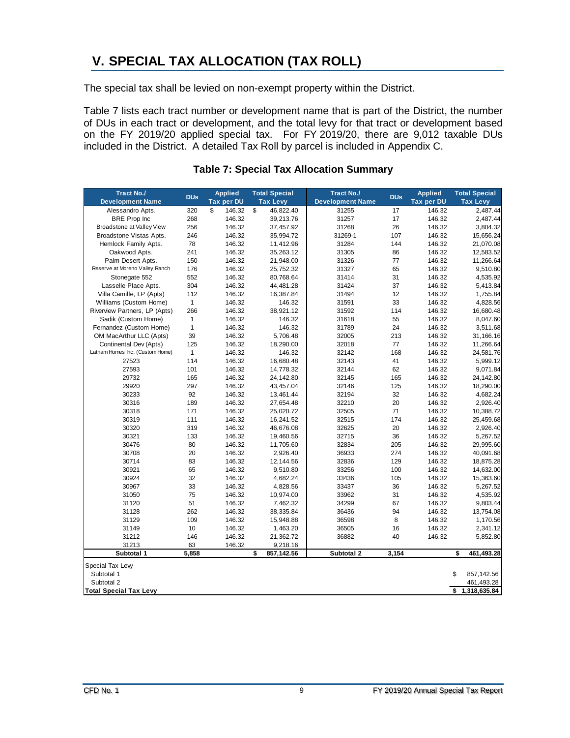# V. SPECIAL TAX ALLOCATION (TAX ROLL)

The special tax shall be levied on non-exempt property within the District.

Table 7 lists each tract number or development name that is part of the District, the number of DUs in each tract or development, and the total levy for that tract or development based on the FY 2019/20 applied special tax. For FY 2019/20, there are 9,012 taxable DUs included in the District. A detailed Tax Roll by parcel is included in Appendix C.

### Table 7: Special Tax Allocation Summary

| Tract No./ Development Name | DUs | Applied Tax per DU | Total Special Tax Levy | Tract No./ Development Name | DUs | Applied Tax per DU | Total Special Tax Levy |
|---|---|---|---|---|---|---|---|
| Alessandro Apts. | 320 | $ 146.32 | $ 46,822.40 | 31255 | 17 | 146.32 | 2,487.44 |
| BRE Prop Inc | 268 | 146.32 | 39,213.76 | 31257 | 17 | 146.32 | 2,487.44 |
| Broadstone at Valley View | 256 | 146.32 | 37,457.92 | 31268 | 26 | 146.32 | 3,804.32 |
| Broadstone Vistas Apts. | 246 | 146.32 | 35,994.72 | 31269-1 | 107 | 146.32 | 15,656.24 |
| Hemlock Family Apts. | 78 | 146.32 | 11,412.96 | 31284 | 144 | 146.32 | 21,070.08 |
| Oakwood Apts. | 241 | 146.32 | 35,263.12 | 31305 | 86 | 146.32 | 12,583.52 |
| Palm Desert Apts. | 150 | 146.32 | 21,948.00 | 31326 | 77 | 146.32 | 11,266.64 |
| Reserve at Moreno Valley Ranch | 176 | 146.32 | 25,752.32 | 31327 | 65 | 146.32 | 9,510.80 |
| Stonegate 552 | 552 | 146.32 | 80,768.64 | 31414 | 31 | 146.32 | 4,535.92 |
| Lasselle Place Apts. | 304 | 146.32 | 44,481.28 | 31424 | 37 | 146.32 | 5,413.84 |
| Villa Camille, LP (Apts) | 112 | 146.32 | 16,387.84 | 31494 | 12 | 146.32 | 1,755.84 |
| Williams (Custom Home) | 1 | 146.32 | 146.32 | 31591 | 33 | 146.32 | 4,828.56 |
| Riverview Partners, LP (Apts) | 266 | 146.32 | 38,921.12 | 31592 | 114 | 146.32 | 16,680.48 |
| Sadik (Custom Home) | 1 | 146.32 | 146.32 | 31618 | 55 | 146.32 | 8,047.60 |
| Fernandez (Custom Home) | 1 | 146.32 | 146.32 | 31789 | 24 | 146.32 | 3,511.68 |
| OM MacArthur LLC (Apts) | 39 | 146.32 | 5,706.48 | 32005 | 213 | 146.32 | 31,166.16 |
| Continental Dev (Apts) | 125 | 146.32 | 18,290.00 | 32018 | 77 | 146.32 | 11,266.64 |
| Latham Homes Inc. (Custom Home) | 1 | 146.32 | 146.32 | 32142 | 168 | 146.32 | 24,581.76 |
| 27523 | 114 | 146.32 | 16,680.48 | 32143 | 41 | 146.32 | 5,999.12 |
| 27593 | 101 | 146.32 | 14,778.32 | 32144 | 62 | 146.32 | 9,071.84 |
| 29732 | 165 | 146.32 | 24,142.80 | 32145 | 165 | 146.32 | 24,142.80 |
| 29920 | 297 | 146.32 | 43,457.04 | 32146 | 125 | 146.32 | 18,290.00 |
| 30233 | 92 | 146.32 | 13,461.44 | 32194 | 32 | 146.32 | 4,682.24 |
| 30316 | 189 | 146.32 | 27,654.48 | 32210 | 20 | 146.32 | 2,926.40 |
| 30318 | 171 | 146.32 | 25,020.72 | 32505 | 71 | 146.32 | 10,388.72 |
| 30319 | 111 | 146.32 | 16,241.52 | 32515 | 174 | 146.32 | 25,459.68 |
| 30320 | 319 | 146.32 | 46,676.08 | 32625 | 20 | 146.32 | 2,926.40 |
| 30321 | 133 | 146.32 | 19,460.56 | 32715 | 36 | 146.32 | 5,267.52 |
| 30476 | 80 | 146.32 | 11,705.60 | 32834 | 205 | 146.32 | 29,995.60 |
| 30708 | 20 | 146.32 | 2,926.40 | 36933 | 274 | 146.32 | 40,091.68 |
| 30714 | 83 | 146.32 | 12,144.56 | 32836 | 129 | 146.32 | 18,875.28 |
| 30921 | 65 | 146.32 | 9,510.80 | 33256 | 100 | 146.32 | 14,632.00 |
| 30924 | 32 | 146.32 | 4,682.24 | 33436 | 105 | 146.32 | 15,363.60 |
| 30967 | 33 | 146.32 | 4,828.56 | 33437 | 36 | 146.32 | 5,267.52 |
| 31050 | 75 | 146.32 | 10,974.00 | 33962 | 31 | 146.32 | 4,535.92 |
| 31120 | 51 | 146.32 | 7,462.32 | 34299 | 67 | 146.32 | 9,803.44 |
| 31128 | 262 | 146.32 | 38,335.84 | 36436 | 94 | 146.32 | 13,754.08 |
| 31129 | 109 | 146.32 | 15,948.88 | 36598 | 8 | 146.32 | 1,170.56 |
| 31149 | 10 | 146.32 | 1,463.20 | 36505 | 16 | 146.32 | 2,341.12 |
| 31212 | 146 | 146.32 | 21,362.72 | 36882 | 40 | 146.32 | 5,852.80 |
| 31213 | 63 | 146.32 | 9,218.16 | | | | |
| **Subtotal 1** | **5,858** | | **$ 857,142.56** | **Subtotal 2** | **3,154** | | **$ 461,493.28** |

| Special Tax Levy | |
|---|---|
| Subtotal 1 | $ 857,142.56 |
| Subtotal 2 | 461,493.28 |
| **Total Special Tax Levy** | **$ 1,318,635.84** |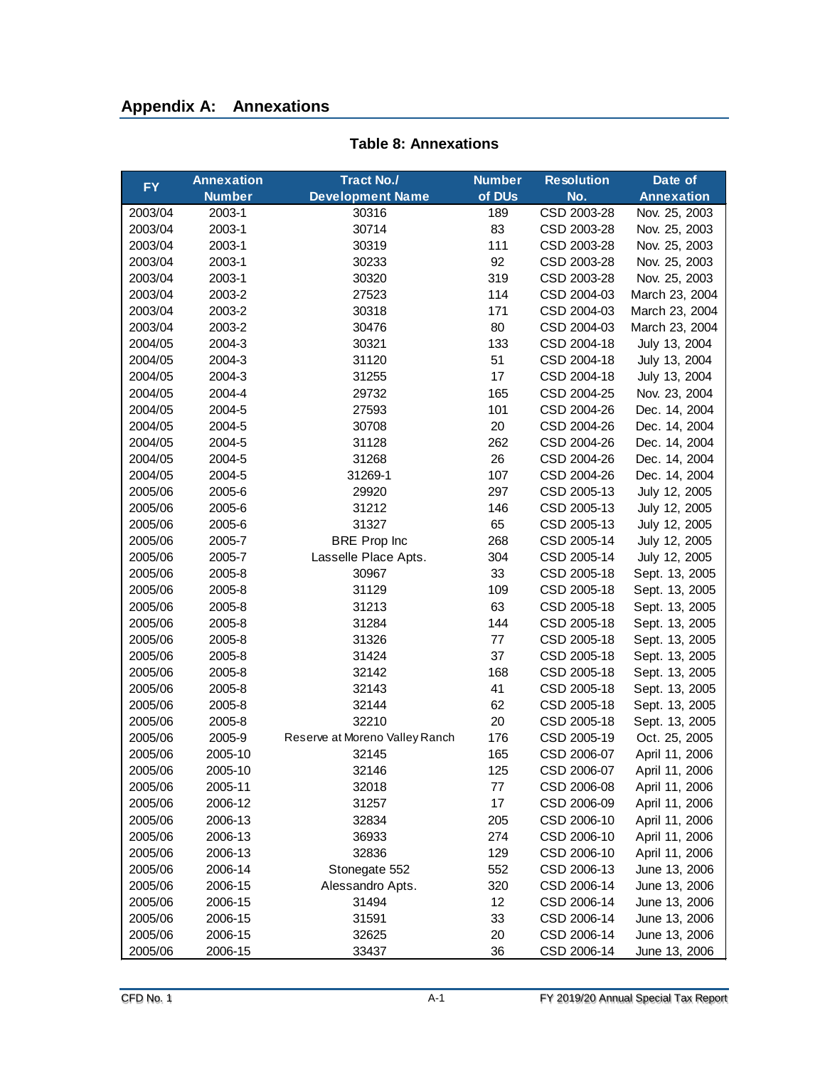## Appendix A: Annexations

**Table 8: Annexations**

| FY | Annexation Number | Tract No./ Development Name | Number of DUs | Resolution No. | Date of Annexation |
|---|---|---|---|---|---|
| 2003/04 | 2003-1 | 30316 | 189 | CSD 2003-28 | Nov. 25, 2003 |
| 2003/04 | 2003-1 | 30714 | 83 | CSD 2003-28 | Nov. 25, 2003 |
| 2003/04 | 2003-1 | 30319 | 111 | CSD 2003-28 | Nov. 25, 2003 |
| 2003/04 | 2003-1 | 30233 | 92 | CSD 2003-28 | Nov. 25, 2003 |
| 2003/04 | 2003-1 | 30320 | 319 | CSD 2003-28 | Nov. 25, 2003 |
| 2003/04 | 2003-2 | 27523 | 114 | CSD 2004-03 | March 23, 2004 |
| 2003/04 | 2003-2 | 30318 | 171 | CSD 2004-03 | March 23, 2004 |
| 2003/04 | 2003-2 | 30476 | 80 | CSD 2004-03 | March 23, 2004 |
| 2004/05 | 2004-3 | 30321 | 133 | CSD 2004-18 | July 13, 2004 |
| 2004/05 | 2004-3 | 31120 | 51 | CSD 2004-18 | July 13, 2004 |
| 2004/05 | 2004-3 | 31255 | 17 | CSD 2004-18 | July 13, 2004 |
| 2004/05 | 2004-4 | 29732 | 165 | CSD 2004-25 | Nov. 23, 2004 |
| 2004/05 | 2004-5 | 27593 | 101 | CSD 2004-26 | Dec. 14, 2004 |
| 2004/05 | 2004-5 | 30708 | 20 | CSD 2004-26 | Dec. 14, 2004 |
| 2004/05 | 2004-5 | 31128 | 262 | CSD 2004-26 | Dec. 14, 2004 |
| 2004/05 | 2004-5 | 31268 | 26 | CSD 2004-26 | Dec. 14, 2004 |
| 2004/05 | 2004-5 | 31269-1 | 107 | CSD 2004-26 | Dec. 14, 2004 |
| 2005/06 | 2005-6 | 29920 | 297 | CSD 2005-13 | July 12, 2005 |
| 2005/06 | 2005-6 | 31212 | 146 | CSD 2005-13 | July 12, 2005 |
| 2005/06 | 2005-6 | 31327 | 65 | CSD 2005-13 | July 12, 2005 |
| 2005/06 | 2005-7 | BRE Prop Inc | 268 | CSD 2005-14 | July 12, 2005 |
| 2005/06 | 2005-7 | Lasselle Place Apts. | 304 | CSD 2005-14 | July 12, 2005 |
| 2005/06 | 2005-8 | 30967 | 33 | CSD 2005-18 | Sept. 13, 2005 |
| 2005/06 | 2005-8 | 31129 | 109 | CSD 2005-18 | Sept. 13, 2005 |
| 2005/06 | 2005-8 | 31213 | 63 | CSD 2005-18 | Sept. 13, 2005 |
| 2005/06 | 2005-8 | 31284 | 144 | CSD 2005-18 | Sept. 13, 2005 |
| 2005/06 | 2005-8 | 31326 | 77 | CSD 2005-18 | Sept. 13, 2005 |
| 2005/06 | 2005-8 | 31424 | 37 | CSD 2005-18 | Sept. 13, 2005 |
| 2005/06 | 2005-8 | 32142 | 168 | CSD 2005-18 | Sept. 13, 2005 |
| 2005/06 | 2005-8 | 32143 | 41 | CSD 2005-18 | Sept. 13, 2005 |
| 2005/06 | 2005-8 | 32144 | 62 | CSD 2005-18 | Sept. 13, 2005 |
| 2005/06 | 2005-8 | 32210 | 20 | CSD 2005-18 | Sept. 13, 2005 |
| 2005/06 | 2005-9 | Reserve at Moreno Valley Ranch | 176 | CSD 2005-19 | Oct. 25, 2005 |
| 2005/06 | 2005-10 | 32145 | 165 | CSD 2006-07 | April 11, 2006 |
| 2005/06 | 2005-10 | 32146 | 125 | CSD 2006-07 | April 11, 2006 |
| 2005/06 | 2005-11 | 32018 | 77 | CSD 2006-08 | April 11, 2006 |
| 2005/06 | 2006-12 | 31257 | 17 | CSD 2006-09 | April 11, 2006 |
| 2005/06 | 2006-13 | 32834 | 205 | CSD 2006-10 | April 11, 2006 |
| 2005/06 | 2006-13 | 36933 | 274 | CSD 2006-10 | April 11, 2006 |
| 2005/06 | 2006-13 | 32836 | 129 | CSD 2006-10 | April 11, 2006 |
| 2005/06 | 2006-14 | Stonegate 552 | 552 | CSD 2006-13 | June 13, 2006 |
| 2005/06 | 2006-15 | Alessandro Apts. | 320 | CSD 2006-14 | June 13, 2006 |
| 2005/06 | 2006-15 | 31494 | 12 | CSD 2006-14 | June 13, 2006 |
| 2005/06 | 2006-15 | 31591 | 33 | CSD 2006-14 | June 13, 2006 |
| 2005/06 | 2006-15 | 32625 | 20 | CSD 2006-14 | June 13, 2006 |
| 2005/06 | 2006-15 | 33437 | 36 | CSD 2006-14 | June 13, 2006 |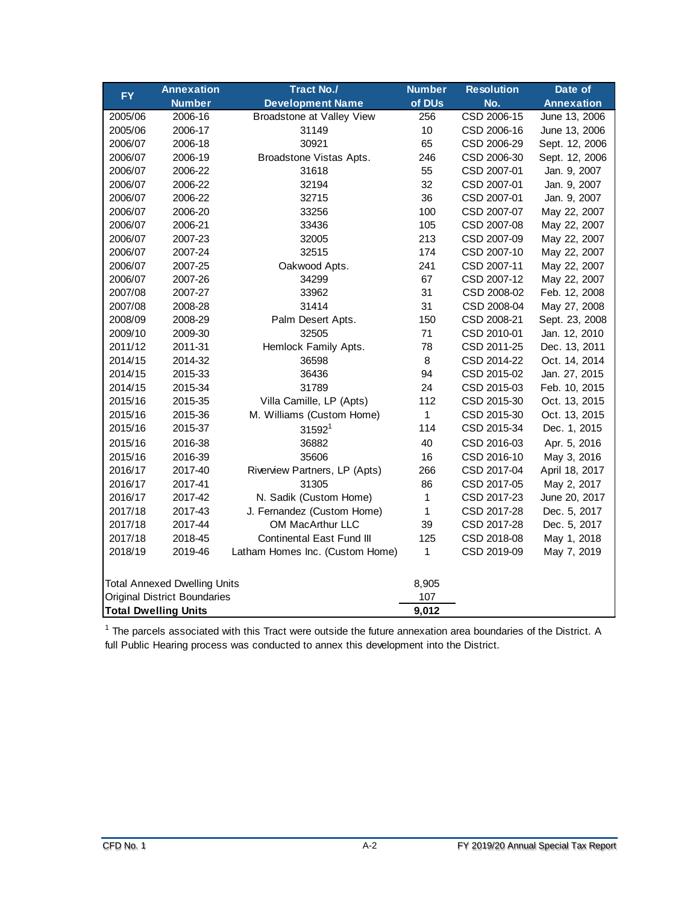| FY | Annexation Number | Tract No./ Development Name | Number of DUs | Resolution No. | Date of Annexation |
|---|---|---|---|---|---|
| 2005/06 | 2006-16 | Broadstone at Valley View | 256 | CSD 2006-15 | June 13, 2006 |
| 2005/06 | 2006-17 | 31149 | 10 | CSD 2006-16 | June 13, 2006 |
| 2006/07 | 2006-18 | 30921 | 65 | CSD 2006-29 | Sept. 12, 2006 |
| 2006/07 | 2006-19 | Broadstone Vistas Apts. | 246 | CSD 2006-30 | Sept. 12, 2006 |
| 2006/07 | 2006-22 | 31618 | 55 | CSD 2007-01 | Jan. 9, 2007 |
| 2006/07 | 2006-22 | 32194 | 32 | CSD 2007-01 | Jan. 9, 2007 |
| 2006/07 | 2006-22 | 32715 | 36 | CSD 2007-01 | Jan. 9, 2007 |
| 2006/07 | 2006-20 | 33256 | 100 | CSD 2007-07 | May 22, 2007 |
| 2006/07 | 2006-21 | 33436 | 105 | CSD 2007-08 | May 22, 2007 |
| 2006/07 | 2007-23 | 32005 | 213 | CSD 2007-09 | May 22, 2007 |
| 2006/07 | 2007-24 | 32515 | 174 | CSD 2007-10 | May 22, 2007 |
| 2006/07 | 2007-25 | Oakwood Apts. | 241 | CSD 2007-11 | May 22, 2007 |
| 2006/07 | 2007-26 | 34299 | 67 | CSD 2007-12 | May 22, 2007 |
| 2007/08 | 2007-27 | 33962 | 31 | CSD 2008-02 | Feb. 12, 2008 |
| 2007/08 | 2008-28 | 31414 | 31 | CSD 2008-04 | May 27, 2008 |
| 2008/09 | 2008-29 | Palm Desert Apts. | 150 | CSD 2008-21 | Sept. 23, 2008 |
| 2009/10 | 2009-30 | 32505 | 71 | CSD 2010-01 | Jan. 12, 2010 |
| 2011/12 | 2011-31 | Hemlock Family Apts. | 78 | CSD 2011-25 | Dec. 13, 2011 |
| 2014/15 | 2014-32 | 36598 | 8 | CSD 2014-22 | Oct. 14, 2014 |
| 2014/15 | 2015-33 | 36436 | 94 | CSD 2015-02 | Jan. 27, 2015 |
| 2014/15 | 2015-34 | 31789 | 24 | CSD 2015-03 | Feb. 10, 2015 |
| 2015/16 | 2015-35 | Villa Camille, LP (Apts) | 112 | CSD 2015-30 | Oct. 13, 2015 |
| 2015/16 | 2015-36 | M. Williams (Custom Home) | 1 | CSD 2015-30 | Oct. 13, 2015 |
| 2015/16 | 2015-37 | 31592[1] | 114 | CSD 2015-34 | Dec. 1, 2015 |
| 2015/16 | 2016-38 | 36882 | 40 | CSD 2016-03 | Apr. 5, 2016 |
| 2015/16 | 2016-39 | 35606 | 16 | CSD 2016-10 | May 3, 2016 |
| 2016/17 | 2017-40 | Riverview Partners, LP (Apts) | 266 | CSD 2017-04 | April 18, 2017 |
| 2016/17 | 2017-41 | 31305 | 86 | CSD 2017-05 | May 2, 2017 |
| 2016/17 | 2017-42 | N. Sadik (Custom Home) | 1 | CSD 2017-23 | June 20, 2017 |
| 2017/18 | 2017-43 | J. Fernandez (Custom Home) | 1 | CSD 2017-28 | Dec. 5, 2017 |
| 2017/18 | 2017-44 | OM MacArthur LLC | 39 | CSD 2017-28 | Dec. 5, 2017 |
| 2017/18 | 2018-45 | Continental East Fund III | 125 | CSD 2018-08 | May 1, 2018 |
| 2018/19 | 2019-46 | Latham Homes Inc. (Custom Home) | 1 | CSD 2019-09 | May 7, 2019 |
| Total Annexed Dwelling Units | | | 8,905 | | |
| Original District Boundaries | | | 107 | | |
| **Total Dwelling Units** | | | **9,012** | | |

[1] The parcels associated with this Tract were outside the future annexation area boundaries of the District. A full Public Hearing process was conducted to annex this development into the District.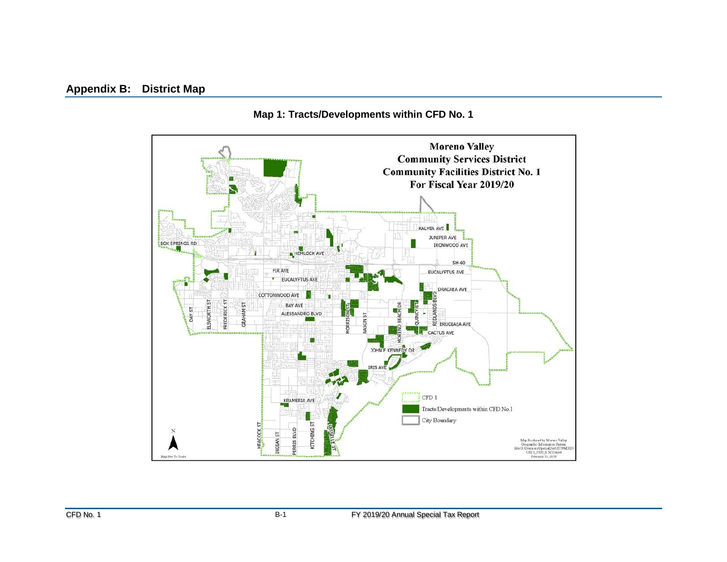## Appendix B: District Map

**Map 1: Tracts/Developments within CFD No. 1**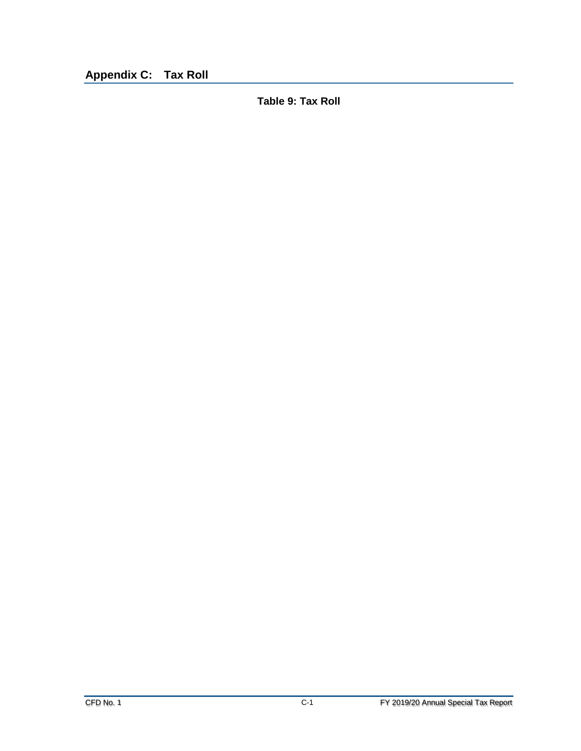## Appendix C: Tax Roll

**Table 9: Tax Roll**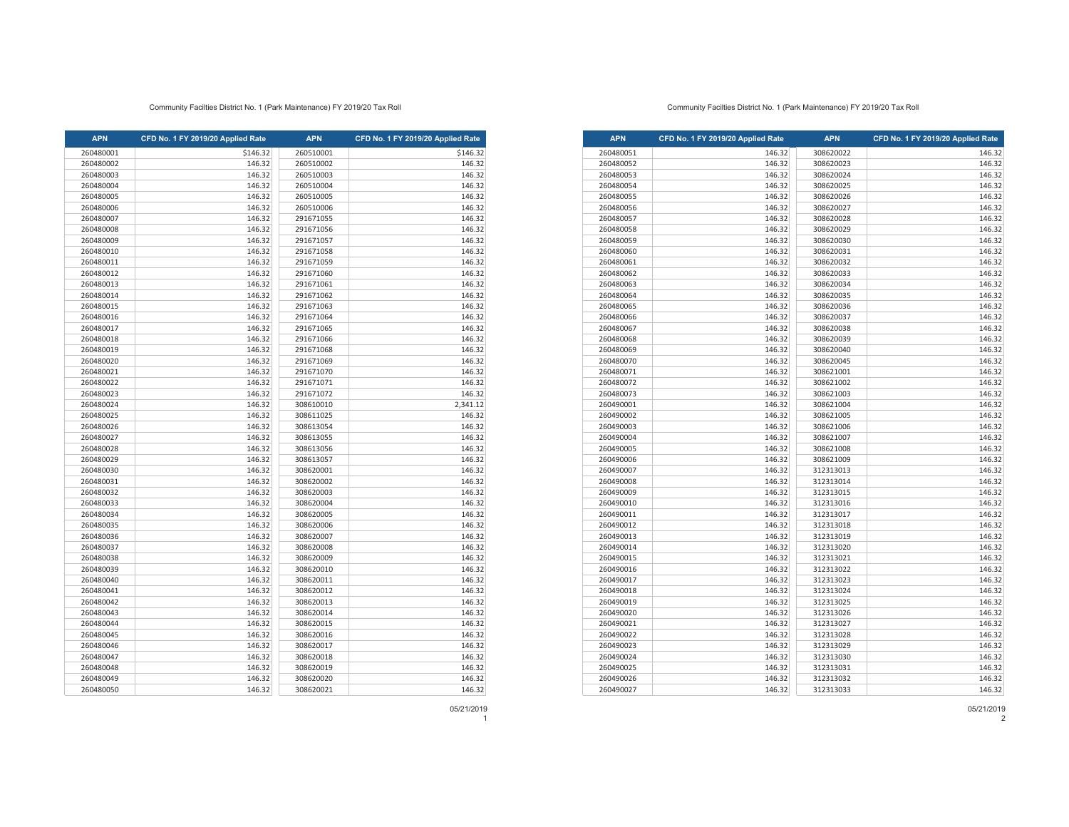Community Facilties District No. 1 (Park Maintenance) FY 2019/20 Tax Roll

| APN | CFD No. 1 FY 2019/20 Applied Rate | APN | CFD No. 1 FY 2019/20 Applied Rate |
|---|---|---|---|
| 260480001 | $146.32 | 260510001 | $146.32 |
| 260480002 | 146.32 | 260510002 | 146.32 |
| 260480003 | 146.32 | 260510003 | 146.32 |
| 260480004 | 146.32 | 260510004 | 146.32 |
| 260480005 | 146.32 | 260510005 | 146.32 |
| 260480006 | 146.32 | 260510006 | 146.32 |
| 260480007 | 146.32 | 291671055 | 146.32 |
| 260480008 | 146.32 | 291671056 | 146.32 |
| 260480009 | 146.32 | 291671057 | 146.32 |
| 260480010 | 146.32 | 291671058 | 146.32 |
| 260480011 | 146.32 | 291671059 | 146.32 |
| 260480012 | 146.32 | 291671060 | 146.32 |
| 260480013 | 146.32 | 291671061 | 146.32 |
| 260480014 | 146.32 | 291671062 | 146.32 |
| 260480015 | 146.32 | 291671063 | 146.32 |
| 260480016 | 146.32 | 291671064 | 146.32 |
| 260480017 | 146.32 | 291671065 | 146.32 |
| 260480018 | 146.32 | 291671066 | 146.32 |
| 260480019 | 146.32 | 291671068 | 146.32 |
| 260480020 | 146.32 | 291671069 | 146.32 |
| 260480021 | 146.32 | 291671070 | 146.32 |
| 260480022 | 146.32 | 291671071 | 146.32 |
| 260480023 | 146.32 | 291671072 | 146.32 |
| 260480024 | 146.32 | 308610010 | 2,341.12 |
| 260480025 | 146.32 | 308611025 | 146.32 |
| 260480026 | 146.32 | 308613054 | 146.32 |
| 260480027 | 146.32 | 308613055 | 146.32 |
| 260480028 | 146.32 | 308613056 | 146.32 |
| 260480029 | 146.32 | 308613057 | 146.32 |
| 260480030 | 146.32 | 308620001 | 146.32 |
| 260480031 | 146.32 | 308620002 | 146.32 |
| 260480032 | 146.32 | 308620003 | 146.32 |
| 260480033 | 146.32 | 308620004 | 146.32 |
| 260480034 | 146.32 | 308620005 | 146.32 |
| 260480035 | 146.32 | 308620006 | 146.32 |
| 260480036 | 146.32 | 308620007 | 146.32 |
| 260480037 | 146.32 | 308620008 | 146.32 |
| 260480038 | 146.32 | 308620009 | 146.32 |
| 260480039 | 146.32 | 308620010 | 146.32 |
| 260480040 | 146.32 | 308620011 | 146.32 |
| 260480041 | 146.32 | 308620012 | 146.32 |
| 260480042 | 146.32 | 308620013 | 146.32 |
| 260480043 | 146.32 | 308620014 | 146.32 |
| 260480044 | 146.32 | 308620015 | 146.32 |
| 260480045 | 146.32 | 308620016 | 146.32 |
| 260480046 | 146.32 | 308620017 | 146.32 |
| 260480047 | 146.32 | 308620018 | 146.32 |
| 260480048 | 146.32 | 308620019 | 146.32 |
| 260480049 | 146.32 | 308620020 | 146.32 |
| 260480050 | 146.32 | 308620021 | 146.32 |

05/21/2019

Community Facilties District No. 1 (Park Maintenance) FY 2019/20 Tax Roll

| APN | CFD No. 1 FY 2019/20 Applied Rate | APN | CFD No. 1 FY 2019/20 Applied Rate |
|---|---|---|---|
| 260480051 | 146.32 | 308620022 | 146.32 |
| 260480052 | 146.32 | 308620023 | 146.32 |
| 260480053 | 146.32 | 308620024 | 146.32 |
| 260480054 | 146.32 | 308620025 | 146.32 |
| 260480055 | 146.32 | 308620026 | 146.32 |
| 260480056 | 146.32 | 308620027 | 146.32 |
| 260480057 | 146.32 | 308620028 | 146.32 |
| 260480058 | 146.32 | 308620029 | 146.32 |
| 260480059 | 146.32 | 308620030 | 146.32 |
| 260480060 | 146.32 | 308620031 | 146.32 |
| 260480061 | 146.32 | 308620032 | 146.32 |
| 260480062 | 146.32 | 308620033 | 146.32 |
| 260480063 | 146.32 | 308620034 | 146.32 |
| 260480064 | 146.32 | 308620035 | 146.32 |
| 260480065 | 146.32 | 308620036 | 146.32 |
| 260480066 | 146.32 | 308620037 | 146.32 |
| 260480067 | 146.32 | 308620038 | 146.32 |
| 260480068 | 146.32 | 308620039 | 146.32 |
| 260480069 | 146.32 | 308620040 | 146.32 |
| 260480070 | 146.32 | 308620045 | 146.32 |
| 260480071 | 146.32 | 308621001 | 146.32 |
| 260480072 | 146.32 | 308621002 | 146.32 |
| 260480073 | 146.32 | 308621003 | 146.32 |
| 260490001 | 146.32 | 308621004 | 146.32 |
| 260490002 | 146.32 | 308621005 | 146.32 |
| 260490003 | 146.32 | 308621006 | 146.32 |
| 260490004 | 146.32 | 308621007 | 146.32 |
| 260490005 | 146.32 | 308621008 | 146.32 |
| 260490006 | 146.32 | 308621009 | 146.32 |
| 260490007 | 146.32 | 312313013 | 146.32 |
| 260490008 | 146.32 | 312313014 | 146.32 |
| 260490009 | 146.32 | 312313015 | 146.32 |
| 260490010 | 146.32 | 312313016 | 146.32 |
| 260490011 | 146.32 | 312313017 | 146.32 |
| 260490012 | 146.32 | 312313018 | 146.32 |
| 260490013 | 146.32 | 312313019 | 146.32 |
| 260490014 | 146.32 | 312313020 | 146.32 |
| 260490015 | 146.32 | 312313021 | 146.32 |
| 260490016 | 146.32 | 312313022 | 146.32 |
| 260490017 | 146.32 | 312313023 | 146.32 |
| 260490018 | 146.32 | 312313024 | 146.32 |
| 260490019 | 146.32 | 312313025 | 146.32 |
| 260490020 | 146.32 | 312313026 | 146.32 |
| 260490021 | 146.32 | 312313027 | 146.32 |
| 260490022 | 146.32 | 312313028 | 146.32 |
| 260490023 | 146.32 | 312313029 | 146.32 |
| 260490024 | 146.32 | 312313030 | 146.32 |
| 260490025 | 146.32 | 312313031 | 146.32 |
| 260490026 | 146.32 | 312313032 | 146.32 |
| 260490027 | 146.32 | 312313033 | 146.32 |

05/21/2019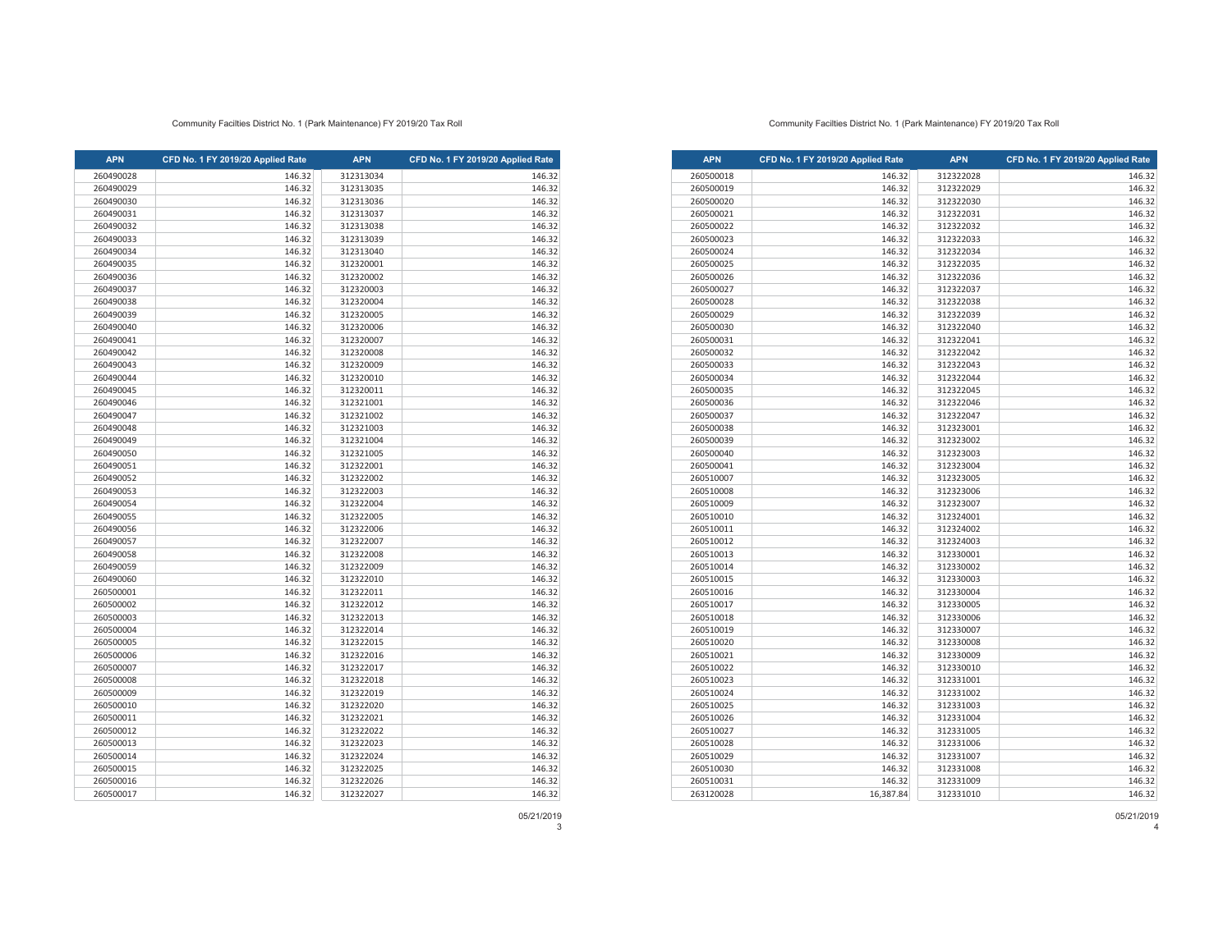Community Facilties District No. 1 (Park Maintenance) FY 2019/20 Tax Roll

| APN | CFD No. 1 FY 2019/20 Applied Rate | APN | CFD No. 1 FY 2019/20 Applied Rate |
|---|---|---|---|
| 260490028 | 146.32 | 312313034 | 146.32 |
| 260490029 | 146.32 | 312313035 | 146.32 |
| 260490030 | 146.32 | 312313036 | 146.32 |
| 260490031 | 146.32 | 312313037 | 146.32 |
| 260490032 | 146.32 | 312313038 | 146.32 |
| 260490033 | 146.32 | 312313039 | 146.32 |
| 260490034 | 146.32 | 312313040 | 146.32 |
| 260490035 | 146.32 | 312320001 | 146.32 |
| 260490036 | 146.32 | 312320002 | 146.32 |
| 260490037 | 146.32 | 312320003 | 146.32 |
| 260490038 | 146.32 | 312320004 | 146.32 |
| 260490039 | 146.32 | 312320005 | 146.32 |
| 260490040 | 146.32 | 312320006 | 146.32 |
| 260490041 | 146.32 | 312320007 | 146.32 |
| 260490042 | 146.32 | 312320008 | 146.32 |
| 260490043 | 146.32 | 312320009 | 146.32 |
| 260490044 | 146.32 | 312320010 | 146.32 |
| 260490045 | 146.32 | 312320011 | 146.32 |
| 260490046 | 146.32 | 312321001 | 146.32 |
| 260490047 | 146.32 | 312321002 | 146.32 |
| 260490048 | 146.32 | 312321003 | 146.32 |
| 260490049 | 146.32 | 312321004 | 146.32 |
| 260490050 | 146.32 | 312321005 | 146.32 |
| 260490051 | 146.32 | 312322001 | 146.32 |
| 260490052 | 146.32 | 312322002 | 146.32 |
| 260490053 | 146.32 | 312322003 | 146.32 |
| 260490054 | 146.32 | 312322004 | 146.32 |
| 260490055 | 146.32 | 312322005 | 146.32 |
| 260490056 | 146.32 | 312322006 | 146.32 |
| 260490057 | 146.32 | 312322007 | 146.32 |
| 260490058 | 146.32 | 312322008 | 146.32 |
| 260490059 | 146.32 | 312322009 | 146.32 |
| 260490060 | 146.32 | 312322010 | 146.32 |
| 260500001 | 146.32 | 312322011 | 146.32 |
| 260500002 | 146.32 | 312322012 | 146.32 |
| 260500003 | 146.32 | 312322013 | 146.32 |
| 260500004 | 146.32 | 312322014 | 146.32 |
| 260500005 | 146.32 | 312322015 | 146.32 |
| 260500006 | 146.32 | 312322016 | 146.32 |
| 260500007 | 146.32 | 312322017 | 146.32 |
| 260500008 | 146.32 | 312322018 | 146.32 |
| 260500009 | 146.32 | 312322019 | 146.32 |
| 260500010 | 146.32 | 312322020 | 146.32 |
| 260500011 | 146.32 | 312322021 | 146.32 |
| 260500012 | 146.32 | 312322022 | 146.32 |
| 260500013 | 146.32 | 312322023 | 146.32 |
| 260500014 | 146.32 | 312322024 | 146.32 |
| 260500015 | 146.32 | 312322025 | 146.32 |
| 260500016 | 146.32 | 312322026 | 146.32 |
| 260500017 | 146.32 | 312322027 | 146.32 |

05/21/2019

Community Facilties District No. 1 (Park Maintenance) FY 2019/20 Tax Roll

| APN | CFD No. 1 FY 2019/20 Applied Rate | APN | CFD No. 1 FY 2019/20 Applied Rate |
|---|---|---|---|
| 260500018 | 146.32 | 312322028 | 146.32 |
| 260500019 | 146.32 | 312322029 | 146.32 |
| 260500020 | 146.32 | 312322030 | 146.32 |
| 260500021 | 146.32 | 312322031 | 146.32 |
| 260500022 | 146.32 | 312322032 | 146.32 |
| 260500023 | 146.32 | 312322033 | 146.32 |
| 260500024 | 146.32 | 312322034 | 146.32 |
| 260500025 | 146.32 | 312322035 | 146.32 |
| 260500026 | 146.32 | 312322036 | 146.32 |
| 260500027 | 146.32 | 312322037 | 146.32 |
| 260500028 | 146.32 | 312322038 | 146.32 |
| 260500029 | 146.32 | 312322039 | 146.32 |
| 260500030 | 146.32 | 312322040 | 146.32 |
| 260500031 | 146.32 | 312322041 | 146.32 |
| 260500032 | 146.32 | 312322042 | 146.32 |
| 260500033 | 146.32 | 312322043 | 146.32 |
| 260500034 | 146.32 | 312322044 | 146.32 |
| 260500035 | 146.32 | 312322045 | 146.32 |
| 260500036 | 146.32 | 312322046 | 146.32 |
| 260500037 | 146.32 | 312322047 | 146.32 |
| 260500038 | 146.32 | 312323001 | 146.32 |
| 260500039 | 146.32 | 312323002 | 146.32 |
| 260500040 | 146.32 | 312323003 | 146.32 |
| 260500041 | 146.32 | 312323004 | 146.32 |
| 260510007 | 146.32 | 312323005 | 146.32 |
| 260510008 | 146.32 | 312323006 | 146.32 |
| 260510009 | 146.32 | 312323007 | 146.32 |
| 260510010 | 146.32 | 312324001 | 146.32 |
| 260510011 | 146.32 | 312324002 | 146.32 |
| 260510012 | 146.32 | 312324003 | 146.32 |
| 260510013 | 146.32 | 312330001 | 146.32 |
| 260510014 | 146.32 | 312330002 | 146.32 |
| 260510015 | 146.32 | 312330003 | 146.32 |
| 260510016 | 146.32 | 312330004 | 146.32 |
| 260510017 | 146.32 | 312330005 | 146.32 |
| 260510018 | 146.32 | 312330006 | 146.32 |
| 260510019 | 146.32 | 312330007 | 146.32 |
| 260510020 | 146.32 | 312330008 | 146.32 |
| 260510021 | 146.32 | 312330009 | 146.32 |
| 260510022 | 146.32 | 312330010 | 146.32 |
| 260510023 | 146.32 | 312331001 | 146.32 |
| 260510024 | 146.32 | 312331002 | 146.32 |
| 260510025 | 146.32 | 312331003 | 146.32 |
| 260510026 | 146.32 | 312331004 | 146.32 |
| 260510027 | 146.32 | 312331005 | 146.32 |
| 260510028 | 146.32 | 312331006 | 146.32 |
| 260510029 | 146.32 | 312331007 | 146.32 |
| 260510030 | 146.32 | 312331008 | 146.32 |
| 260510031 | 146.32 | 312331009 | 146.32 |
| 263120028 | 16,387.84 | 312331010 | 146.32 |

05/21/2019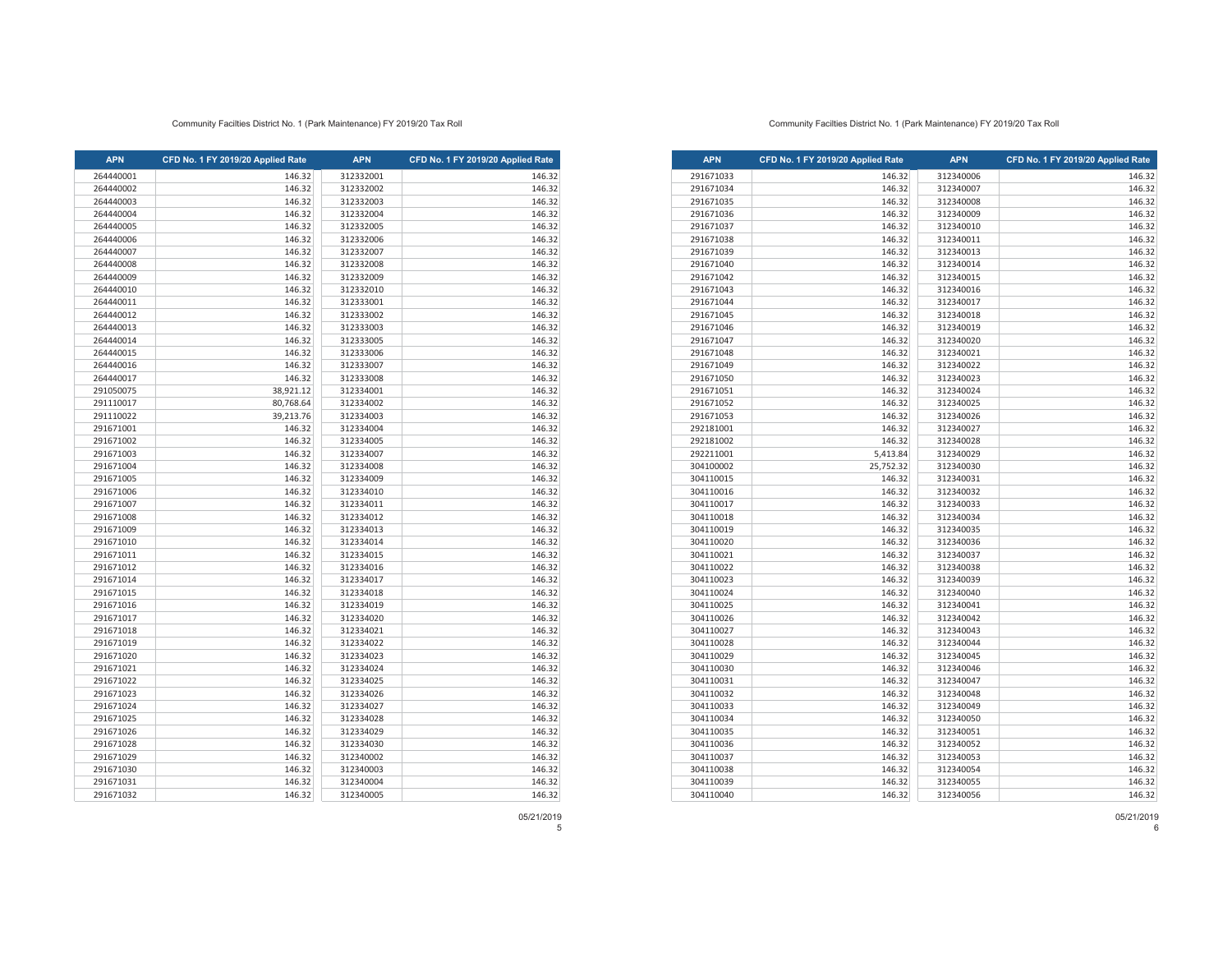Community Facilties District No. 1 (Park Maintenance) FY 2019/20 Tax Roll

| APN | CFD No. 1 FY 2019/20 Applied Rate | APN | CFD No. 1 FY 2019/20 Applied Rate |
|---|---|---|---|
| 264440001 | 146.32 | 312332001 | 146.32 |
| 264440002 | 146.32 | 312332002 | 146.32 |
| 264440003 | 146.32 | 312332003 | 146.32 |
| 264440004 | 146.32 | 312332004 | 146.32 |
| 264440005 | 146.32 | 312332005 | 146.32 |
| 264440006 | 146.32 | 312332006 | 146.32 |
| 264440007 | 146.32 | 312332007 | 146.32 |
| 264440008 | 146.32 | 312332008 | 146.32 |
| 264440009 | 146.32 | 312332009 | 146.32 |
| 264440010 | 146.32 | 312332010 | 146.32 |
| 264440011 | 146.32 | 312333001 | 146.32 |
| 264440012 | 146.32 | 312333002 | 146.32 |
| 264440013 | 146.32 | 312333003 | 146.32 |
| 264440014 | 146.32 | 312333005 | 146.32 |
| 264440015 | 146.32 | 312333006 | 146.32 |
| 264440016 | 146.32 | 312333007 | 146.32 |
| 264440017 | 146.32 | 312333008 | 146.32 |
| 291050075 | 38,921.12 | 312334001 | 146.32 |
| 291110017 | 80,768.64 | 312334002 | 146.32 |
| 291110022 | 39,213.76 | 312334003 | 146.32 |
| 291671001 | 146.32 | 312334004 | 146.32 |
| 291671002 | 146.32 | 312334005 | 146.32 |
| 291671003 | 146.32 | 312334007 | 146.32 |
| 291671004 | 146.32 | 312334008 | 146.32 |
| 291671005 | 146.32 | 312334009 | 146.32 |
| 291671006 | 146.32 | 312334010 | 146.32 |
| 291671007 | 146.32 | 312334011 | 146.32 |
| 291671008 | 146.32 | 312334012 | 146.32 |
| 291671009 | 146.32 | 312334013 | 146.32 |
| 291671010 | 146.32 | 312334014 | 146.32 |
| 291671011 | 146.32 | 312334015 | 146.32 |
| 291671012 | 146.32 | 312334016 | 146.32 |
| 291671014 | 146.32 | 312334017 | 146.32 |
| 291671015 | 146.32 | 312334018 | 146.32 |
| 291671016 | 146.32 | 312334019 | 146.32 |
| 291671017 | 146.32 | 312334020 | 146.32 |
| 291671018 | 146.32 | 312334021 | 146.32 |
| 291671019 | 146.32 | 312334022 | 146.32 |
| 291671020 | 146.32 | 312334023 | 146.32 |
| 291671021 | 146.32 | 312334024 | 146.32 |
| 291671022 | 146.32 | 312334025 | 146.32 |
| 291671023 | 146.32 | 312334026 | 146.32 |
| 291671024 | 146.32 | 312334027 | 146.32 |
| 291671025 | 146.32 | 312334028 | 146.32 |
| 291671026 | 146.32 | 312334029 | 146.32 |
| 291671028 | 146.32 | 312334030 | 146.32 |
| 291671029 | 146.32 | 312340002 | 146.32 |
| 291671030 | 146.32 | 312340003 | 146.32 |
| 291671031 | 146.32 | 312340004 | 146.32 |
| 291671032 | 146.32 | 312340005 | 146.32 |

05/21/2019

Community Facilties District No. 1 (Park Maintenance) FY 2019/20 Tax Roll

| APN | CFD No. 1 FY 2019/20 Applied Rate | APN | CFD No. 1 FY 2019/20 Applied Rate |
|---|---|---|---|
| 291671033 | 146.32 | 312340006 | 146.32 |
| 291671034 | 146.32 | 312340007 | 146.32 |
| 291671035 | 146.32 | 312340008 | 146.32 |
| 291671036 | 146.32 | 312340009 | 146.32 |
| 291671037 | 146.32 | 312340010 | 146.32 |
| 291671038 | 146.32 | 312340011 | 146.32 |
| 291671039 | 146.32 | 312340013 | 146.32 |
| 291671040 | 146.32 | 312340014 | 146.32 |
| 291671042 | 146.32 | 312340015 | 146.32 |
| 291671043 | 146.32 | 312340016 | 146.32 |
| 291671044 | 146.32 | 312340017 | 146.32 |
| 291671045 | 146.32 | 312340018 | 146.32 |
| 291671046 | 146.32 | 312340019 | 146.32 |
| 291671047 | 146.32 | 312340020 | 146.32 |
| 291671048 | 146.32 | 312340021 | 146.32 |
| 291671049 | 146.32 | 312340022 | 146.32 |
| 291671050 | 146.32 | 312340023 | 146.32 |
| 291671051 | 146.32 | 312340024 | 146.32 |
| 291671052 | 146.32 | 312340025 | 146.32 |
| 291671053 | 146.32 | 312340026 | 146.32 |
| 292181001 | 146.32 | 312340027 | 146.32 |
| 292181002 | 146.32 | 312340028 | 146.32 |
| 292211001 | 5,413.84 | 312340029 | 146.32 |
| 304100002 | 25,752.32 | 312340030 | 146.32 |
| 304110015 | 146.32 | 312340031 | 146.32 |
| 304110016 | 146.32 | 312340032 | 146.32 |
| 304110017 | 146.32 | 312340033 | 146.32 |
| 304110018 | 146.32 | 312340034 | 146.32 |
| 304110019 | 146.32 | 312340035 | 146.32 |
| 304110020 | 146.32 | 312340036 | 146.32 |
| 304110021 | 146.32 | 312340037 | 146.32 |
| 304110022 | 146.32 | 312340038 | 146.32 |
| 304110023 | 146.32 | 312340039 | 146.32 |
| 304110024 | 146.32 | 312340040 | 146.32 |
| 304110025 | 146.32 | 312340041 | 146.32 |
| 304110026 | 146.32 | 312340042 | 146.32 |
| 304110027 | 146.32 | 312340043 | 146.32 |
| 304110028 | 146.32 | 312340044 | 146.32 |
| 304110029 | 146.32 | 312340045 | 146.32 |
| 304110030 | 146.32 | 312340046 | 146.32 |
| 304110031 | 146.32 | 312340047 | 146.32 |
| 304110032 | 146.32 | 312340048 | 146.32 |
| 304110033 | 146.32 | 312340049 | 146.32 |
| 304110034 | 146.32 | 312340050 | 146.32 |
| 304110035 | 146.32 | 312340051 | 146.32 |
| 304110036 | 146.32 | 312340052 | 146.32 |
| 304110037 | 146.32 | 312340053 | 146.32 |
| 304110038 | 146.32 | 312340054 | 146.32 |
| 304110039 | 146.32 | 312340055 | 146.32 |
| 304110040 | 146.32 | 312340056 | 146.32 |

05/21/2019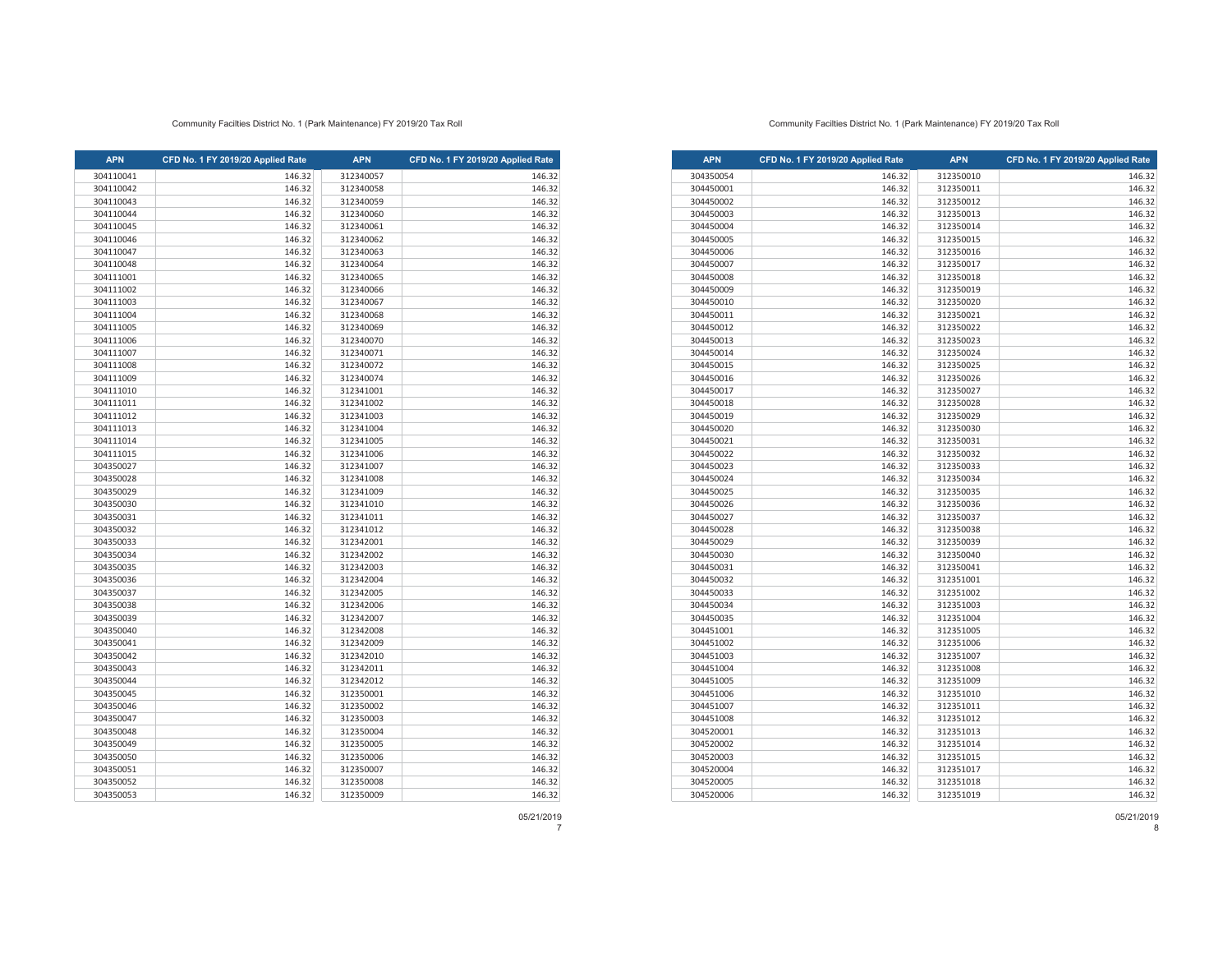Community Facilties District No. 1 (Park Maintenance) FY 2019/20 Tax Roll

| APN | CFD No. 1 FY 2019/20 Applied Rate | APN | CFD No. 1 FY 2019/20 Applied Rate |
|---|---|---|---|
| 304110041 | 146.32 | 312340057 | 146.32 |
| 304110042 | 146.32 | 312340058 | 146.32 |
| 304110043 | 146.32 | 312340059 | 146.32 |
| 304110044 | 146.32 | 312340060 | 146.32 |
| 304110045 | 146.32 | 312340061 | 146.32 |
| 304110046 | 146.32 | 312340062 | 146.32 |
| 304110047 | 146.32 | 312340063 | 146.32 |
| 304110048 | 146.32 | 312340064 | 146.32 |
| 304111001 | 146.32 | 312340065 | 146.32 |
| 304111002 | 146.32 | 312340066 | 146.32 |
| 304111003 | 146.32 | 312340067 | 146.32 |
| 304111004 | 146.32 | 312340068 | 146.32 |
| 304111005 | 146.32 | 312340069 | 146.32 |
| 304111006 | 146.32 | 312340070 | 146.32 |
| 304111007 | 146.32 | 312340071 | 146.32 |
| 304111008 | 146.32 | 312340072 | 146.32 |
| 304111009 | 146.32 | 312340074 | 146.32 |
| 304111010 | 146.32 | 312341001 | 146.32 |
| 304111011 | 146.32 | 312341002 | 146.32 |
| 304111012 | 146.32 | 312341003 | 146.32 |
| 304111013 | 146.32 | 312341004 | 146.32 |
| 304111014 | 146.32 | 312341005 | 146.32 |
| 304111015 | 146.32 | 312341006 | 146.32 |
| 304350027 | 146.32 | 312341007 | 146.32 |
| 304350028 | 146.32 | 312341008 | 146.32 |
| 304350029 | 146.32 | 312341009 | 146.32 |
| 304350030 | 146.32 | 312341010 | 146.32 |
| 304350031 | 146.32 | 312341011 | 146.32 |
| 304350032 | 146.32 | 312341012 | 146.32 |
| 304350033 | 146.32 | 312342001 | 146.32 |
| 304350034 | 146.32 | 312342002 | 146.32 |
| 304350035 | 146.32 | 312342003 | 146.32 |
| 304350036 | 146.32 | 312342004 | 146.32 |
| 304350037 | 146.32 | 312342005 | 146.32 |
| 304350038 | 146.32 | 312342006 | 146.32 |
| 304350039 | 146.32 | 312342007 | 146.32 |
| 304350040 | 146.32 | 312342008 | 146.32 |
| 304350041 | 146.32 | 312342009 | 146.32 |
| 304350042 | 146.32 | 312342010 | 146.32 |
| 304350043 | 146.32 | 312342011 | 146.32 |
| 304350044 | 146.32 | 312342012 | 146.32 |
| 304350045 | 146.32 | 312350001 | 146.32 |
| 304350046 | 146.32 | 312350002 | 146.32 |
| 304350047 | 146.32 | 312350003 | 146.32 |
| 304350048 | 146.32 | 312350004 | 146.32 |
| 304350049 | 146.32 | 312350005 | 146.32 |
| 304350050 | 146.32 | 312350006 | 146.32 |
| 304350051 | 146.32 | 312350007 | 146.32 |
| 304350052 | 146.32 | 312350008 | 146.32 |
| 304350053 | 146.32 | 312350009 | 146.32 |

05/21/2019

Community Facilties District No. 1 (Park Maintenance) FY 2019/20 Tax Roll

| APN | CFD No. 1 FY 2019/20 Applied Rate | APN | CFD No. 1 FY 2019/20 Applied Rate |
|---|---|---|---|
| 304350054 | 146.32 | 312350010 | 146.32 |
| 304450001 | 146.32 | 312350011 | 146.32 |
| 304450002 | 146.32 | 312350012 | 146.32 |
| 304450003 | 146.32 | 312350013 | 146.32 |
| 304450004 | 146.32 | 312350014 | 146.32 |
| 304450005 | 146.32 | 312350015 | 146.32 |
| 304450006 | 146.32 | 312350016 | 146.32 |
| 304450007 | 146.32 | 312350017 | 146.32 |
| 304450008 | 146.32 | 312350018 | 146.32 |
| 304450009 | 146.32 | 312350019 | 146.32 |
| 304450010 | 146.32 | 312350020 | 146.32 |
| 304450011 | 146.32 | 312350021 | 146.32 |
| 304450012 | 146.32 | 312350022 | 146.32 |
| 304450013 | 146.32 | 312350023 | 146.32 |
| 304450014 | 146.32 | 312350024 | 146.32 |
| 304450015 | 146.32 | 312350025 | 146.32 |
| 304450016 | 146.32 | 312350026 | 146.32 |
| 304450017 | 146.32 | 312350027 | 146.32 |
| 304450018 | 146.32 | 312350028 | 146.32 |
| 304450019 | 146.32 | 312350029 | 146.32 |
| 304450020 | 146.32 | 312350030 | 146.32 |
| 304450021 | 146.32 | 312350031 | 146.32 |
| 304450022 | 146.32 | 312350032 | 146.32 |
| 304450023 | 146.32 | 312350033 | 146.32 |
| 304450024 | 146.32 | 312350034 | 146.32 |
| 304450025 | 146.32 | 312350035 | 146.32 |
| 304450026 | 146.32 | 312350036 | 146.32 |
| 304450027 | 146.32 | 312350037 | 146.32 |
| 304450028 | 146.32 | 312350038 | 146.32 |
| 304450029 | 146.32 | 312350039 | 146.32 |
| 304450030 | 146.32 | 312350040 | 146.32 |
| 304450031 | 146.32 | 312350041 | 146.32 |
| 304450032 | 146.32 | 312351001 | 146.32 |
| 304450033 | 146.32 | 312351002 | 146.32 |
| 304450034 | 146.32 | 312351003 | 146.32 |
| 304450035 | 146.32 | 312351004 | 146.32 |
| 304451001 | 146.32 | 312351005 | 146.32 |
| 304451002 | 146.32 | 312351006 | 146.32 |
| 304451003 | 146.32 | 312351007 | 146.32 |
| 304451004 | 146.32 | 312351008 | 146.32 |
| 304451005 | 146.32 | 312351009 | 146.32 |
| 304451006 | 146.32 | 312351010 | 146.32 |
| 304451007 | 146.32 | 312351011 | 146.32 |
| 304451008 | 146.32 | 312351012 | 146.32 |
| 304520001 | 146.32 | 312351013 | 146.32 |
| 304520002 | 146.32 | 312351014 | 146.32 |
| 304520003 | 146.32 | 312351015 | 146.32 |
| 304520004 | 146.32 | 312351017 | 146.32 |
| 304520005 | 146.32 | 312351018 | 146.32 |
| 304520006 | 146.32 | 312351019 | 146.32 |

05/21/2019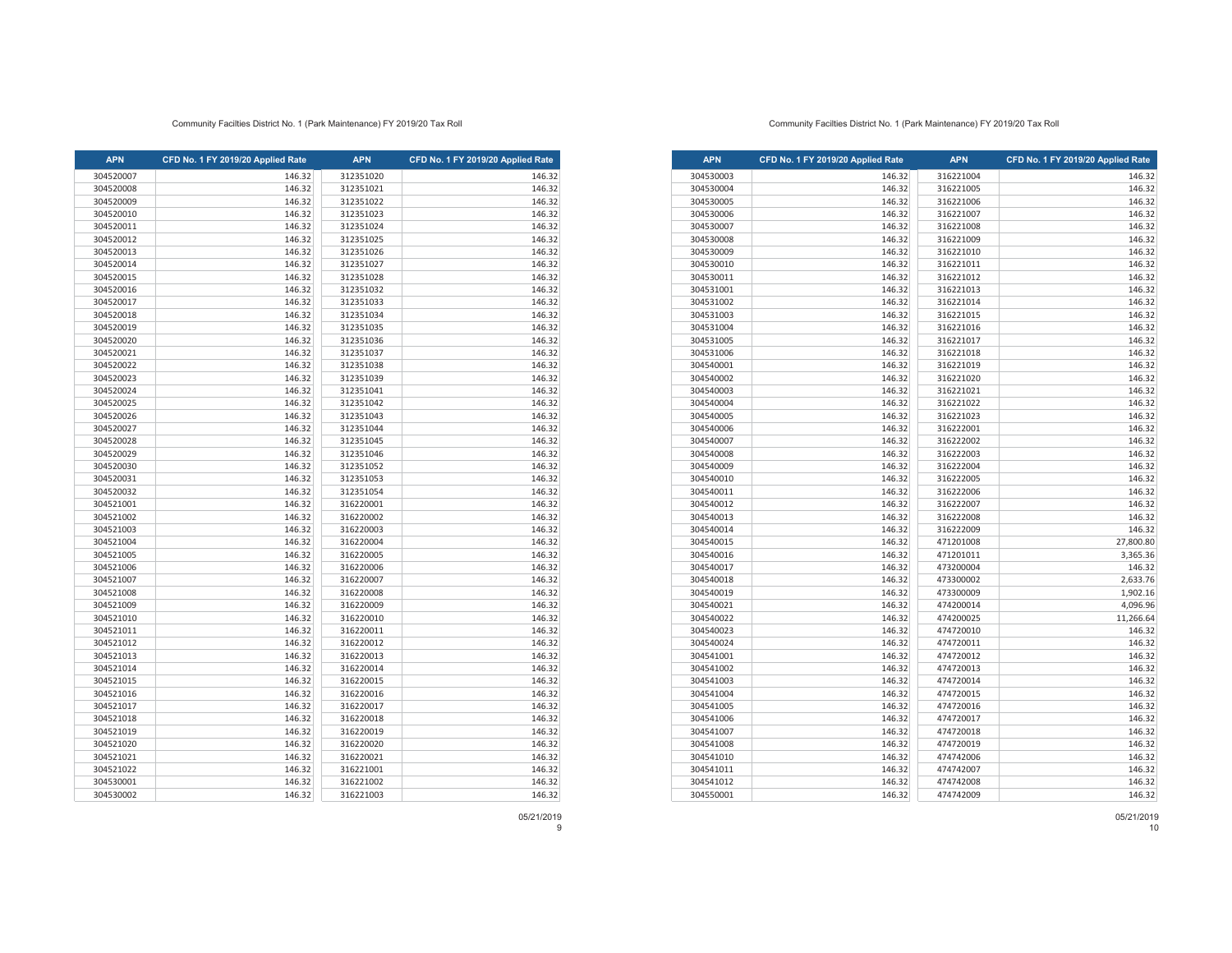Community Facilties District No. 1 (Park Maintenance) FY 2019/20 Tax Roll

| APN | CFD No. 1 FY 2019/20 Applied Rate | APN | CFD No. 1 FY 2019/20 Applied Rate |
|---|---|---|---|
| 304520007 | 146.32 | 312351020 | 146.32 |
| 304520008 | 146.32 | 312351021 | 146.32 |
| 304520009 | 146.32 | 312351022 | 146.32 |
| 304520010 | 146.32 | 312351023 | 146.32 |
| 304520011 | 146.32 | 312351024 | 146.32 |
| 304520012 | 146.32 | 312351025 | 146.32 |
| 304520013 | 146.32 | 312351026 | 146.32 |
| 304520014 | 146.32 | 312351027 | 146.32 |
| 304520015 | 146.32 | 312351028 | 146.32 |
| 304520016 | 146.32 | 312351032 | 146.32 |
| 304520017 | 146.32 | 312351033 | 146.32 |
| 304520018 | 146.32 | 312351034 | 146.32 |
| 304520019 | 146.32 | 312351035 | 146.32 |
| 304520020 | 146.32 | 312351036 | 146.32 |
| 304520021 | 146.32 | 312351037 | 146.32 |
| 304520022 | 146.32 | 312351038 | 146.32 |
| 304520023 | 146.32 | 312351039 | 146.32 |
| 304520024 | 146.32 | 312351041 | 146.32 |
| 304520025 | 146.32 | 312351042 | 146.32 |
| 304520026 | 146.32 | 312351043 | 146.32 |
| 304520027 | 146.32 | 312351044 | 146.32 |
| 304520028 | 146.32 | 312351045 | 146.32 |
| 304520029 | 146.32 | 312351046 | 146.32 |
| 304520030 | 146.32 | 312351052 | 146.32 |
| 304520031 | 146.32 | 312351053 | 146.32 |
| 304520032 | 146.32 | 312351054 | 146.32 |
| 304521001 | 146.32 | 316220001 | 146.32 |
| 304521002 | 146.32 | 316220002 | 146.32 |
| 304521003 | 146.32 | 316220003 | 146.32 |
| 304521004 | 146.32 | 316220004 | 146.32 |
| 304521005 | 146.32 | 316220005 | 146.32 |
| 304521006 | 146.32 | 316220006 | 146.32 |
| 304521007 | 146.32 | 316220007 | 146.32 |
| 304521008 | 146.32 | 316220008 | 146.32 |
| 304521009 | 146.32 | 316220009 | 146.32 |
| 304521010 | 146.32 | 316220010 | 146.32 |
| 304521011 | 146.32 | 316220011 | 146.32 |
| 304521012 | 146.32 | 316220012 | 146.32 |
| 304521013 | 146.32 | 316220013 | 146.32 |
| 304521014 | 146.32 | 316220014 | 146.32 |
| 304521015 | 146.32 | 316220015 | 146.32 |
| 304521016 | 146.32 | 316220016 | 146.32 |
| 304521017 | 146.32 | 316220017 | 146.32 |
| 304521018 | 146.32 | 316220018 | 146.32 |
| 304521019 | 146.32 | 316220019 | 146.32 |
| 304521020 | 146.32 | 316220020 | 146.32 |
| 304521021 | 146.32 | 316220021 | 146.32 |
| 304521022 | 146.32 | 316221001 | 146.32 |
| 304530001 | 146.32 | 316221002 | 146.32 |
| 304530002 | 146.32 | 316221003 | 146.32 |

05/21/2019

Community Facilties District No. 1 (Park Maintenance) FY 2019/20 Tax Roll

| APN | CFD No. 1 FY 2019/20 Applied Rate | APN | CFD No. 1 FY 2019/20 Applied Rate |
|---|---|---|---|
| 304530003 | 146.32 | 316221004 | 146.32 |
| 304530004 | 146.32 | 316221005 | 146.32 |
| 304530005 | 146.32 | 316221006 | 146.32 |
| 304530006 | 146.32 | 316221007 | 146.32 |
| 304530007 | 146.32 | 316221008 | 146.32 |
| 304530008 | 146.32 | 316221009 | 146.32 |
| 304530009 | 146.32 | 316221010 | 146.32 |
| 304530010 | 146.32 | 316221011 | 146.32 |
| 304530011 | 146.32 | 316221012 | 146.32 |
| 304531001 | 146.32 | 316221013 | 146.32 |
| 304531002 | 146.32 | 316221014 | 146.32 |
| 304531003 | 146.32 | 316221015 | 146.32 |
| 304531004 | 146.32 | 316221016 | 146.32 |
| 304531005 | 146.32 | 316221017 | 146.32 |
| 304531006 | 146.32 | 316221018 | 146.32 |
| 304540001 | 146.32 | 316221019 | 146.32 |
| 304540002 | 146.32 | 316221020 | 146.32 |
| 304540003 | 146.32 | 316221021 | 146.32 |
| 304540004 | 146.32 | 316221022 | 146.32 |
| 304540005 | 146.32 | 316221023 | 146.32 |
| 304540006 | 146.32 | 316222001 | 146.32 |
| 304540007 | 146.32 | 316222002 | 146.32 |
| 304540008 | 146.32 | 316222003 | 146.32 |
| 304540009 | 146.32 | 316222004 | 146.32 |
| 304540010 | 146.32 | 316222005 | 146.32 |
| 304540011 | 146.32 | 316222006 | 146.32 |
| 304540012 | 146.32 | 316222007 | 146.32 |
| 304540013 | 146.32 | 316222008 | 146.32 |
| 304540014 | 146.32 | 316222009 | 146.32 |
| 304540015 | 146.32 | 471201008 | 27,800.80 |
| 304540016 | 146.32 | 471201011 | 3,365.36 |
| 304540017 | 146.32 | 473200004 | 146.32 |
| 304540018 | 146.32 | 473300002 | 2,633.76 |
| 304540019 | 146.32 | 473300009 | 1,902.16 |
| 304540021 | 146.32 | 474200014 | 4,096.96 |
| 304540022 | 146.32 | 474200025 | 11,266.64 |
| 304540023 | 146.32 | 474720010 | 146.32 |
| 304540024 | 146.32 | 474720011 | 146.32 |
| 304541001 | 146.32 | 474720012 | 146.32 |
| 304541002 | 146.32 | 474720013 | 146.32 |
| 304541003 | 146.32 | 474720014 | 146.32 |
| 304541004 | 146.32 | 474720015 | 146.32 |
| 304541005 | 146.32 | 474720016 | 146.32 |
| 304541006 | 146.32 | 474720017 | 146.32 |
| 304541007 | 146.32 | 474720018 | 146.32 |
| 304541008 | 146.32 | 474720019 | 146.32 |
| 304541010 | 146.32 | 474742006 | 146.32 |
| 304541011 | 146.32 | 474742007 | 146.32 |
| 304541012 | 146.32 | 474742008 | 146.32 |
| 304550001 | 146.32 | 474742009 | 146.32 |

05/21/2019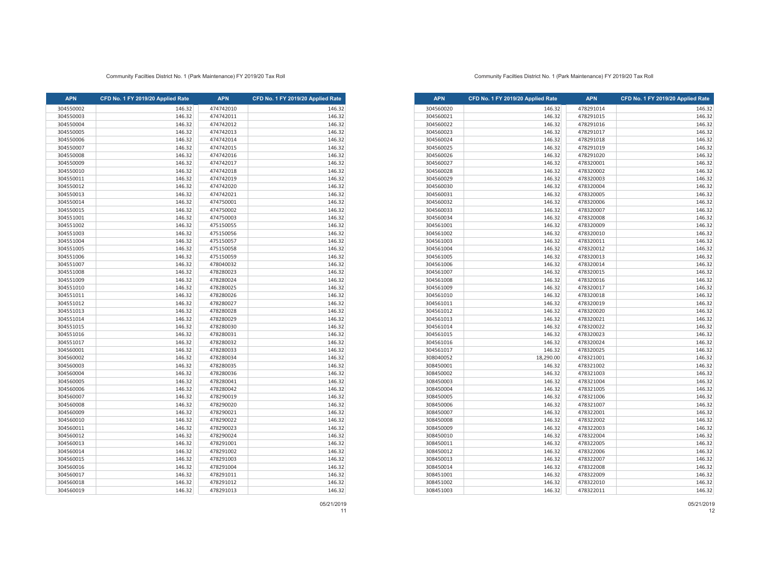Community Facilties District No. 1 (Park Maintenance) FY 2019/20 Tax Roll

| APN | CFD No. 1 FY 2019/20 Applied Rate | APN | CFD No. 1 FY 2019/20 Applied Rate |
|---|---|---|---|
| 304550002 | 146.32 | 474742010 | 146.32 |
| 304550003 | 146.32 | 474742011 | 146.32 |
| 304550004 | 146.32 | 474742012 | 146.32 |
| 304550005 | 146.32 | 474742013 | 146.32 |
| 304550006 | 146.32 | 474742014 | 146.32 |
| 304550007 | 146.32 | 474742015 | 146.32 |
| 304550008 | 146.32 | 474742016 | 146.32 |
| 304550009 | 146.32 | 474742017 | 146.32 |
| 304550010 | 146.32 | 474742018 | 146.32 |
| 304550011 | 146.32 | 474742019 | 146.32 |
| 304550012 | 146.32 | 474742020 | 146.32 |
| 304550013 | 146.32 | 474742021 | 146.32 |
| 304550014 | 146.32 | 474750001 | 146.32 |
| 304550015 | 146.32 | 474750002 | 146.32 |
| 304551001 | 146.32 | 474750003 | 146.32 |
| 304551002 | 146.32 | 475150055 | 146.32 |
| 304551003 | 146.32 | 475150056 | 146.32 |
| 304551004 | 146.32 | 475150057 | 146.32 |
| 304551005 | 146.32 | 475150058 | 146.32 |
| 304551006 | 146.32 | 475150059 | 146.32 |
| 304551007 | 146.32 | 478040032 | 146.32 |
| 304551008 | 146.32 | 478280023 | 146.32 |
| 304551009 | 146.32 | 478280024 | 146.32 |
| 304551010 | 146.32 | 478280025 | 146.32 |
| 304551011 | 146.32 | 478280026 | 146.32 |
| 304551012 | 146.32 | 478280027 | 146.32 |
| 304551013 | 146.32 | 478280028 | 146.32 |
| 304551014 | 146.32 | 478280029 | 146.32 |
| 304551015 | 146.32 | 478280030 | 146.32 |
| 304551016 | 146.32 | 478280031 | 146.32 |
| 304551017 | 146.32 | 478280032 | 146.32 |
| 304560001 | 146.32 | 478280033 | 146.32 |
| 304560002 | 146.32 | 478280034 | 146.32 |
| 304560003 | 146.32 | 478280035 | 146.32 |
| 304560004 | 146.32 | 478280036 | 146.32 |
| 304560005 | 146.32 | 478280041 | 146.32 |
| 304560006 | 146.32 | 478280042 | 146.32 |
| 304560007 | 146.32 | 478290019 | 146.32 |
| 304560008 | 146.32 | 478290020 | 146.32 |
| 304560009 | 146.32 | 478290021 | 146.32 |
| 304560010 | 146.32 | 478290022 | 146.32 |
| 304560011 | 146.32 | 478290023 | 146.32 |
| 304560012 | 146.32 | 478290024 | 146.32 |
| 304560013 | 146.32 | 478291001 | 146.32 |
| 304560014 | 146.32 | 478291002 | 146.32 |
| 304560015 | 146.32 | 478291003 | 146.32 |
| 304560016 | 146.32 | 478291004 | 146.32 |
| 304560017 | 146.32 | 478291011 | 146.32 |
| 304560018 | 146.32 | 478291012 | 146.32 |
| 304560019 | 146.32 | 478291013 | 146.32 |

05/21/2019

Community Facilties District No. 1 (Park Maintenance) FY 2019/20 Tax Roll

| APN | CFD No. 1 FY 2019/20 Applied Rate | APN | CFD No. 1 FY 2019/20 Applied Rate |
|---|---|---|---|
| 304560020 | 146.32 | 478291014 | 146.32 |
| 304560021 | 146.32 | 478291015 | 146.32 |
| 304560022 | 146.32 | 478291016 | 146.32 |
| 304560023 | 146.32 | 478291017 | 146.32 |
| 304560024 | 146.32 | 478291018 | 146.32 |
| 304560025 | 146.32 | 478291019 | 146.32 |
| 304560026 | 146.32 | 478291020 | 146.32 |
| 304560027 | 146.32 | 478320001 | 146.32 |
| 304560028 | 146.32 | 478320002 | 146.32 |
| 304560029 | 146.32 | 478320003 | 146.32 |
| 304560030 | 146.32 | 478320004 | 146.32 |
| 304560031 | 146.32 | 478320005 | 146.32 |
| 304560032 | 146.32 | 478320006 | 146.32 |
| 304560033 | 146.32 | 478320007 | 146.32 |
| 304560034 | 146.32 | 478320008 | 146.32 |
| 304561001 | 146.32 | 478320009 | 146.32 |
| 304561002 | 146.32 | 478320010 | 146.32 |
| 304561003 | 146.32 | 478320011 | 146.32 |
| 304561004 | 146.32 | 478320012 | 146.32 |
| 304561005 | 146.32 | 478320013 | 146.32 |
| 304561006 | 146.32 | 478320014 | 146.32 |
| 304561007 | 146.32 | 478320015 | 146.32 |
| 304561008 | 146.32 | 478320016 | 146.32 |
| 304561009 | 146.32 | 478320017 | 146.32 |
| 304561010 | 146.32 | 478320018 | 146.32 |
| 304561011 | 146.32 | 478320019 | 146.32 |
| 304561012 | 146.32 | 478320020 | 146.32 |
| 304561013 | 146.32 | 478320021 | 146.32 |
| 304561014 | 146.32 | 478320022 | 146.32 |
| 304561015 | 146.32 | 478320023 | 146.32 |
| 304561016 | 146.32 | 478320024 | 146.32 |
| 304561017 | 146.32 | 478320025 | 146.32 |
| 308040052 | 18,290.00 | 478321001 | 146.32 |
| 308450001 | 146.32 | 478321002 | 146.32 |
| 308450002 | 146.32 | 478321003 | 146.32 |
| 308450003 | 146.32 | 478321004 | 146.32 |
| 308450004 | 146.32 | 478321005 | 146.32 |
| 308450005 | 146.32 | 478321006 | 146.32 |
| 308450006 | 146.32 | 478321007 | 146.32 |
| 308450007 | 146.32 | 478322001 | 146.32 |
| 308450008 | 146.32 | 478322002 | 146.32 |
| 308450009 | 146.32 | 478322003 | 146.32 |
| 308450010 | 146.32 | 478322004 | 146.32 |
| 308450011 | 146.32 | 478322005 | 146.32 |
| 308450012 | 146.32 | 478322006 | 146.32 |
| 308450013 | 146.32 | 478322007 | 146.32 |
| 308450014 | 146.32 | 478322008 | 146.32 |
| 308451001 | 146.32 | 478322009 | 146.32 |
| 308451002 | 146.32 | 478322010 | 146.32 |
| 308451003 | 146.32 | 478322011 | 146.32 |

05/21/2019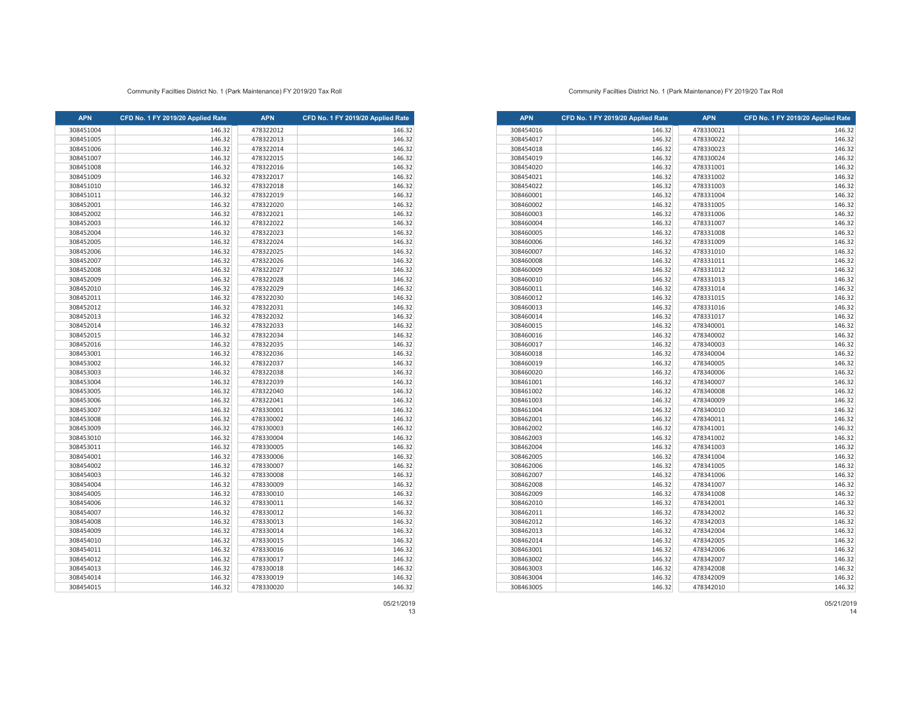Community Facilties District No. 1 (Park Maintenance) FY 2019/20 Tax Roll

| APN | CFD No. 1 FY 2019/20 Applied Rate | APN | CFD No. 1 FY 2019/20 Applied Rate |
|---|---|---|---|
| 308451004 | 146.32 | 478322012 | 146.32 |
| 308451005 | 146.32 | 478322013 | 146.32 |
| 308451006 | 146.32 | 478322014 | 146.32 |
| 308451007 | 146.32 | 478322015 | 146.32 |
| 308451008 | 146.32 | 478322016 | 146.32 |
| 308451009 | 146.32 | 478322017 | 146.32 |
| 308451010 | 146.32 | 478322018 | 146.32 |
| 308451011 | 146.32 | 478322019 | 146.32 |
| 308452001 | 146.32 | 478322020 | 146.32 |
| 308452002 | 146.32 | 478322021 | 146.32 |
| 308452003 | 146.32 | 478322022 | 146.32 |
| 308452004 | 146.32 | 478322023 | 146.32 |
| 308452005 | 146.32 | 478322024 | 146.32 |
| 308452006 | 146.32 | 478322025 | 146.32 |
| 308452007 | 146.32 | 478322026 | 146.32 |
| 308452008 | 146.32 | 478322027 | 146.32 |
| 308452009 | 146.32 | 478322028 | 146.32 |
| 308452010 | 146.32 | 478322029 | 146.32 |
| 308452011 | 146.32 | 478322030 | 146.32 |
| 308452012 | 146.32 | 478322031 | 146.32 |
| 308452013 | 146.32 | 478322032 | 146.32 |
| 308452014 | 146.32 | 478322033 | 146.32 |
| 308452015 | 146.32 | 478322034 | 146.32 |
| 308452016 | 146.32 | 478322035 | 146.32 |
| 308453001 | 146.32 | 478322036 | 146.32 |
| 308453002 | 146.32 | 478322037 | 146.32 |
| 308453003 | 146.32 | 478322038 | 146.32 |
| 308453004 | 146.32 | 478322039 | 146.32 |
| 308453005 | 146.32 | 478322040 | 146.32 |
| 308453006 | 146.32 | 478322041 | 146.32 |
| 308453007 | 146.32 | 478330001 | 146.32 |
| 308453008 | 146.32 | 478330002 | 146.32 |
| 308453009 | 146.32 | 478330003 | 146.32 |
| 308453010 | 146.32 | 478330004 | 146.32 |
| 308453011 | 146.32 | 478330005 | 146.32 |
| 308454001 | 146.32 | 478330006 | 146.32 |
| 308454002 | 146.32 | 478330007 | 146.32 |
| 308454003 | 146.32 | 478330008 | 146.32 |
| 308454004 | 146.32 | 478330009 | 146.32 |
| 308454005 | 146.32 | 478330010 | 146.32 |
| 308454006 | 146.32 | 478330011 | 146.32 |
| 308454007 | 146.32 | 478330012 | 146.32 |
| 308454008 | 146.32 | 478330013 | 146.32 |
| 308454009 | 146.32 | 478330014 | 146.32 |
| 308454010 | 146.32 | 478330015 | 146.32 |
| 308454011 | 146.32 | 478330016 | 146.32 |
| 308454012 | 146.32 | 478330017 | 146.32 |
| 308454013 | 146.32 | 478330018 | 146.32 |
| 308454014 | 146.32 | 478330019 | 146.32 |
| 308454015 | 146.32 | 478330020 | 146.32 |

05/21/2019

Community Facilties District No. 1 (Park Maintenance) FY 2019/20 Tax Roll

| APN | CFD No. 1 FY 2019/20 Applied Rate | APN | CFD No. 1 FY 2019/20 Applied Rate |
|---|---|---|---|
| 308454016 | 146.32 | 478330021 | 146.32 |
| 308454017 | 146.32 | 478330022 | 146.32 |
| 308454018 | 146.32 | 478330023 | 146.32 |
| 308454019 | 146.32 | 478330024 | 146.32 |
| 308454020 | 146.32 | 478331001 | 146.32 |
| 308454021 | 146.32 | 478331002 | 146.32 |
| 308454022 | 146.32 | 478331003 | 146.32 |
| 308460001 | 146.32 | 478331004 | 146.32 |
| 308460002 | 146.32 | 478331005 | 146.32 |
| 308460003 | 146.32 | 478331006 | 146.32 |
| 308460004 | 146.32 | 478331007 | 146.32 |
| 308460005 | 146.32 | 478331008 | 146.32 |
| 308460006 | 146.32 | 478331009 | 146.32 |
| 308460007 | 146.32 | 478331010 | 146.32 |
| 308460008 | 146.32 | 478331011 | 146.32 |
| 308460009 | 146.32 | 478331012 | 146.32 |
| 308460010 | 146.32 | 478331013 | 146.32 |
| 308460011 | 146.32 | 478331014 | 146.32 |
| 308460012 | 146.32 | 478331015 | 146.32 |
| 308460013 | 146.32 | 478331016 | 146.32 |
| 308460014 | 146.32 | 478331017 | 146.32 |
| 308460015 | 146.32 | 478340001 | 146.32 |
| 308460016 | 146.32 | 478340002 | 146.32 |
| 308460017 | 146.32 | 478340003 | 146.32 |
| 308460018 | 146.32 | 478340004 | 146.32 |
| 308460019 | 146.32 | 478340005 | 146.32 |
| 308460020 | 146.32 | 478340006 | 146.32 |
| 308461001 | 146.32 | 478340007 | 146.32 |
| 308461002 | 146.32 | 478340008 | 146.32 |
| 308461003 | 146.32 | 478340009 | 146.32 |
| 308461004 | 146.32 | 478340010 | 146.32 |
| 308462001 | 146.32 | 478340011 | 146.32 |
| 308462002 | 146.32 | 478341001 | 146.32 |
| 308462003 | 146.32 | 478341002 | 146.32 |
| 308462004 | 146.32 | 478341003 | 146.32 |
| 308462005 | 146.32 | 478341004 | 146.32 |
| 308462006 | 146.32 | 478341005 | 146.32 |
| 308462007 | 146.32 | 478341006 | 146.32 |
| 308462008 | 146.32 | 478341007 | 146.32 |
| 308462009 | 146.32 | 478341008 | 146.32 |
| 308462010 | 146.32 | 478342001 | 146.32 |
| 308462011 | 146.32 | 478342002 | 146.32 |
| 308462012 | 146.32 | 478342003 | 146.32 |
| 308462013 | 146.32 | 478342004 | 146.32 |
| 308462014 | 146.32 | 478342005 | 146.32 |
| 308463001 | 146.32 | 478342006 | 146.32 |
| 308463002 | 146.32 | 478342007 | 146.32 |
| 308463003 | 146.32 | 478342008 | 146.32 |
| 308463004 | 146.32 | 478342009 | 146.32 |
| 308463005 | 146.32 | 478342010 | 146.32 |

05/21/2019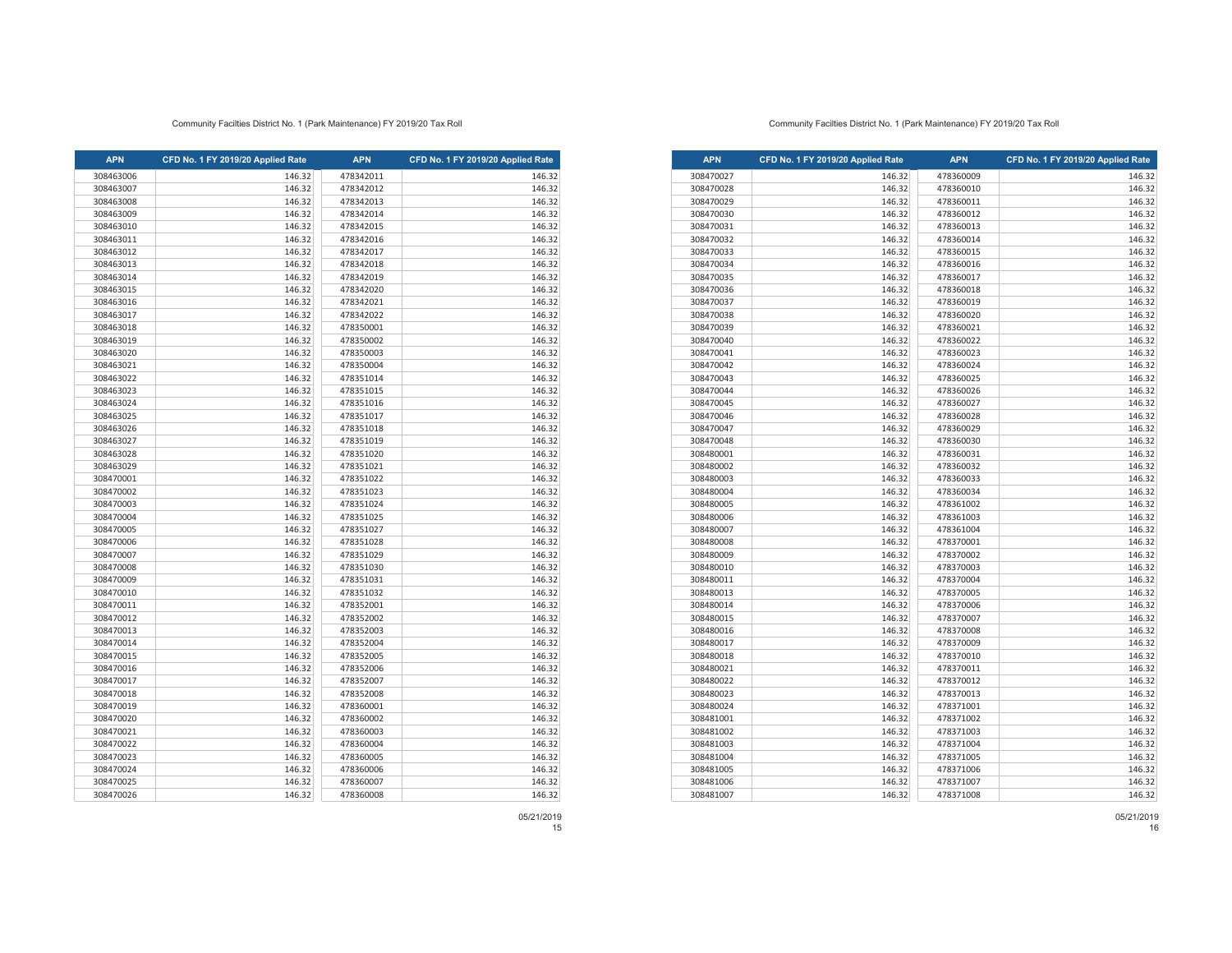Community Facilties District No. 1 (Park Maintenance) FY 2019/20 Tax Roll

| APN | CFD No. 1 FY 2019/20 Applied Rate | APN | CFD No. 1 FY 2019/20 Applied Rate |
|---|---|---|---|
| 308463006 | 146.32 | 478342011 | 146.32 |
| 308463007 | 146.32 | 478342012 | 146.32 |
| 308463008 | 146.32 | 478342013 | 146.32 |
| 308463009 | 146.32 | 478342014 | 146.32 |
| 308463010 | 146.32 | 478342015 | 146.32 |
| 308463011 | 146.32 | 478342016 | 146.32 |
| 308463012 | 146.32 | 478342017 | 146.32 |
| 308463013 | 146.32 | 478342018 | 146.32 |
| 308463014 | 146.32 | 478342019 | 146.32 |
| 308463015 | 146.32 | 478342020 | 146.32 |
| 308463016 | 146.32 | 478342021 | 146.32 |
| 308463017 | 146.32 | 478342022 | 146.32 |
| 308463018 | 146.32 | 478350001 | 146.32 |
| 308463019 | 146.32 | 478350002 | 146.32 |
| 308463020 | 146.32 | 478350003 | 146.32 |
| 308463021 | 146.32 | 478350004 | 146.32 |
| 308463022 | 146.32 | 478351014 | 146.32 |
| 308463023 | 146.32 | 478351015 | 146.32 |
| 308463024 | 146.32 | 478351016 | 146.32 |
| 308463025 | 146.32 | 478351017 | 146.32 |
| 308463026 | 146.32 | 478351018 | 146.32 |
| 308463027 | 146.32 | 478351019 | 146.32 |
| 308463028 | 146.32 | 478351020 | 146.32 |
| 308463029 | 146.32 | 478351021 | 146.32 |
| 308470001 | 146.32 | 478351022 | 146.32 |
| 308470002 | 146.32 | 478351023 | 146.32 |
| 308470003 | 146.32 | 478351024 | 146.32 |
| 308470004 | 146.32 | 478351025 | 146.32 |
| 308470005 | 146.32 | 478351027 | 146.32 |
| 308470006 | 146.32 | 478351028 | 146.32 |
| 308470007 | 146.32 | 478351029 | 146.32 |
| 308470008 | 146.32 | 478351030 | 146.32 |
| 308470009 | 146.32 | 478351031 | 146.32 |
| 308470010 | 146.32 | 478351032 | 146.32 |
| 308470011 | 146.32 | 478352001 | 146.32 |
| 308470012 | 146.32 | 478352002 | 146.32 |
| 308470013 | 146.32 | 478352003 | 146.32 |
| 308470014 | 146.32 | 478352004 | 146.32 |
| 308470015 | 146.32 | 478352005 | 146.32 |
| 308470016 | 146.32 | 478352006 | 146.32 |
| 308470017 | 146.32 | 478352007 | 146.32 |
| 308470018 | 146.32 | 478352008 | 146.32 |
| 308470019 | 146.32 | 478360001 | 146.32 |
| 308470020 | 146.32 | 478360002 | 146.32 |
| 308470021 | 146.32 | 478360003 | 146.32 |
| 308470022 | 146.32 | 478360004 | 146.32 |
| 308470023 | 146.32 | 478360005 | 146.32 |
| 308470024 | 146.32 | 478360006 | 146.32 |
| 308470025 | 146.32 | 478360007 | 146.32 |
| 308470026 | 146.32 | 478360008 | 146.32 |

05/21/2019

Community Facilties District No. 1 (Park Maintenance) FY 2019/20 Tax Roll

| APN | CFD No. 1 FY 2019/20 Applied Rate | APN | CFD No. 1 FY 2019/20 Applied Rate |
|---|---|---|---|
| 308470027 | 146.32 | 478360009 | 146.32 |
| 308470028 | 146.32 | 478360010 | 146.32 |
| 308470029 | 146.32 | 478360011 | 146.32 |
| 308470030 | 146.32 | 478360012 | 146.32 |
| 308470031 | 146.32 | 478360013 | 146.32 |
| 308470032 | 146.32 | 478360014 | 146.32 |
| 308470033 | 146.32 | 478360015 | 146.32 |
| 308470034 | 146.32 | 478360016 | 146.32 |
| 308470035 | 146.32 | 478360017 | 146.32 |
| 308470036 | 146.32 | 478360018 | 146.32 |
| 308470037 | 146.32 | 478360019 | 146.32 |
| 308470038 | 146.32 | 478360020 | 146.32 |
| 308470039 | 146.32 | 478360021 | 146.32 |
| 308470040 | 146.32 | 478360022 | 146.32 |
| 308470041 | 146.32 | 478360023 | 146.32 |
| 308470042 | 146.32 | 478360024 | 146.32 |
| 308470043 | 146.32 | 478360025 | 146.32 |
| 308470044 | 146.32 | 478360026 | 146.32 |
| 308470045 | 146.32 | 478360027 | 146.32 |
| 308470046 | 146.32 | 478360028 | 146.32 |
| 308470047 | 146.32 | 478360029 | 146.32 |
| 308470048 | 146.32 | 478360030 | 146.32 |
| 308480001 | 146.32 | 478360031 | 146.32 |
| 308480002 | 146.32 | 478360032 | 146.32 |
| 308480003 | 146.32 | 478360033 | 146.32 |
| 308480004 | 146.32 | 478360034 | 146.32 |
| 308480005 | 146.32 | 478361002 | 146.32 |
| 308480006 | 146.32 | 478361003 | 146.32 |
| 308480007 | 146.32 | 478361004 | 146.32 |
| 308480008 | 146.32 | 478370001 | 146.32 |
| 308480009 | 146.32 | 478370002 | 146.32 |
| 308480010 | 146.32 | 478370003 | 146.32 |
| 308480011 | 146.32 | 478370004 | 146.32 |
| 308480013 | 146.32 | 478370005 | 146.32 |
| 308480014 | 146.32 | 478370006 | 146.32 |
| 308480015 | 146.32 | 478370007 | 146.32 |
| 308480016 | 146.32 | 478370008 | 146.32 |
| 308480017 | 146.32 | 478370009 | 146.32 |
| 308480018 | 146.32 | 478370010 | 146.32 |
| 308480021 | 146.32 | 478370011 | 146.32 |
| 308480022 | 146.32 | 478370012 | 146.32 |
| 308480023 | 146.32 | 478370013 | 146.32 |
| 308480024 | 146.32 | 478371001 | 146.32 |
| 308481001 | 146.32 | 478371002 | 146.32 |
| 308481002 | 146.32 | 478371003 | 146.32 |
| 308481003 | 146.32 | 478371004 | 146.32 |
| 308481004 | 146.32 | 478371005 | 146.32 |
| 308481005 | 146.32 | 478371006 | 146.32 |
| 308481006 | 146.32 | 478371007 | 146.32 |
| 308481007 | 146.32 | 478371008 | 146.32 |

05/21/2019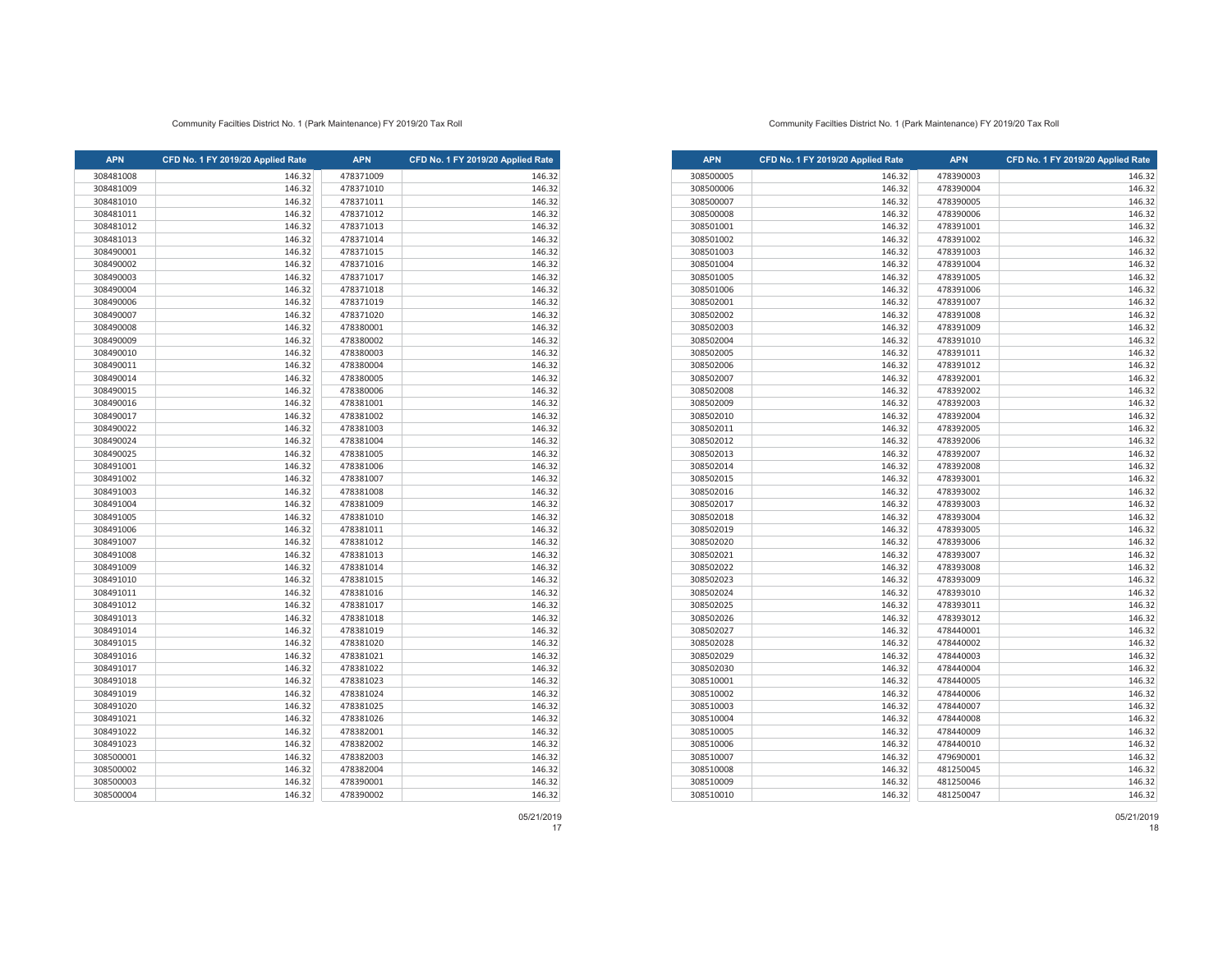Community Facilties District No. 1 (Park Maintenance) FY 2019/20 Tax Roll

| APN | CFD No. 1 FY 2019/20 Applied Rate | APN | CFD No. 1 FY 2019/20 Applied Rate |
|---|---|---|---|
| 308481008 | 146.32 | 478371009 | 146.32 |
| 308481009 | 146.32 | 478371010 | 146.32 |
| 308481010 | 146.32 | 478371011 | 146.32 |
| 308481011 | 146.32 | 478371012 | 146.32 |
| 308481012 | 146.32 | 478371013 | 146.32 |
| 308481013 | 146.32 | 478371014 | 146.32 |
| 308490001 | 146.32 | 478371015 | 146.32 |
| 308490002 | 146.32 | 478371016 | 146.32 |
| 308490003 | 146.32 | 478371017 | 146.32 |
| 308490004 | 146.32 | 478371018 | 146.32 |
| 308490006 | 146.32 | 478371019 | 146.32 |
| 308490007 | 146.32 | 478371020 | 146.32 |
| 308490008 | 146.32 | 478380001 | 146.32 |
| 308490009 | 146.32 | 478380002 | 146.32 |
| 308490010 | 146.32 | 478380003 | 146.32 |
| 308490011 | 146.32 | 478380004 | 146.32 |
| 308490014 | 146.32 | 478380005 | 146.32 |
| 308490015 | 146.32 | 478380006 | 146.32 |
| 308490016 | 146.32 | 478381001 | 146.32 |
| 308490017 | 146.32 | 478381002 | 146.32 |
| 308490022 | 146.32 | 478381003 | 146.32 |
| 308490024 | 146.32 | 478381004 | 146.32 |
| 308490025 | 146.32 | 478381005 | 146.32 |
| 308491001 | 146.32 | 478381006 | 146.32 |
| 308491002 | 146.32 | 478381007 | 146.32 |
| 308491003 | 146.32 | 478381008 | 146.32 |
| 308491004 | 146.32 | 478381009 | 146.32 |
| 308491005 | 146.32 | 478381010 | 146.32 |
| 308491006 | 146.32 | 478381011 | 146.32 |
| 308491007 | 146.32 | 478381012 | 146.32 |
| 308491008 | 146.32 | 478381013 | 146.32 |
| 308491009 | 146.32 | 478381014 | 146.32 |
| 308491010 | 146.32 | 478381015 | 146.32 |
| 308491011 | 146.32 | 478381016 | 146.32 |
| 308491012 | 146.32 | 478381017 | 146.32 |
| 308491013 | 146.32 | 478381018 | 146.32 |
| 308491014 | 146.32 | 478381019 | 146.32 |
| 308491015 | 146.32 | 478381020 | 146.32 |
| 308491016 | 146.32 | 478381021 | 146.32 |
| 308491017 | 146.32 | 478381022 | 146.32 |
| 308491018 | 146.32 | 478381023 | 146.32 |
| 308491019 | 146.32 | 478381024 | 146.32 |
| 308491020 | 146.32 | 478381025 | 146.32 |
| 308491021 | 146.32 | 478381026 | 146.32 |
| 308491022 | 146.32 | 478382001 | 146.32 |
| 308491023 | 146.32 | 478382002 | 146.32 |
| 308500001 | 146.32 | 478382003 | 146.32 |
| 308500002 | 146.32 | 478382004 | 146.32 |
| 308500003 | 146.32 | 478390001 | 146.32 |
| 308500004 | 146.32 | 478390002 | 146.32 |

05/21/2019

Community Facilties District No. 1 (Park Maintenance) FY 2019/20 Tax Roll

| APN | CFD No. 1 FY 2019/20 Applied Rate | APN | CFD No. 1 FY 2019/20 Applied Rate |
|---|---|---|---|
| 308500005 | 146.32 | 478390003 | 146.32 |
| 308500006 | 146.32 | 478390004 | 146.32 |
| 308500007 | 146.32 | 478390005 | 146.32 |
| 308500008 | 146.32 | 478390006 | 146.32 |
| 308501001 | 146.32 | 478391001 | 146.32 |
| 308501002 | 146.32 | 478391002 | 146.32 |
| 308501003 | 146.32 | 478391003 | 146.32 |
| 308501004 | 146.32 | 478391004 | 146.32 |
| 308501005 | 146.32 | 478391005 | 146.32 |
| 308501006 | 146.32 | 478391006 | 146.32 |
| 308502001 | 146.32 | 478391007 | 146.32 |
| 308502002 | 146.32 | 478391008 | 146.32 |
| 308502003 | 146.32 | 478391009 | 146.32 |
| 308502004 | 146.32 | 478391010 | 146.32 |
| 308502005 | 146.32 | 478391011 | 146.32 |
| 308502006 | 146.32 | 478391012 | 146.32 |
| 308502007 | 146.32 | 478392001 | 146.32 |
| 308502008 | 146.32 | 478392002 | 146.32 |
| 308502009 | 146.32 | 478392003 | 146.32 |
| 308502010 | 146.32 | 478392004 | 146.32 |
| 308502011 | 146.32 | 478392005 | 146.32 |
| 308502012 | 146.32 | 478392006 | 146.32 |
| 308502013 | 146.32 | 478392007 | 146.32 |
| 308502014 | 146.32 | 478392008 | 146.32 |
| 308502015 | 146.32 | 478393001 | 146.32 |
| 308502016 | 146.32 | 478393002 | 146.32 |
| 308502017 | 146.32 | 478393003 | 146.32 |
| 308502018 | 146.32 | 478393004 | 146.32 |
| 308502019 | 146.32 | 478393005 | 146.32 |
| 308502020 | 146.32 | 478393006 | 146.32 |
| 308502021 | 146.32 | 478393007 | 146.32 |
| 308502022 | 146.32 | 478393008 | 146.32 |
| 308502023 | 146.32 | 478393009 | 146.32 |
| 308502024 | 146.32 | 478393010 | 146.32 |
| 308502025 | 146.32 | 478393011 | 146.32 |
| 308502026 | 146.32 | 478393012 | 146.32 |
| 308502027 | 146.32 | 478440001 | 146.32 |
| 308502028 | 146.32 | 478440002 | 146.32 |
| 308502029 | 146.32 | 478440003 | 146.32 |
| 308502030 | 146.32 | 478440004 | 146.32 |
| 308510001 | 146.32 | 478440005 | 146.32 |
| 308510002 | 146.32 | 478440006 | 146.32 |
| 308510003 | 146.32 | 478440007 | 146.32 |
| 308510004 | 146.32 | 478440008 | 146.32 |
| 308510005 | 146.32 | 478440009 | 146.32 |
| 308510006 | 146.32 | 478440010 | 146.32 |
| 308510007 | 146.32 | 479690001 | 146.32 |
| 308510008 | 146.32 | 481250045 | 146.32 |
| 308510009 | 146.32 | 481250046 | 146.32 |
| 308510010 | 146.32 | 481250047 | 146.32 |

05/21/2019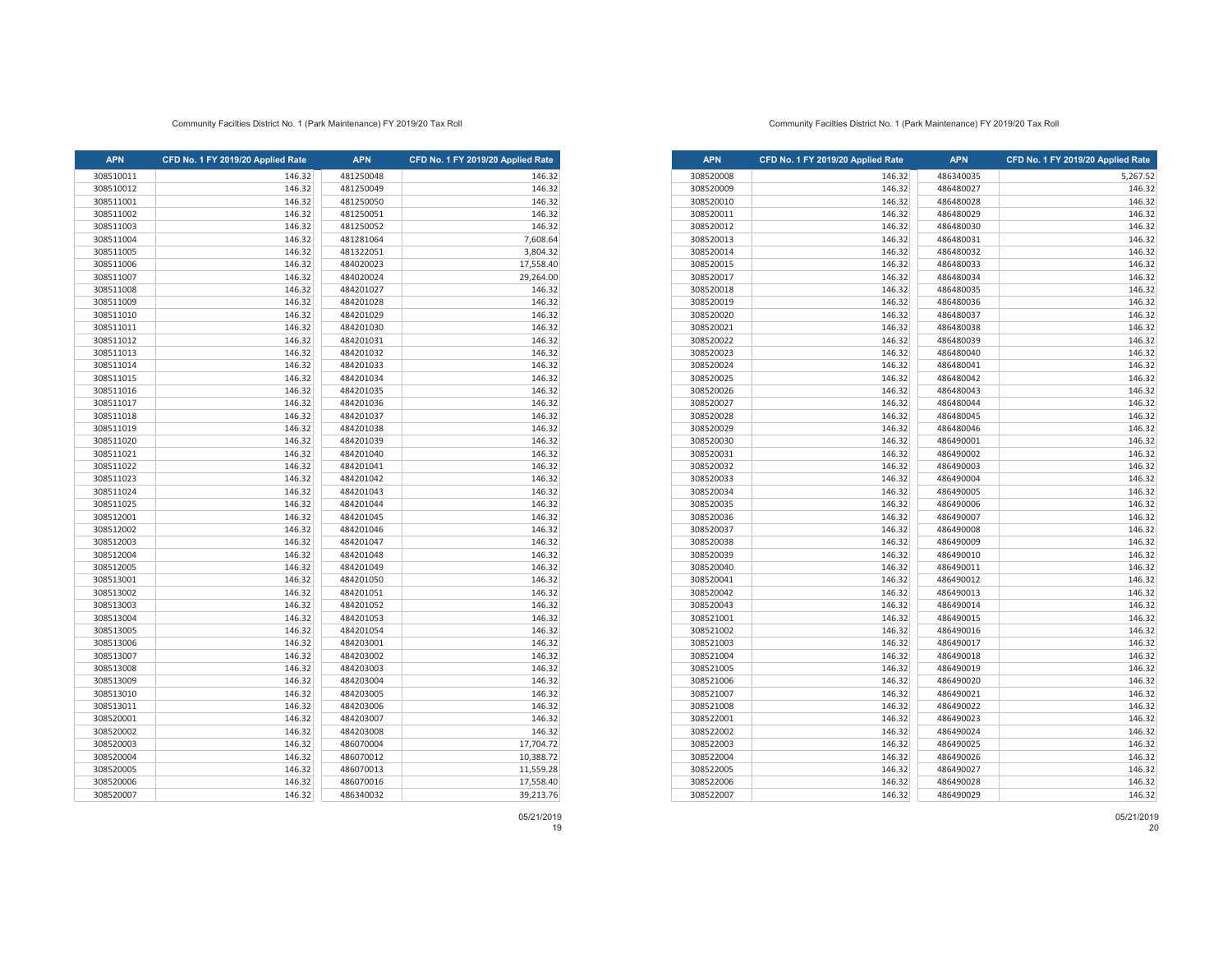Community Facilties District No. 1 (Park Maintenance) FY 2019/20 Tax Roll

| APN | CFD No. 1 FY 2019/20 Applied Rate | APN | CFD No. 1 FY 2019/20 Applied Rate |
|---|---|---|---|
| 308510011 | 146.32 | 481250048 | 146.32 |
| 308510012 | 146.32 | 481250049 | 146.32 |
| 308511001 | 146.32 | 481250050 | 146.32 |
| 308511002 | 146.32 | 481250051 | 146.32 |
| 308511003 | 146.32 | 481250052 | 146.32 |
| 308511004 | 146.32 | 481281064 | 7,608.64 |
| 308511005 | 146.32 | 481322051 | 3,804.32 |
| 308511006 | 146.32 | 484020023 | 17,558.40 |
| 308511007 | 146.32 | 484020024 | 29,264.00 |
| 308511008 | 146.32 | 484201027 | 146.32 |
| 308511009 | 146.32 | 484201028 | 146.32 |
| 308511010 | 146.32 | 484201029 | 146.32 |
| 308511011 | 146.32 | 484201030 | 146.32 |
| 308511012 | 146.32 | 484201031 | 146.32 |
| 308511013 | 146.32 | 484201032 | 146.32 |
| 308511014 | 146.32 | 484201033 | 146.32 |
| 308511015 | 146.32 | 484201034 | 146.32 |
| 308511016 | 146.32 | 484201035 | 146.32 |
| 308511017 | 146.32 | 484201036 | 146.32 |
| 308511018 | 146.32 | 484201037 | 146.32 |
| 308511019 | 146.32 | 484201038 | 146.32 |
| 308511020 | 146.32 | 484201039 | 146.32 |
| 308511021 | 146.32 | 484201040 | 146.32 |
| 308511022 | 146.32 | 484201041 | 146.32 |
| 308511023 | 146.32 | 484201042 | 146.32 |
| 308511024 | 146.32 | 484201043 | 146.32 |
| 308511025 | 146.32 | 484201044 | 146.32 |
| 308512001 | 146.32 | 484201045 | 146.32 |
| 308512002 | 146.32 | 484201046 | 146.32 |
| 308512003 | 146.32 | 484201047 | 146.32 |
| 308512004 | 146.32 | 484201048 | 146.32 |
| 308512005 | 146.32 | 484201049 | 146.32 |
| 308513001 | 146.32 | 484201050 | 146.32 |
| 308513002 | 146.32 | 484201051 | 146.32 |
| 308513003 | 146.32 | 484201052 | 146.32 |
| 308513004 | 146.32 | 484201053 | 146.32 |
| 308513005 | 146.32 | 484201054 | 146.32 |
| 308513006 | 146.32 | 484203001 | 146.32 |
| 308513007 | 146.32 | 484203002 | 146.32 |
| 308513008 | 146.32 | 484203003 | 146.32 |
| 308513009 | 146.32 | 484203004 | 146.32 |
| 308513010 | 146.32 | 484203005 | 146.32 |
| 308513011 | 146.32 | 484203006 | 146.32 |
| 308520001 | 146.32 | 484203007 | 146.32 |
| 308520002 | 146.32 | 484203008 | 146.32 |
| 308520003 | 146.32 | 486070004 | 17,704.72 |
| 308520004 | 146.32 | 486070012 | 10,388.72 |
| 308520005 | 146.32 | 486070013 | 11,559.28 |
| 308520006 | 146.32 | 486070016 | 17,558.40 |
| 308520007 | 146.32 | 486340032 | 39,213.76 |

05/21/2019

Community Facilties District No. 1 (Park Maintenance) FY 2019/20 Tax Roll

| APN | CFD No. 1 FY 2019/20 Applied Rate | APN | CFD No. 1 FY 2019/20 Applied Rate |
|---|---|---|---|
| 308520008 | 146.32 | 486340035 | 5,267.52 |
| 308520009 | 146.32 | 486480027 | 146.32 |
| 308520010 | 146.32 | 486480028 | 146.32 |
| 308520011 | 146.32 | 486480029 | 146.32 |
| 308520012 | 146.32 | 486480030 | 146.32 |
| 308520013 | 146.32 | 486480031 | 146.32 |
| 308520014 | 146.32 | 486480032 | 146.32 |
| 308520015 | 146.32 | 486480033 | 146.32 |
| 308520017 | 146.32 | 486480034 | 146.32 |
| 308520018 | 146.32 | 486480035 | 146.32 |
| 308520019 | 146.32 | 486480036 | 146.32 |
| 308520020 | 146.32 | 486480037 | 146.32 |
| 308520021 | 146.32 | 486480038 | 146.32 |
| 308520022 | 146.32 | 486480039 | 146.32 |
| 308520023 | 146.32 | 486480040 | 146.32 |
| 308520024 | 146.32 | 486480041 | 146.32 |
| 308520025 | 146.32 | 486480042 | 146.32 |
| 308520026 | 146.32 | 486480043 | 146.32 |
| 308520027 | 146.32 | 486480044 | 146.32 |
| 308520028 | 146.32 | 486480045 | 146.32 |
| 308520029 | 146.32 | 486480046 | 146.32 |
| 308520030 | 146.32 | 486490001 | 146.32 |
| 308520031 | 146.32 | 486490002 | 146.32 |
| 308520032 | 146.32 | 486490003 | 146.32 |
| 308520033 | 146.32 | 486490004 | 146.32 |
| 308520034 | 146.32 | 486490005 | 146.32 |
| 308520035 | 146.32 | 486490006 | 146.32 |
| 308520036 | 146.32 | 486490007 | 146.32 |
| 308520037 | 146.32 | 486490008 | 146.32 |
| 308520038 | 146.32 | 486490009 | 146.32 |
| 308520039 | 146.32 | 486490010 | 146.32 |
| 308520040 | 146.32 | 486490011 | 146.32 |
| 308520041 | 146.32 | 486490012 | 146.32 |
| 308520042 | 146.32 | 486490013 | 146.32 |
| 308520043 | 146.32 | 486490014 | 146.32 |
| 308521001 | 146.32 | 486490015 | 146.32 |
| 308521002 | 146.32 | 486490016 | 146.32 |
| 308521003 | 146.32 | 486490017 | 146.32 |
| 308521004 | 146.32 | 486490018 | 146.32 |
| 308521005 | 146.32 | 486490019 | 146.32 |
| 308521006 | 146.32 | 486490020 | 146.32 |
| 308521007 | 146.32 | 486490021 | 146.32 |
| 308521008 | 146.32 | 486490022 | 146.32 |
| 308522001 | 146.32 | 486490023 | 146.32 |
| 308522002 | 146.32 | 486490024 | 146.32 |
| 308522003 | 146.32 | 486490025 | 146.32 |
| 308522004 | 146.32 | 486490026 | 146.32 |
| 308522005 | 146.32 | 486490027 | 146.32 |
| 308522006 | 146.32 | 486490028 | 146.32 |
| 308522007 | 146.32 | 486490029 | 146.32 |

05/21/2019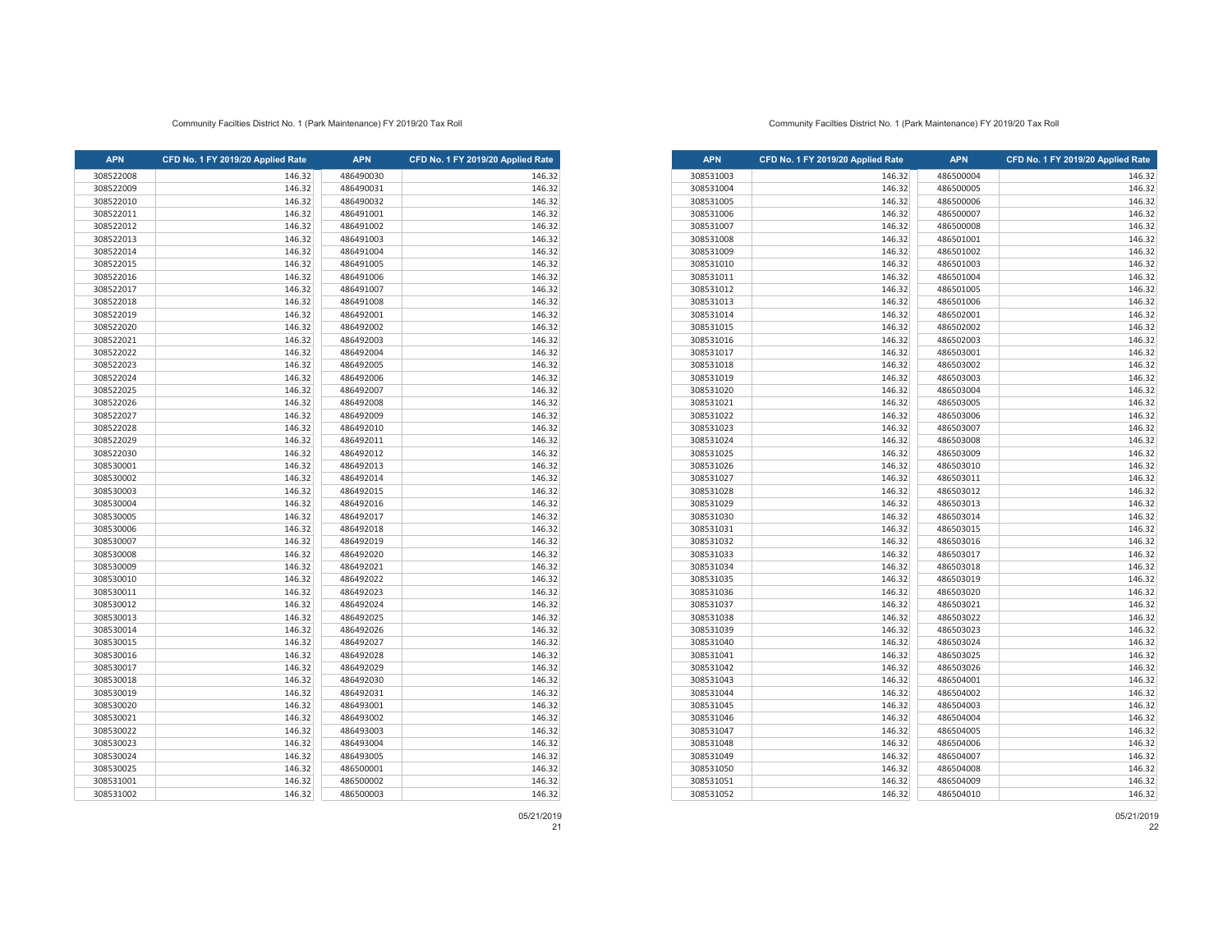Community Facilties District No. 1 (Park Maintenance) FY 2019/20 Tax Roll

| APN | CFD No. 1 FY 2019/20 Applied Rate | APN | CFD No. 1 FY 2019/20 Applied Rate |
|---|---|---|---|
| 308522008 | 146.32 | 486490030 | 146.32 |
| 308522009 | 146.32 | 486490031 | 146.32 |
| 308522010 | 146.32 | 486490032 | 146.32 |
| 308522011 | 146.32 | 486491001 | 146.32 |
| 308522012 | 146.32 | 486491002 | 146.32 |
| 308522013 | 146.32 | 486491003 | 146.32 |
| 308522014 | 146.32 | 486491004 | 146.32 |
| 308522015 | 146.32 | 486491005 | 146.32 |
| 308522016 | 146.32 | 486491006 | 146.32 |
| 308522017 | 146.32 | 486491007 | 146.32 |
| 308522018 | 146.32 | 486491008 | 146.32 |
| 308522019 | 146.32 | 486492001 | 146.32 |
| 308522020 | 146.32 | 486492002 | 146.32 |
| 308522021 | 146.32 | 486492003 | 146.32 |
| 308522022 | 146.32 | 486492004 | 146.32 |
| 308522023 | 146.32 | 486492005 | 146.32 |
| 308522024 | 146.32 | 486492006 | 146.32 |
| 308522025 | 146.32 | 486492007 | 146.32 |
| 308522026 | 146.32 | 486492008 | 146.32 |
| 308522027 | 146.32 | 486492009 | 146.32 |
| 308522028 | 146.32 | 486492010 | 146.32 |
| 308522029 | 146.32 | 486492011 | 146.32 |
| 308522030 | 146.32 | 486492012 | 146.32 |
| 308530001 | 146.32 | 486492013 | 146.32 |
| 308530002 | 146.32 | 486492014 | 146.32 |
| 308530003 | 146.32 | 486492015 | 146.32 |
| 308530004 | 146.32 | 486492016 | 146.32 |
| 308530005 | 146.32 | 486492017 | 146.32 |
| 308530006 | 146.32 | 486492018 | 146.32 |
| 308530007 | 146.32 | 486492019 | 146.32 |
| 308530008 | 146.32 | 486492020 | 146.32 |
| 308530009 | 146.32 | 486492021 | 146.32 |
| 308530010 | 146.32 | 486492022 | 146.32 |
| 308530011 | 146.32 | 486492023 | 146.32 |
| 308530012 | 146.32 | 486492024 | 146.32 |
| 308530013 | 146.32 | 486492025 | 146.32 |
| 308530014 | 146.32 | 486492026 | 146.32 |
| 308530015 | 146.32 | 486492027 | 146.32 |
| 308530016 | 146.32 | 486492028 | 146.32 |
| 308530017 | 146.32 | 486492029 | 146.32 |
| 308530018 | 146.32 | 486492030 | 146.32 |
| 308530019 | 146.32 | 486492031 | 146.32 |
| 308530020 | 146.32 | 486493001 | 146.32 |
| 308530021 | 146.32 | 486493002 | 146.32 |
| 308530022 | 146.32 | 486493003 | 146.32 |
| 308530023 | 146.32 | 486493004 | 146.32 |
| 308530024 | 146.32 | 486493005 | 146.32 |
| 308530025 | 146.32 | 486500001 | 146.32 |
| 308531001 | 146.32 | 486500002 | 146.32 |
| 308531002 | 146.32 | 486500003 | 146.32 |

05/21/2019

Community Facilties District No. 1 (Park Maintenance) FY 2019/20 Tax Roll

| APN | CFD No. 1 FY 2019/20 Applied Rate | APN | CFD No. 1 FY 2019/20 Applied Rate |
|---|---|---|---|
| 308531003 | 146.32 | 486500004 | 146.32 |
| 308531004 | 146.32 | 486500005 | 146.32 |
| 308531005 | 146.32 | 486500006 | 146.32 |
| 308531006 | 146.32 | 486500007 | 146.32 |
| 308531007 | 146.32 | 486500008 | 146.32 |
| 308531008 | 146.32 | 486501001 | 146.32 |
| 308531009 | 146.32 | 486501002 | 146.32 |
| 308531010 | 146.32 | 486501003 | 146.32 |
| 308531011 | 146.32 | 486501004 | 146.32 |
| 308531012 | 146.32 | 486501005 | 146.32 |
| 308531013 | 146.32 | 486501006 | 146.32 |
| 308531014 | 146.32 | 486502001 | 146.32 |
| 308531015 | 146.32 | 486502002 | 146.32 |
| 308531016 | 146.32 | 486502003 | 146.32 |
| 308531017 | 146.32 | 486503001 | 146.32 |
| 308531018 | 146.32 | 486503002 | 146.32 |
| 308531019 | 146.32 | 486503003 | 146.32 |
| 308531020 | 146.32 | 486503004 | 146.32 |
| 308531021 | 146.32 | 486503005 | 146.32 |
| 308531022 | 146.32 | 486503006 | 146.32 |
| 308531023 | 146.32 | 486503007 | 146.32 |
| 308531024 | 146.32 | 486503008 | 146.32 |
| 308531025 | 146.32 | 486503009 | 146.32 |
| 308531026 | 146.32 | 486503010 | 146.32 |
| 308531027 | 146.32 | 486503011 | 146.32 |
| 308531028 | 146.32 | 486503012 | 146.32 |
| 308531029 | 146.32 | 486503013 | 146.32 |
| 308531030 | 146.32 | 486503014 | 146.32 |
| 308531031 | 146.32 | 486503015 | 146.32 |
| 308531032 | 146.32 | 486503016 | 146.32 |
| 308531033 | 146.32 | 486503017 | 146.32 |
| 308531034 | 146.32 | 486503018 | 146.32 |
| 308531035 | 146.32 | 486503019 | 146.32 |
| 308531036 | 146.32 | 486503020 | 146.32 |
| 308531037 | 146.32 | 486503021 | 146.32 |
| 308531038 | 146.32 | 486503022 | 146.32 |
| 308531039 | 146.32 | 486503023 | 146.32 |
| 308531040 | 146.32 | 486503024 | 146.32 |
| 308531041 | 146.32 | 486503025 | 146.32 |
| 308531042 | 146.32 | 486503026 | 146.32 |
| 308531043 | 146.32 | 486504001 | 146.32 |
| 308531044 | 146.32 | 486504002 | 146.32 |
| 308531045 | 146.32 | 486504003 | 146.32 |
| 308531046 | 146.32 | 486504004 | 146.32 |
| 308531047 | 146.32 | 486504005 | 146.32 |
| 308531048 | 146.32 | 486504006 | 146.32 |
| 308531049 | 146.32 | 486504007 | 146.32 |
| 308531050 | 146.32 | 486504008 | 146.32 |
| 308531051 | 146.32 | 486504009 | 146.32 |
| 308531052 | 146.32 | 486504010 | 146.32 |

05/21/2019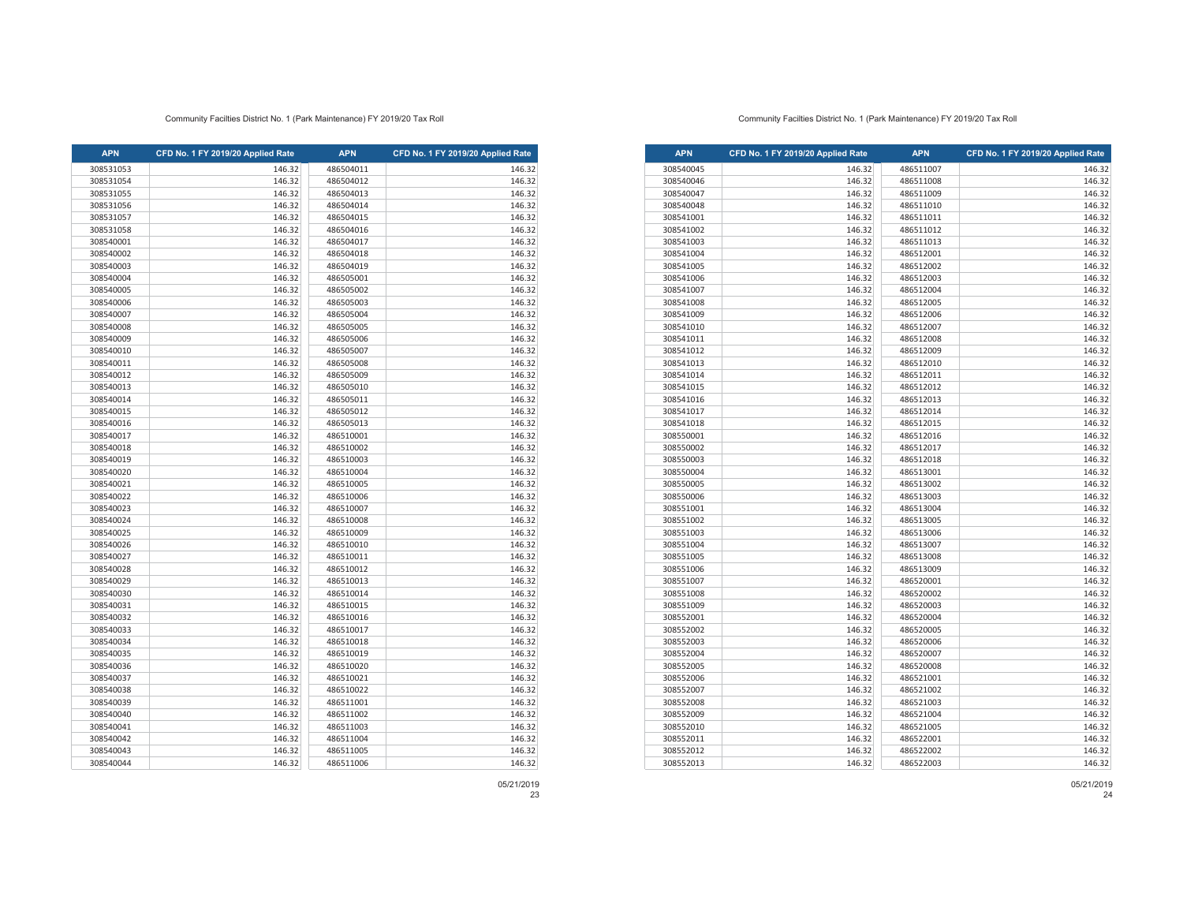Community Facilties District No. 1 (Park Maintenance) FY 2019/20 Tax Roll

| APN | CFD No. 1 FY 2019/20 Applied Rate | APN | CFD No. 1 FY 2019/20 Applied Rate |
|---|---|---|---|
| 308531053 | 146.32 | 486504011 | 146.32 |
| 308531054 | 146.32 | 486504012 | 146.32 |
| 308531055 | 146.32 | 486504013 | 146.32 |
| 308531056 | 146.32 | 486504014 | 146.32 |
| 308531057 | 146.32 | 486504015 | 146.32 |
| 308531058 | 146.32 | 486504016 | 146.32 |
| 308540001 | 146.32 | 486504017 | 146.32 |
| 308540002 | 146.32 | 486504018 | 146.32 |
| 308540003 | 146.32 | 486504019 | 146.32 |
| 308540004 | 146.32 | 486505001 | 146.32 |
| 308540005 | 146.32 | 486505002 | 146.32 |
| 308540006 | 146.32 | 486505003 | 146.32 |
| 308540007 | 146.32 | 486505004 | 146.32 |
| 308540008 | 146.32 | 486505005 | 146.32 |
| 308540009 | 146.32 | 486505006 | 146.32 |
| 308540010 | 146.32 | 486505007 | 146.32 |
| 308540011 | 146.32 | 486505008 | 146.32 |
| 308540012 | 146.32 | 486505009 | 146.32 |
| 308540013 | 146.32 | 486505010 | 146.32 |
| 308540014 | 146.32 | 486505011 | 146.32 |
| 308540015 | 146.32 | 486505012 | 146.32 |
| 308540016 | 146.32 | 486505013 | 146.32 |
| 308540017 | 146.32 | 486510001 | 146.32 |
| 308540018 | 146.32 | 486510002 | 146.32 |
| 308540019 | 146.32 | 486510003 | 146.32 |
| 308540020 | 146.32 | 486510004 | 146.32 |
| 308540021 | 146.32 | 486510005 | 146.32 |
| 308540022 | 146.32 | 486510006 | 146.32 |
| 308540023 | 146.32 | 486510007 | 146.32 |
| 308540024 | 146.32 | 486510008 | 146.32 |
| 308540025 | 146.32 | 486510009 | 146.32 |
| 308540026 | 146.32 | 486510010 | 146.32 |
| 308540027 | 146.32 | 486510011 | 146.32 |
| 308540028 | 146.32 | 486510012 | 146.32 |
| 308540029 | 146.32 | 486510013 | 146.32 |
| 308540030 | 146.32 | 486510014 | 146.32 |
| 308540031 | 146.32 | 486510015 | 146.32 |
| 308540032 | 146.32 | 486510016 | 146.32 |
| 308540033 | 146.32 | 486510017 | 146.32 |
| 308540034 | 146.32 | 486510018 | 146.32 |
| 308540035 | 146.32 | 486510019 | 146.32 |
| 308540036 | 146.32 | 486510020 | 146.32 |
| 308540037 | 146.32 | 486510021 | 146.32 |
| 308540038 | 146.32 | 486510022 | 146.32 |
| 308540039 | 146.32 | 486511001 | 146.32 |
| 308540040 | 146.32 | 486511002 | 146.32 |
| 308540041 | 146.32 | 486511003 | 146.32 |
| 308540042 | 146.32 | 486511004 | 146.32 |
| 308540043 | 146.32 | 486511005 | 146.32 |
| 308540044 | 146.32 | 486511006 | 146.32 |

05/21/2019

Community Facilties District No. 1 (Park Maintenance) FY 2019/20 Tax Roll

| APN | CFD No. 1 FY 2019/20 Applied Rate | APN | CFD No. 1 FY 2019/20 Applied Rate |
|---|---|---|---|
| 308540045 | 146.32 | 486511007 | 146.32 |
| 308540046 | 146.32 | 486511008 | 146.32 |
| 308540047 | 146.32 | 486511009 | 146.32 |
| 308540048 | 146.32 | 486511010 | 146.32 |
| 308541001 | 146.32 | 486511011 | 146.32 |
| 308541002 | 146.32 | 486511012 | 146.32 |
| 308541003 | 146.32 | 486511013 | 146.32 |
| 308541004 | 146.32 | 486512001 | 146.32 |
| 308541005 | 146.32 | 486512002 | 146.32 |
| 308541006 | 146.32 | 486512003 | 146.32 |
| 308541007 | 146.32 | 486512004 | 146.32 |
| 308541008 | 146.32 | 486512005 | 146.32 |
| 308541009 | 146.32 | 486512006 | 146.32 |
| 308541010 | 146.32 | 486512007 | 146.32 |
| 308541011 | 146.32 | 486512008 | 146.32 |
| 308541012 | 146.32 | 486512009 | 146.32 |
| 308541013 | 146.32 | 486512010 | 146.32 |
| 308541014 | 146.32 | 486512011 | 146.32 |
| 308541015 | 146.32 | 486512012 | 146.32 |
| 308541016 | 146.32 | 486512013 | 146.32 |
| 308541017 | 146.32 | 486512014 | 146.32 |
| 308541018 | 146.32 | 486512015 | 146.32 |
| 308550001 | 146.32 | 486512016 | 146.32 |
| 308550002 | 146.32 | 486512017 | 146.32 |
| 308550003 | 146.32 | 486512018 | 146.32 |
| 308550004 | 146.32 | 486513001 | 146.32 |
| 308550005 | 146.32 | 486513002 | 146.32 |
| 308550006 | 146.32 | 486513003 | 146.32 |
| 308551001 | 146.32 | 486513004 | 146.32 |
| 308551002 | 146.32 | 486513005 | 146.32 |
| 308551003 | 146.32 | 486513006 | 146.32 |
| 308551004 | 146.32 | 486513007 | 146.32 |
| 308551005 | 146.32 | 486513008 | 146.32 |
| 308551006 | 146.32 | 486513009 | 146.32 |
| 308551007 | 146.32 | 486520001 | 146.32 |
| 308551008 | 146.32 | 486520002 | 146.32 |
| 308551009 | 146.32 | 486520003 | 146.32 |
| 308552001 | 146.32 | 486520004 | 146.32 |
| 308552002 | 146.32 | 486520005 | 146.32 |
| 308552003 | 146.32 | 486520006 | 146.32 |
| 308552004 | 146.32 | 486520007 | 146.32 |
| 308552005 | 146.32 | 486520008 | 146.32 |
| 308552006 | 146.32 | 486521001 | 146.32 |
| 308552007 | 146.32 | 486521002 | 146.32 |
| 308552008 | 146.32 | 486521003 | 146.32 |
| 308552009 | 146.32 | 486521004 | 146.32 |
| 308552010 | 146.32 | 486521005 | 146.32 |
| 308552011 | 146.32 | 486522001 | 146.32 |
| 308552012 | 146.32 | 486522002 | 146.32 |
| 308552013 | 146.32 | 486522003 | 146.32 |

05/21/2019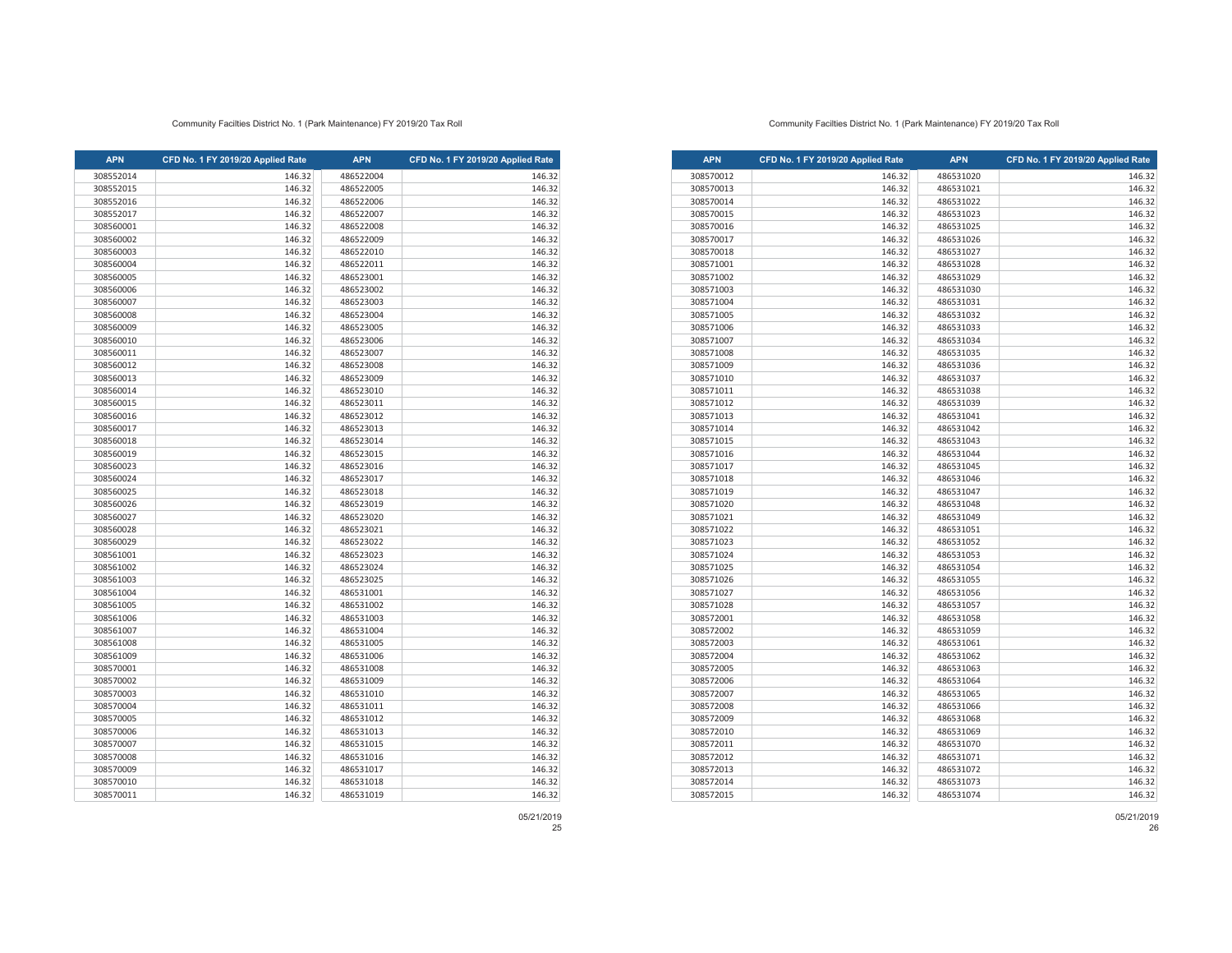Community Facilties District No. 1 (Park Maintenance) FY 2019/20 Tax Roll

| APN | CFD No. 1 FY 2019/20 Applied Rate | APN | CFD No. 1 FY 2019/20 Applied Rate |
|---|---|---|---|
| 308552014 | 146.32 | 486522004 | 146.32 |
| 308552015 | 146.32 | 486522005 | 146.32 |
| 308552016 | 146.32 | 486522006 | 146.32 |
| 308552017 | 146.32 | 486522007 | 146.32 |
| 308560001 | 146.32 | 486522008 | 146.32 |
| 308560002 | 146.32 | 486522009 | 146.32 |
| 308560003 | 146.32 | 486522010 | 146.32 |
| 308560004 | 146.32 | 486522011 | 146.32 |
| 308560005 | 146.32 | 486523001 | 146.32 |
| 308560006 | 146.32 | 486523002 | 146.32 |
| 308560007 | 146.32 | 486523003 | 146.32 |
| 308560008 | 146.32 | 486523004 | 146.32 |
| 308560009 | 146.32 | 486523005 | 146.32 |
| 308560010 | 146.32 | 486523006 | 146.32 |
| 308560011 | 146.32 | 486523007 | 146.32 |
| 308560012 | 146.32 | 486523008 | 146.32 |
| 308560013 | 146.32 | 486523009 | 146.32 |
| 308560014 | 146.32 | 486523010 | 146.32 |
| 308560015 | 146.32 | 486523011 | 146.32 |
| 308560016 | 146.32 | 486523012 | 146.32 |
| 308560017 | 146.32 | 486523013 | 146.32 |
| 308560018 | 146.32 | 486523014 | 146.32 |
| 308560019 | 146.32 | 486523015 | 146.32 |
| 308560023 | 146.32 | 486523016 | 146.32 |
| 308560024 | 146.32 | 486523017 | 146.32 |
| 308560025 | 146.32 | 486523018 | 146.32 |
| 308560026 | 146.32 | 486523019 | 146.32 |
| 308560027 | 146.32 | 486523020 | 146.32 |
| 308560028 | 146.32 | 486523021 | 146.32 |
| 308560029 | 146.32 | 486523022 | 146.32 |
| 308561001 | 146.32 | 486523023 | 146.32 |
| 308561002 | 146.32 | 486523024 | 146.32 |
| 308561003 | 146.32 | 486523025 | 146.32 |
| 308561004 | 146.32 | 486531001 | 146.32 |
| 308561005 | 146.32 | 486531002 | 146.32 |
| 308561006 | 146.32 | 486531003 | 146.32 |
| 308561007 | 146.32 | 486531004 | 146.32 |
| 308561008 | 146.32 | 486531005 | 146.32 |
| 308561009 | 146.32 | 486531006 | 146.32 |
| 308570001 | 146.32 | 486531008 | 146.32 |
| 308570002 | 146.32 | 486531009 | 146.32 |
| 308570003 | 146.32 | 486531010 | 146.32 |
| 308570004 | 146.32 | 486531011 | 146.32 |
| 308570005 | 146.32 | 486531012 | 146.32 |
| 308570006 | 146.32 | 486531013 | 146.32 |
| 308570007 | 146.32 | 486531015 | 146.32 |
| 308570008 | 146.32 | 486531016 | 146.32 |
| 308570009 | 146.32 | 486531017 | 146.32 |
| 308570010 | 146.32 | 486531018 | 146.32 |
| 308570011 | 146.32 | 486531019 | 146.32 |

05/21/2019

Community Facilties District No. 1 (Park Maintenance) FY 2019/20 Tax Roll

| APN | CFD No. 1 FY 2019/20 Applied Rate | APN | CFD No. 1 FY 2019/20 Applied Rate |
|---|---|---|---|
| 308570012 | 146.32 | 486531020 | 146.32 |
| 308570013 | 146.32 | 486531021 | 146.32 |
| 308570014 | 146.32 | 486531022 | 146.32 |
| 308570015 | 146.32 | 486531023 | 146.32 |
| 308570016 | 146.32 | 486531025 | 146.32 |
| 308570017 | 146.32 | 486531026 | 146.32 |
| 308570018 | 146.32 | 486531027 | 146.32 |
| 308571001 | 146.32 | 486531028 | 146.32 |
| 308571002 | 146.32 | 486531029 | 146.32 |
| 308571003 | 146.32 | 486531030 | 146.32 |
| 308571004 | 146.32 | 486531031 | 146.32 |
| 308571005 | 146.32 | 486531032 | 146.32 |
| 308571006 | 146.32 | 486531033 | 146.32 |
| 308571007 | 146.32 | 486531034 | 146.32 |
| 308571008 | 146.32 | 486531035 | 146.32 |
| 308571009 | 146.32 | 486531036 | 146.32 |
| 308571010 | 146.32 | 486531037 | 146.32 |
| 308571011 | 146.32 | 486531038 | 146.32 |
| 308571012 | 146.32 | 486531039 | 146.32 |
| 308571013 | 146.32 | 486531041 | 146.32 |
| 308571014 | 146.32 | 486531042 | 146.32 |
| 308571015 | 146.32 | 486531043 | 146.32 |
| 308571016 | 146.32 | 486531044 | 146.32 |
| 308571017 | 146.32 | 486531045 | 146.32 |
| 308571018 | 146.32 | 486531046 | 146.32 |
| 308571019 | 146.32 | 486531047 | 146.32 |
| 308571020 | 146.32 | 486531048 | 146.32 |
| 308571021 | 146.32 | 486531049 | 146.32 |
| 308571022 | 146.32 | 486531051 | 146.32 |
| 308571023 | 146.32 | 486531052 | 146.32 |
| 308571024 | 146.32 | 486531053 | 146.32 |
| 308571025 | 146.32 | 486531054 | 146.32 |
| 308571026 | 146.32 | 486531055 | 146.32 |
| 308571027 | 146.32 | 486531056 | 146.32 |
| 308571028 | 146.32 | 486531057 | 146.32 |
| 308572001 | 146.32 | 486531058 | 146.32 |
| 308572002 | 146.32 | 486531059 | 146.32 |
| 308572003 | 146.32 | 486531061 | 146.32 |
| 308572004 | 146.32 | 486531062 | 146.32 |
| 308572005 | 146.32 | 486531063 | 146.32 |
| 308572006 | 146.32 | 486531064 | 146.32 |
| 308572007 | 146.32 | 486531065 | 146.32 |
| 308572008 | 146.32 | 486531066 | 146.32 |
| 308572009 | 146.32 | 486531068 | 146.32 |
| 308572010 | 146.32 | 486531069 | 146.32 |
| 308572011 | 146.32 | 486531070 | 146.32 |
| 308572012 | 146.32 | 486531071 | 146.32 |
| 308572013 | 146.32 | 486531072 | 146.32 |
| 308572014 | 146.32 | 486531073 | 146.32 |
| 308572015 | 146.32 | 486531074 | 146.32 |

05/21/2019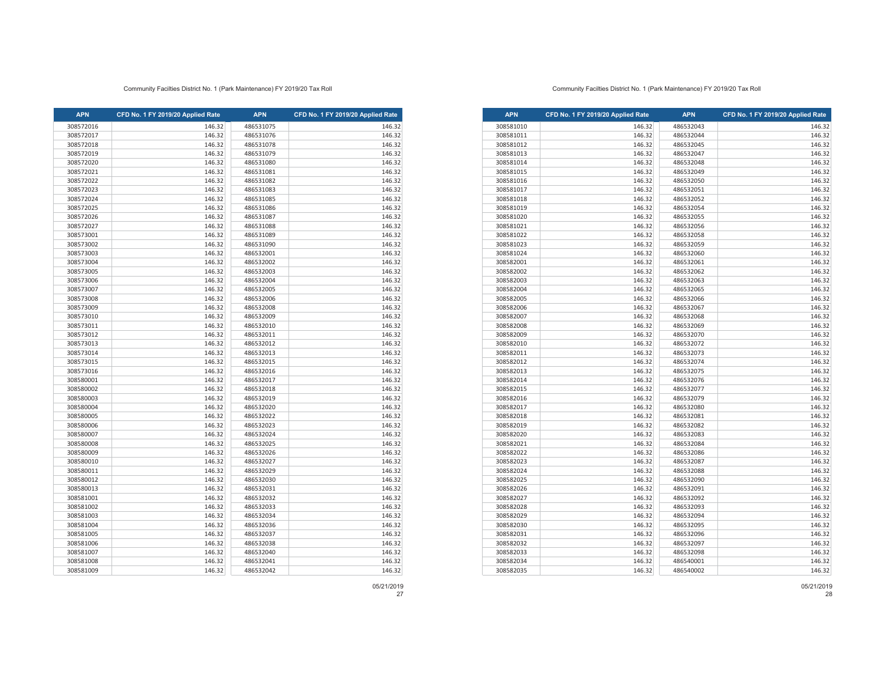Community Facilties District No. 1 (Park Maintenance) FY 2019/20 Tax Roll

| APN | CFD No. 1 FY 2019/20 Applied Rate | APN | CFD No. 1 FY 2019/20 Applied Rate |
|---|---|---|---|
| 308572016 | 146.32 | 486531075 | 146.32 |
| 308572017 | 146.32 | 486531076 | 146.32 |
| 308572018 | 146.32 | 486531078 | 146.32 |
| 308572019 | 146.32 | 486531079 | 146.32 |
| 308572020 | 146.32 | 486531080 | 146.32 |
| 308572021 | 146.32 | 486531081 | 146.32 |
| 308572022 | 146.32 | 486531082 | 146.32 |
| 308572023 | 146.32 | 486531083 | 146.32 |
| 308572024 | 146.32 | 486531085 | 146.32 |
| 308572025 | 146.32 | 486531086 | 146.32 |
| 308572026 | 146.32 | 486531087 | 146.32 |
| 308572027 | 146.32 | 486531088 | 146.32 |
| 308573001 | 146.32 | 486531089 | 146.32 |
| 308573002 | 146.32 | 486531090 | 146.32 |
| 308573003 | 146.32 | 486532001 | 146.32 |
| 308573004 | 146.32 | 486532002 | 146.32 |
| 308573005 | 146.32 | 486532003 | 146.32 |
| 308573006 | 146.32 | 486532004 | 146.32 |
| 308573007 | 146.32 | 486532005 | 146.32 |
| 308573008 | 146.32 | 486532006 | 146.32 |
| 308573009 | 146.32 | 486532008 | 146.32 |
| 308573010 | 146.32 | 486532009 | 146.32 |
| 308573011 | 146.32 | 486532010 | 146.32 |
| 308573012 | 146.32 | 486532011 | 146.32 |
| 308573013 | 146.32 | 486532012 | 146.32 |
| 308573014 | 146.32 | 486532013 | 146.32 |
| 308573015 | 146.32 | 486532015 | 146.32 |
| 308573016 | 146.32 | 486532016 | 146.32 |
| 308580001 | 146.32 | 486532017 | 146.32 |
| 308580002 | 146.32 | 486532018 | 146.32 |
| 308580003 | 146.32 | 486532019 | 146.32 |
| 308580004 | 146.32 | 486532020 | 146.32 |
| 308580005 | 146.32 | 486532022 | 146.32 |
| 308580006 | 146.32 | 486532023 | 146.32 |
| 308580007 | 146.32 | 486532024 | 146.32 |
| 308580008 | 146.32 | 486532025 | 146.32 |
| 308580009 | 146.32 | 486532026 | 146.32 |
| 308580010 | 146.32 | 486532027 | 146.32 |
| 308580011 | 146.32 | 486532029 | 146.32 |
| 308580012 | 146.32 | 486532030 | 146.32 |
| 308580013 | 146.32 | 486532031 | 146.32 |
| 308581001 | 146.32 | 486532032 | 146.32 |
| 308581002 | 146.32 | 486532033 | 146.32 |
| 308581003 | 146.32 | 486532034 | 146.32 |
| 308581004 | 146.32 | 486532036 | 146.32 |
| 308581005 | 146.32 | 486532037 | 146.32 |
| 308581006 | 146.32 | 486532038 | 146.32 |
| 308581007 | 146.32 | 486532040 | 146.32 |
| 308581008 | 146.32 | 486532041 | 146.32 |
| 308581009 | 146.32 | 486532042 | 146.32 |

05/21/2019

Community Facilties District No. 1 (Park Maintenance) FY 2019/20 Tax Roll

| APN | CFD No. 1 FY 2019/20 Applied Rate | APN | CFD No. 1 FY 2019/20 Applied Rate |
|---|---|---|---|
| 308581010 | 146.32 | 486532043 | 146.32 |
| 308581011 | 146.32 | 486532044 | 146.32 |
| 308581012 | 146.32 | 486532045 | 146.32 |
| 308581013 | 146.32 | 486532047 | 146.32 |
| 308581014 | 146.32 | 486532048 | 146.32 |
| 308581015 | 146.32 | 486532049 | 146.32 |
| 308581016 | 146.32 | 486532050 | 146.32 |
| 308581017 | 146.32 | 486532051 | 146.32 |
| 308581018 | 146.32 | 486532052 | 146.32 |
| 308581019 | 146.32 | 486532054 | 146.32 |
| 308581020 | 146.32 | 486532055 | 146.32 |
| 308581021 | 146.32 | 486532056 | 146.32 |
| 308581022 | 146.32 | 486532058 | 146.32 |
| 308581023 | 146.32 | 486532059 | 146.32 |
| 308581024 | 146.32 | 486532060 | 146.32 |
| 308582001 | 146.32 | 486532061 | 146.32 |
| 308582002 | 146.32 | 486532062 | 146.32 |
| 308582003 | 146.32 | 486532063 | 146.32 |
| 308582004 | 146.32 | 486532065 | 146.32 |
| 308582005 | 146.32 | 486532066 | 146.32 |
| 308582006 | 146.32 | 486532067 | 146.32 |
| 308582007 | 146.32 | 486532068 | 146.32 |
| 308582008 | 146.32 | 486532069 | 146.32 |
| 308582009 | 146.32 | 486532070 | 146.32 |
| 308582010 | 146.32 | 486532072 | 146.32 |
| 308582011 | 146.32 | 486532073 | 146.32 |
| 308582012 | 146.32 | 486532074 | 146.32 |
| 308582013 | 146.32 | 486532075 | 146.32 |
| 308582014 | 146.32 | 486532076 | 146.32 |
| 308582015 | 146.32 | 486532077 | 146.32 |
| 308582016 | 146.32 | 486532079 | 146.32 |
| 308582017 | 146.32 | 486532080 | 146.32 |
| 308582018 | 146.32 | 486532081 | 146.32 |
| 308582019 | 146.32 | 486532082 | 146.32 |
| 308582020 | 146.32 | 486532083 | 146.32 |
| 308582021 | 146.32 | 486532084 | 146.32 |
| 308582022 | 146.32 | 486532086 | 146.32 |
| 308582023 | 146.32 | 486532087 | 146.32 |
| 308582024 | 146.32 | 486532088 | 146.32 |
| 308582025 | 146.32 | 486532090 | 146.32 |
| 308582026 | 146.32 | 486532091 | 146.32 |
| 308582027 | 146.32 | 486532092 | 146.32 |
| 308582028 | 146.32 | 486532093 | 146.32 |
| 308582029 | 146.32 | 486532094 | 146.32 |
| 308582030 | 146.32 | 486532095 | 146.32 |
| 308582031 | 146.32 | 486532096 | 146.32 |
| 308582032 | 146.32 | 486532097 | 146.32 |
| 308582033 | 146.32 | 486532098 | 146.32 |
| 308582034 | 146.32 | 486540001 | 146.32 |
| 308582035 | 146.32 | 486540002 | 146.32 |

05/21/2019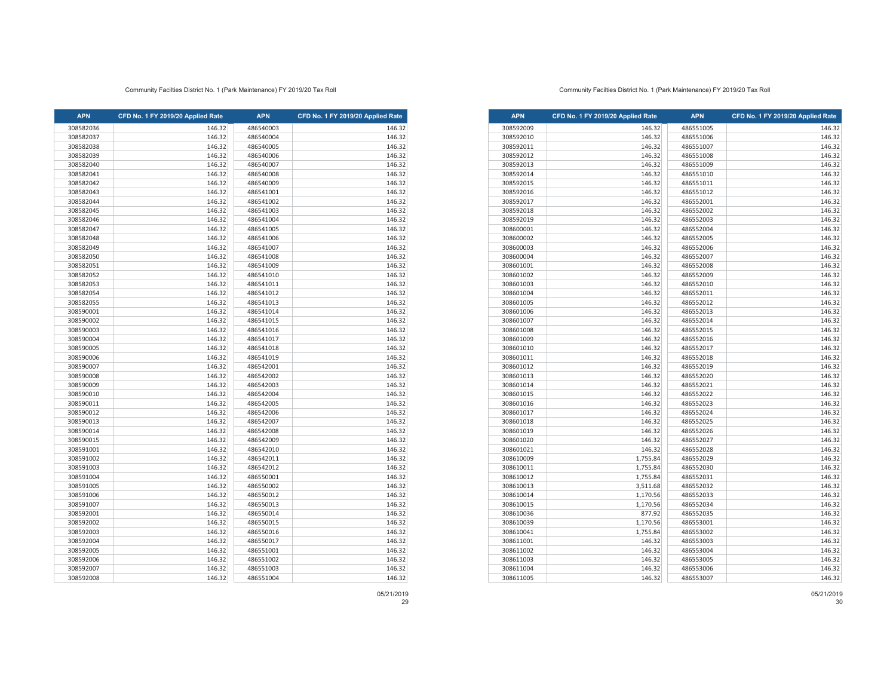Community Facilties District No. 1 (Park Maintenance) FY 2019/20 Tax Roll

| APN | CFD No. 1 FY 2019/20 Applied Rate | APN | CFD No. 1 FY 2019/20 Applied Rate |
|---|---|---|---|
| 308582036 | 146.32 | 486540003 | 146.32 |
| 308582037 | 146.32 | 486540004 | 146.32 |
| 308582038 | 146.32 | 486540005 | 146.32 |
| 308582039 | 146.32 | 486540006 | 146.32 |
| 308582040 | 146.32 | 486540007 | 146.32 |
| 308582041 | 146.32 | 486540008 | 146.32 |
| 308582042 | 146.32 | 486540009 | 146.32 |
| 308582043 | 146.32 | 486541001 | 146.32 |
| 308582044 | 146.32 | 486541002 | 146.32 |
| 308582045 | 146.32 | 486541003 | 146.32 |
| 308582046 | 146.32 | 486541004 | 146.32 |
| 308582047 | 146.32 | 486541005 | 146.32 |
| 308582048 | 146.32 | 486541006 | 146.32 |
| 308582049 | 146.32 | 486541007 | 146.32 |
| 308582050 | 146.32 | 486541008 | 146.32 |
| 308582051 | 146.32 | 486541009 | 146.32 |
| 308582052 | 146.32 | 486541010 | 146.32 |
| 308582053 | 146.32 | 486541011 | 146.32 |
| 308582054 | 146.32 | 486541012 | 146.32 |
| 308582055 | 146.32 | 486541013 | 146.32 |
| 308590001 | 146.32 | 486541014 | 146.32 |
| 308590002 | 146.32 | 486541015 | 146.32 |
| 308590003 | 146.32 | 486541016 | 146.32 |
| 308590004 | 146.32 | 486541017 | 146.32 |
| 308590005 | 146.32 | 486541018 | 146.32 |
| 308590006 | 146.32 | 486541019 | 146.32 |
| 308590007 | 146.32 | 486542001 | 146.32 |
| 308590008 | 146.32 | 486542002 | 146.32 |
| 308590009 | 146.32 | 486542003 | 146.32 |
| 308590010 | 146.32 | 486542004 | 146.32 |
| 308590011 | 146.32 | 486542005 | 146.32 |
| 308590012 | 146.32 | 486542006 | 146.32 |
| 308590013 | 146.32 | 486542007 | 146.32 |
| 308590014 | 146.32 | 486542008 | 146.32 |
| 308590015 | 146.32 | 486542009 | 146.32 |
| 308591001 | 146.32 | 486542010 | 146.32 |
| 308591002 | 146.32 | 486542011 | 146.32 |
| 308591003 | 146.32 | 486542012 | 146.32 |
| 308591004 | 146.32 | 486550001 | 146.32 |
| 308591005 | 146.32 | 486550002 | 146.32 |
| 308591006 | 146.32 | 486550012 | 146.32 |
| 308591007 | 146.32 | 486550013 | 146.32 |
| 308592001 | 146.32 | 486550014 | 146.32 |
| 308592002 | 146.32 | 486550015 | 146.32 |
| 308592003 | 146.32 | 486550016 | 146.32 |
| 308592004 | 146.32 | 486550017 | 146.32 |
| 308592005 | 146.32 | 486551001 | 146.32 |
| 308592006 | 146.32 | 486551002 | 146.32 |
| 308592007 | 146.32 | 486551003 | 146.32 |
| 308592008 | 146.32 | 486551004 | 146.32 |

05/21/2019

Community Facilties District No. 1 (Park Maintenance) FY 2019/20 Tax Roll

| APN | CFD No. 1 FY 2019/20 Applied Rate | APN | CFD No. 1 FY 2019/20 Applied Rate |
|---|---|---|---|
| 308592009 | 146.32 | 486551005 | 146.32 |
| 308592010 | 146.32 | 486551006 | 146.32 |
| 308592011 | 146.32 | 486551007 | 146.32 |
| 308592012 | 146.32 | 486551008 | 146.32 |
| 308592013 | 146.32 | 486551009 | 146.32 |
| 308592014 | 146.32 | 486551010 | 146.32 |
| 308592015 | 146.32 | 486551011 | 146.32 |
| 308592016 | 146.32 | 486551012 | 146.32 |
| 308592017 | 146.32 | 486552001 | 146.32 |
| 308592018 | 146.32 | 486552002 | 146.32 |
| 308592019 | 146.32 | 486552003 | 146.32 |
| 308600001 | 146.32 | 486552004 | 146.32 |
| 308600002 | 146.32 | 486552005 | 146.32 |
| 308600003 | 146.32 | 486552006 | 146.32 |
| 308600004 | 146.32 | 486552007 | 146.32 |
| 308601001 | 146.32 | 486552008 | 146.32 |
| 308601002 | 146.32 | 486552009 | 146.32 |
| 308601003 | 146.32 | 486552010 | 146.32 |
| 308601004 | 146.32 | 486552011 | 146.32 |
| 308601005 | 146.32 | 486552012 | 146.32 |
| 308601006 | 146.32 | 486552013 | 146.32 |
| 308601007 | 146.32 | 486552014 | 146.32 |
| 308601008 | 146.32 | 486552015 | 146.32 |
| 308601009 | 146.32 | 486552016 | 146.32 |
| 308601010 | 146.32 | 486552017 | 146.32 |
| 308601011 | 146.32 | 486552018 | 146.32 |
| 308601012 | 146.32 | 486552019 | 146.32 |
| 308601013 | 146.32 | 486552020 | 146.32 |
| 308601014 | 146.32 | 486552021 | 146.32 |
| 308601015 | 146.32 | 486552022 | 146.32 |
| 308601016 | 146.32 | 486552023 | 146.32 |
| 308601017 | 146.32 | 486552024 | 146.32 |
| 308601018 | 146.32 | 486552025 | 146.32 |
| 308601019 | 146.32 | 486552026 | 146.32 |
| 308601020 | 146.32 | 486552027 | 146.32 |
| 308601021 | 146.32 | 486552028 | 146.32 |
| 308610009 | 1,755.84 | 486552029 | 146.32 |
| 308610011 | 1,755.84 | 486552030 | 146.32 |
| 308610012 | 1,755.84 | 486552031 | 146.32 |
| 308610013 | 3,511.68 | 486552032 | 146.32 |
| 308610014 | 1,170.56 | 486552033 | 146.32 |
| 308610015 | 1,170.56 | 486552034 | 146.32 |
| 308610036 | 877.92 | 486552035 | 146.32 |
| 308610039 | 1,170.56 | 486553001 | 146.32 |
| 308610041 | 1,755.84 | 486553002 | 146.32 |
| 308611001 | 146.32 | 486553003 | 146.32 |
| 308611002 | 146.32 | 486553004 | 146.32 |
| 308611003 | 146.32 | 486553005 | 146.32 |
| 308611004 | 146.32 | 486553006 | 146.32 |
| 308611005 | 146.32 | 486553007 | 146.32 |

05/21/2019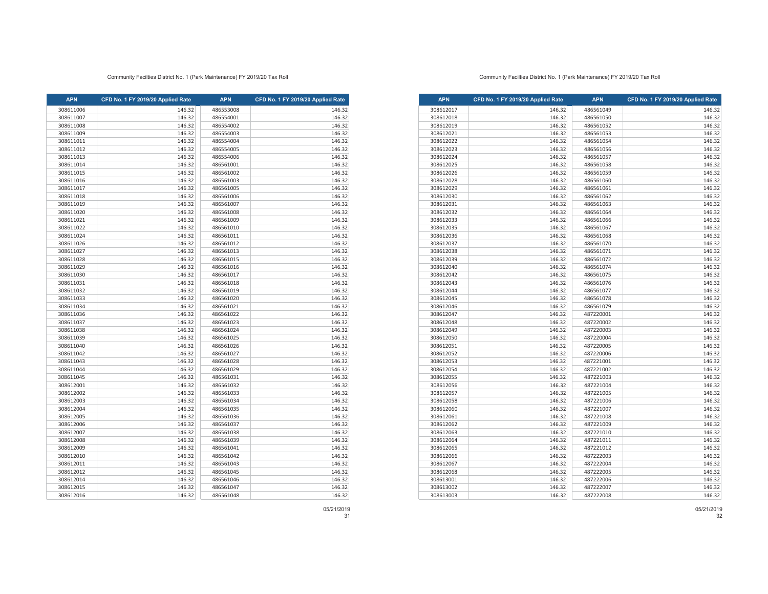Community Facilties District No. 1 (Park Maintenance) FY 2019/20 Tax Roll

| APN | CFD No. 1 FY 2019/20 Applied Rate | APN | CFD No. 1 FY 2019/20 Applied Rate |
|---|---|---|---|
| 308611006 | 146.32 | 486553008 | 146.32 |
| 308611007 | 146.32 | 486554001 | 146.32 |
| 308611008 | 146.32 | 486554002 | 146.32 |
| 308611009 | 146.32 | 486554003 | 146.32 |
| 308611011 | 146.32 | 486554004 | 146.32 |
| 308611012 | 146.32 | 486554005 | 146.32 |
| 308611013 | 146.32 | 486554006 | 146.32 |
| 308611014 | 146.32 | 486561001 | 146.32 |
| 308611015 | 146.32 | 486561002 | 146.32 |
| 308611016 | 146.32 | 486561003 | 146.32 |
| 308611017 | 146.32 | 486561005 | 146.32 |
| 308611018 | 146.32 | 486561006 | 146.32 |
| 308611019 | 146.32 | 486561007 | 146.32 |
| 308611020 | 146.32 | 486561008 | 146.32 |
| 308611021 | 146.32 | 486561009 | 146.32 |
| 308611022 | 146.32 | 486561010 | 146.32 |
| 308611024 | 146.32 | 486561011 | 146.32 |
| 308611026 | 146.32 | 486561012 | 146.32 |
| 308611027 | 146.32 | 486561013 | 146.32 |
| 308611028 | 146.32 | 486561015 | 146.32 |
| 308611029 | 146.32 | 486561016 | 146.32 |
| 308611030 | 146.32 | 486561017 | 146.32 |
| 308611031 | 146.32 | 486561018 | 146.32 |
| 308611032 | 146.32 | 486561019 | 146.32 |
| 308611033 | 146.32 | 486561020 | 146.32 |
| 308611034 | 146.32 | 486561021 | 146.32 |
| 308611036 | 146.32 | 486561022 | 146.32 |
| 308611037 | 146.32 | 486561023 | 146.32 |
| 308611038 | 146.32 | 486561024 | 146.32 |
| 308611039 | 146.32 | 486561025 | 146.32 |
| 308611040 | 146.32 | 486561026 | 146.32 |
| 308611042 | 146.32 | 486561027 | 146.32 |
| 308611043 | 146.32 | 486561028 | 146.32 |
| 308611044 | 146.32 | 486561029 | 146.32 |
| 308611045 | 146.32 | 486561031 | 146.32 |
| 308612001 | 146.32 | 486561032 | 146.32 |
| 308612002 | 146.32 | 486561033 | 146.32 |
| 308612003 | 146.32 | 486561034 | 146.32 |
| 308612004 | 146.32 | 486561035 | 146.32 |
| 308612005 | 146.32 | 486561036 | 146.32 |
| 308612006 | 146.32 | 486561037 | 146.32 |
| 308612007 | 146.32 | 486561038 | 146.32 |
| 308612008 | 146.32 | 486561039 | 146.32 |
| 308612009 | 146.32 | 486561041 | 146.32 |
| 308612010 | 146.32 | 486561042 | 146.32 |
| 308612011 | 146.32 | 486561043 | 146.32 |
| 308612012 | 146.32 | 486561045 | 146.32 |
| 308612014 | 146.32 | 486561046 | 146.32 |
| 308612015 | 146.32 | 486561047 | 146.32 |
| 308612016 | 146.32 | 486561048 | 146.32 |

05/21/2019

Community Facilties District No. 1 (Park Maintenance) FY 2019/20 Tax Roll

| APN | CFD No. 1 FY 2019/20 Applied Rate | APN | CFD No. 1 FY 2019/20 Applied Rate |
|---|---|---|---|
| 308612017 | 146.32 | 486561049 | 146.32 |
| 308612018 | 146.32 | 486561050 | 146.32 |
| 308612019 | 146.32 | 486561052 | 146.32 |
| 308612021 | 146.32 | 486561053 | 146.32 |
| 308612022 | 146.32 | 486561054 | 146.32 |
| 308612023 | 146.32 | 486561056 | 146.32 |
| 308612024 | 146.32 | 486561057 | 146.32 |
| 308612025 | 146.32 | 486561058 | 146.32 |
| 308612026 | 146.32 | 486561059 | 146.32 |
| 308612028 | 146.32 | 486561060 | 146.32 |
| 308612029 | 146.32 | 486561061 | 146.32 |
| 308612030 | 146.32 | 486561062 | 146.32 |
| 308612031 | 146.32 | 486561063 | 146.32 |
| 308612032 | 146.32 | 486561064 | 146.32 |
| 308612033 | 146.32 | 486561066 | 146.32 |
| 308612035 | 146.32 | 486561067 | 146.32 |
| 308612036 | 146.32 | 486561068 | 146.32 |
| 308612037 | 146.32 | 486561070 | 146.32 |
| 308612038 | 146.32 | 486561071 | 146.32 |
| 308612039 | 146.32 | 486561072 | 146.32 |
| 308612040 | 146.32 | 486561074 | 146.32 |
| 308612042 | 146.32 | 486561075 | 146.32 |
| 308612043 | 146.32 | 486561076 | 146.32 |
| 308612044 | 146.32 | 486561077 | 146.32 |
| 308612045 | 146.32 | 486561078 | 146.32 |
| 308612046 | 146.32 | 486561079 | 146.32 |
| 308612047 | 146.32 | 487220001 | 146.32 |
| 308612048 | 146.32 | 487220002 | 146.32 |
| 308612049 | 146.32 | 487220003 | 146.32 |
| 308612050 | 146.32 | 487220004 | 146.32 |
| 308612051 | 146.32 | 487220005 | 146.32 |
| 308612052 | 146.32 | 487220006 | 146.32 |
| 308612053 | 146.32 | 487221001 | 146.32 |
| 308612054 | 146.32 | 487221002 | 146.32 |
| 308612055 | 146.32 | 487221003 | 146.32 |
| 308612056 | 146.32 | 487221004 | 146.32 |
| 308612057 | 146.32 | 487221005 | 146.32 |
| 308612058 | 146.32 | 487221006 | 146.32 |
| 308612060 | 146.32 | 487221007 | 146.32 |
| 308612061 | 146.32 | 487221008 | 146.32 |
| 308612062 | 146.32 | 487221009 | 146.32 |
| 308612063 | 146.32 | 487221010 | 146.32 |
| 308612064 | 146.32 | 487221011 | 146.32 |
| 308612065 | 146.32 | 487221012 | 146.32 |
| 308612066 | 146.32 | 487222003 | 146.32 |
| 308612067 | 146.32 | 487222004 | 146.32 |
| 308612068 | 146.32 | 487222005 | 146.32 |
| 308613001 | 146.32 | 487222006 | 146.32 |
| 308613002 | 146.32 | 487222007 | 146.32 |
| 308613003 | 146.32 | 487222008 | 146.32 |

05/21/2019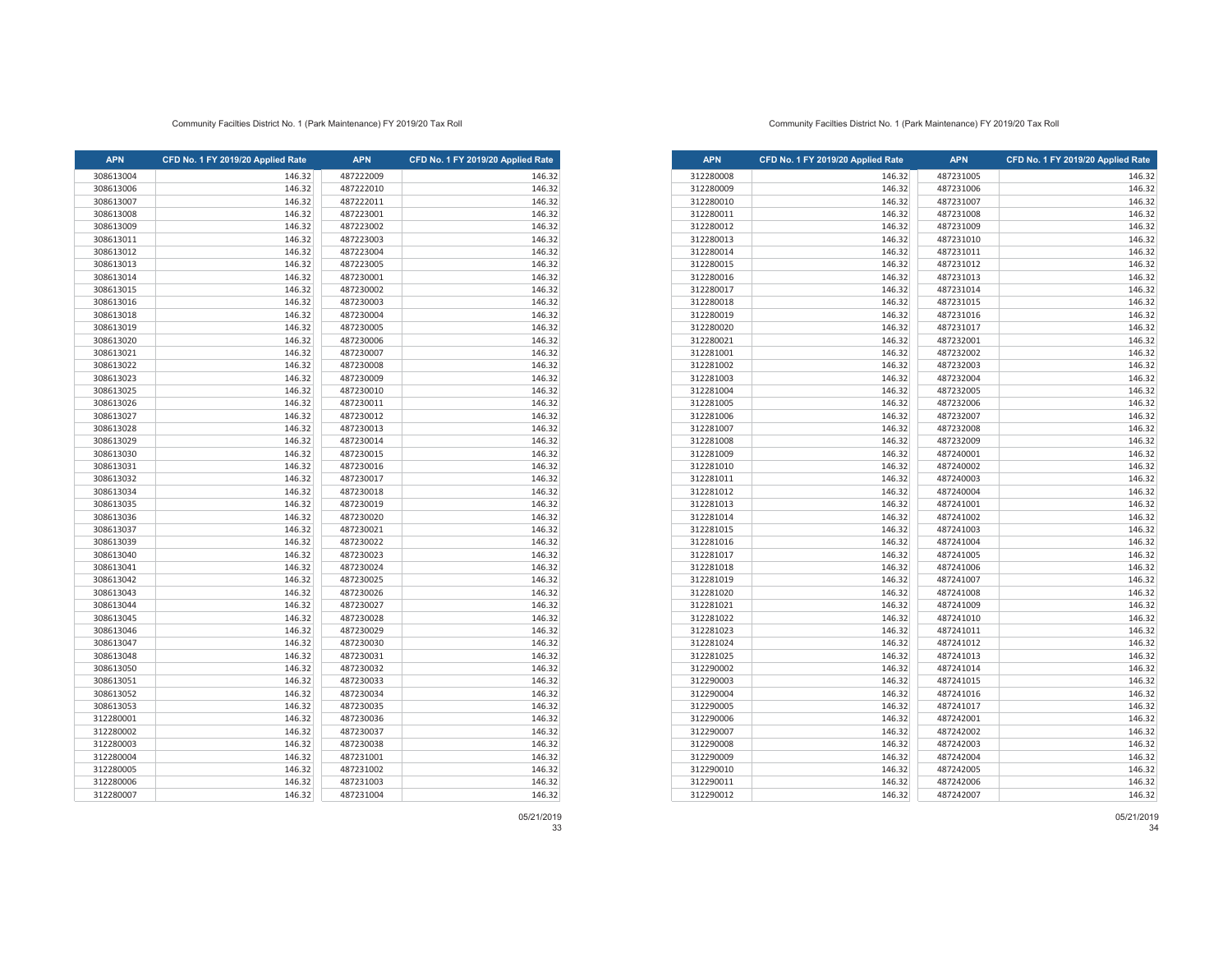Community Facilties District No. 1 (Park Maintenance) FY 2019/20 Tax Roll

| APN | CFD No. 1 FY 2019/20 Applied Rate | APN | CFD No. 1 FY 2019/20 Applied Rate |
|---|---|---|---|
| 308613004 | 146.32 | 487222009 | 146.32 |
| 308613006 | 146.32 | 487222010 | 146.32 |
| 308613007 | 146.32 | 487222011 | 146.32 |
| 308613008 | 146.32 | 487223001 | 146.32 |
| 308613009 | 146.32 | 487223002 | 146.32 |
| 308613011 | 146.32 | 487223003 | 146.32 |
| 308613012 | 146.32 | 487223004 | 146.32 |
| 308613013 | 146.32 | 487223005 | 146.32 |
| 308613014 | 146.32 | 487230001 | 146.32 |
| 308613015 | 146.32 | 487230002 | 146.32 |
| 308613016 | 146.32 | 487230003 | 146.32 |
| 308613018 | 146.32 | 487230004 | 146.32 |
| 308613019 | 146.32 | 487230005 | 146.32 |
| 308613020 | 146.32 | 487230006 | 146.32 |
| 308613021 | 146.32 | 487230007 | 146.32 |
| 308613022 | 146.32 | 487230008 | 146.32 |
| 308613023 | 146.32 | 487230009 | 146.32 |
| 308613025 | 146.32 | 487230010 | 146.32 |
| 308613026 | 146.32 | 487230011 | 146.32 |
| 308613027 | 146.32 | 487230012 | 146.32 |
| 308613028 | 146.32 | 487230013 | 146.32 |
| 308613029 | 146.32 | 487230014 | 146.32 |
| 308613030 | 146.32 | 487230015 | 146.32 |
| 308613031 | 146.32 | 487230016 | 146.32 |
| 308613032 | 146.32 | 487230017 | 146.32 |
| 308613034 | 146.32 | 487230018 | 146.32 |
| 308613035 | 146.32 | 487230019 | 146.32 |
| 308613036 | 146.32 | 487230020 | 146.32 |
| 308613037 | 146.32 | 487230021 | 146.32 |
| 308613039 | 146.32 | 487230022 | 146.32 |
| 308613040 | 146.32 | 487230023 | 146.32 |
| 308613041 | 146.32 | 487230024 | 146.32 |
| 308613042 | 146.32 | 487230025 | 146.32 |
| 308613043 | 146.32 | 487230026 | 146.32 |
| 308613044 | 146.32 | 487230027 | 146.32 |
| 308613045 | 146.32 | 487230028 | 146.32 |
| 308613046 | 146.32 | 487230029 | 146.32 |
| 308613047 | 146.32 | 487230030 | 146.32 |
| 308613048 | 146.32 | 487230031 | 146.32 |
| 308613050 | 146.32 | 487230032 | 146.32 |
| 308613051 | 146.32 | 487230033 | 146.32 |
| 308613052 | 146.32 | 487230034 | 146.32 |
| 308613053 | 146.32 | 487230035 | 146.32 |
| 312280001 | 146.32 | 487230036 | 146.32 |
| 312280002 | 146.32 | 487230037 | 146.32 |
| 312280003 | 146.32 | 487230038 | 146.32 |
| 312280004 | 146.32 | 487231001 | 146.32 |
| 312280005 | 146.32 | 487231002 | 146.32 |
| 312280006 | 146.32 | 487231003 | 146.32 |
| 312280007 | 146.32 | 487231004 | 146.32 |

05/21/2019

Community Facilties District No. 1 (Park Maintenance) FY 2019/20 Tax Roll

| APN | CFD No. 1 FY 2019/20 Applied Rate | APN | CFD No. 1 FY 2019/20 Applied Rate |
|---|---|---|---|
| 312280008 | 146.32 | 487231005 | 146.32 |
| 312280009 | 146.32 | 487231006 | 146.32 |
| 312280010 | 146.32 | 487231007 | 146.32 |
| 312280011 | 146.32 | 487231008 | 146.32 |
| 312280012 | 146.32 | 487231009 | 146.32 |
| 312280013 | 146.32 | 487231010 | 146.32 |
| 312280014 | 146.32 | 487231011 | 146.32 |
| 312280015 | 146.32 | 487231012 | 146.32 |
| 312280016 | 146.32 | 487231013 | 146.32 |
| 312280017 | 146.32 | 487231014 | 146.32 |
| 312280018 | 146.32 | 487231015 | 146.32 |
| 312280019 | 146.32 | 487231016 | 146.32 |
| 312280020 | 146.32 | 487231017 | 146.32 |
| 312280021 | 146.32 | 487232001 | 146.32 |
| 312281001 | 146.32 | 487232002 | 146.32 |
| 312281002 | 146.32 | 487232003 | 146.32 |
| 312281003 | 146.32 | 487232004 | 146.32 |
| 312281004 | 146.32 | 487232005 | 146.32 |
| 312281005 | 146.32 | 487232006 | 146.32 |
| 312281006 | 146.32 | 487232007 | 146.32 |
| 312281007 | 146.32 | 487232008 | 146.32 |
| 312281008 | 146.32 | 487232009 | 146.32 |
| 312281009 | 146.32 | 487240001 | 146.32 |
| 312281010 | 146.32 | 487240002 | 146.32 |
| 312281011 | 146.32 | 487240003 | 146.32 |
| 312281012 | 146.32 | 487240004 | 146.32 |
| 312281013 | 146.32 | 487241001 | 146.32 |
| 312281014 | 146.32 | 487241002 | 146.32 |
| 312281015 | 146.32 | 487241003 | 146.32 |
| 312281016 | 146.32 | 487241004 | 146.32 |
| 312281017 | 146.32 | 487241005 | 146.32 |
| 312281018 | 146.32 | 487241006 | 146.32 |
| 312281019 | 146.32 | 487241007 | 146.32 |
| 312281020 | 146.32 | 487241008 | 146.32 |
| 312281021 | 146.32 | 487241009 | 146.32 |
| 312281022 | 146.32 | 487241010 | 146.32 |
| 312281023 | 146.32 | 487241011 | 146.32 |
| 312281024 | 146.32 | 487241012 | 146.32 |
| 312281025 | 146.32 | 487241013 | 146.32 |
| 312290002 | 146.32 | 487241014 | 146.32 |
| 312290003 | 146.32 | 487241015 | 146.32 |
| 312290004 | 146.32 | 487241016 | 146.32 |
| 312290005 | 146.32 | 487241017 | 146.32 |
| 312290006 | 146.32 | 487242001 | 146.32 |
| 312290007 | 146.32 | 487242002 | 146.32 |
| 312290008 | 146.32 | 487242003 | 146.32 |
| 312290009 | 146.32 | 487242004 | 146.32 |
| 312290010 | 146.32 | 487242005 | 146.32 |
| 312290011 | 146.32 | 487242006 | 146.32 |
| 312290012 | 146.32 | 487242007 | 146.32 |

05/21/2019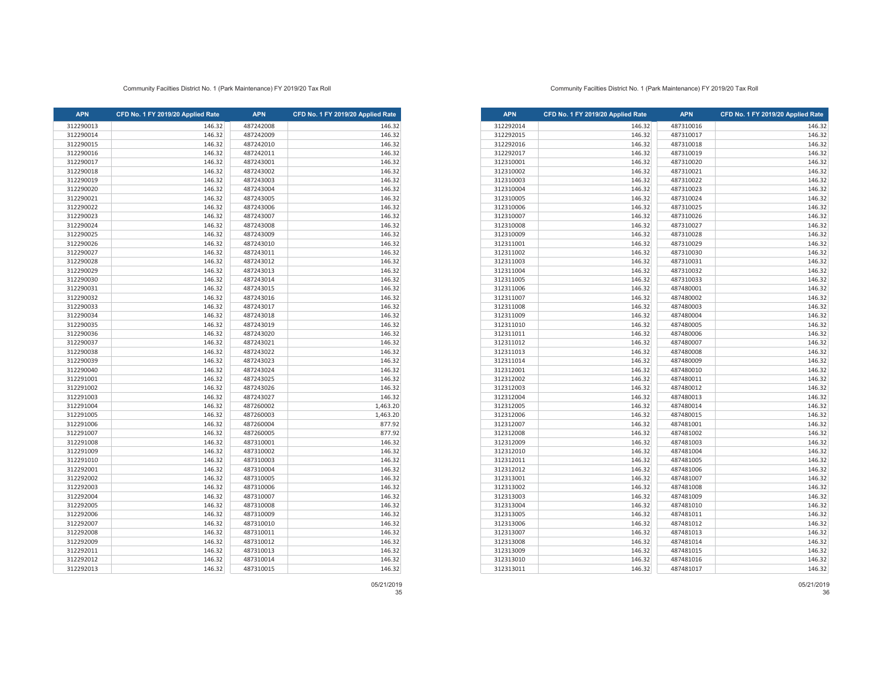Community Facilties District No. 1 (Park Maintenance) FY 2019/20 Tax Roll

| APN | CFD No. 1 FY 2019/20 Applied Rate | APN | CFD No. 1 FY 2019/20 Applied Rate |
|---|---|---|---|
| 312290013 | 146.32 | 487242008 | 146.32 |
| 312290014 | 146.32 | 487242009 | 146.32 |
| 312290015 | 146.32 | 487242010 | 146.32 |
| 312290016 | 146.32 | 487242011 | 146.32 |
| 312290017 | 146.32 | 487243001 | 146.32 |
| 312290018 | 146.32 | 487243002 | 146.32 |
| 312290019 | 146.32 | 487243003 | 146.32 |
| 312290020 | 146.32 | 487243004 | 146.32 |
| 312290021 | 146.32 | 487243005 | 146.32 |
| 312290022 | 146.32 | 487243006 | 146.32 |
| 312290023 | 146.32 | 487243007 | 146.32 |
| 312290024 | 146.32 | 487243008 | 146.32 |
| 312290025 | 146.32 | 487243009 | 146.32 |
| 312290026 | 146.32 | 487243010 | 146.32 |
| 312290027 | 146.32 | 487243011 | 146.32 |
| 312290028 | 146.32 | 487243012 | 146.32 |
| 312290029 | 146.32 | 487243013 | 146.32 |
| 312290030 | 146.32 | 487243014 | 146.32 |
| 312290031 | 146.32 | 487243015 | 146.32 |
| 312290032 | 146.32 | 487243016 | 146.32 |
| 312290033 | 146.32 | 487243017 | 146.32 |
| 312290034 | 146.32 | 487243018 | 146.32 |
| 312290035 | 146.32 | 487243019 | 146.32 |
| 312290036 | 146.32 | 487243020 | 146.32 |
| 312290037 | 146.32 | 487243021 | 146.32 |
| 312290038 | 146.32 | 487243022 | 146.32 |
| 312290039 | 146.32 | 487243023 | 146.32 |
| 312290040 | 146.32 | 487243024 | 146.32 |
| 312291001 | 146.32 | 487243025 | 146.32 |
| 312291002 | 146.32 | 487243026 | 146.32 |
| 312291003 | 146.32 | 487243027 | 146.32 |
| 312291004 | 146.32 | 487260002 | 1,463.20 |
| 312291005 | 146.32 | 487260003 | 1,463.20 |
| 312291006 | 146.32 | 487260004 | 877.92 |
| 312291007 | 146.32 | 487260005 | 877.92 |
| 312291008 | 146.32 | 487310001 | 146.32 |
| 312291009 | 146.32 | 487310002 | 146.32 |
| 312291010 | 146.32 | 487310003 | 146.32 |
| 312292001 | 146.32 | 487310004 | 146.32 |
| 312292002 | 146.32 | 487310005 | 146.32 |
| 312292003 | 146.32 | 487310006 | 146.32 |
| 312292004 | 146.32 | 487310007 | 146.32 |
| 312292005 | 146.32 | 487310008 | 146.32 |
| 312292006 | 146.32 | 487310009 | 146.32 |
| 312292007 | 146.32 | 487310010 | 146.32 |
| 312292008 | 146.32 | 487310011 | 146.32 |
| 312292009 | 146.32 | 487310012 | 146.32 |
| 312292011 | 146.32 | 487310013 | 146.32 |
| 312292012 | 146.32 | 487310014 | 146.32 |
| 312292013 | 146.32 | 487310015 | 146.32 |

05/21/2019

Community Facilties District No. 1 (Park Maintenance) FY 2019/20 Tax Roll

| APN | CFD No. 1 FY 2019/20 Applied Rate | APN | CFD No. 1 FY 2019/20 Applied Rate |
|---|---|---|---|
| 312292014 | 146.32 | 487310016 | 146.32 |
| 312292015 | 146.32 | 487310017 | 146.32 |
| 312292016 | 146.32 | 487310018 | 146.32 |
| 312292017 | 146.32 | 487310019 | 146.32 |
| 312310001 | 146.32 | 487310020 | 146.32 |
| 312310002 | 146.32 | 487310021 | 146.32 |
| 312310003 | 146.32 | 487310022 | 146.32 |
| 312310004 | 146.32 | 487310023 | 146.32 |
| 312310005 | 146.32 | 487310024 | 146.32 |
| 312310006 | 146.32 | 487310025 | 146.32 |
| 312310007 | 146.32 | 487310026 | 146.32 |
| 312310008 | 146.32 | 487310027 | 146.32 |
| 312310009 | 146.32 | 487310028 | 146.32 |
| 312311001 | 146.32 | 487310029 | 146.32 |
| 312311002 | 146.32 | 487310030 | 146.32 |
| 312311003 | 146.32 | 487310031 | 146.32 |
| 312311004 | 146.32 | 487310032 | 146.32 |
| 312311005 | 146.32 | 487310033 | 146.32 |
| 312311006 | 146.32 | 487480001 | 146.32 |
| 312311007 | 146.32 | 487480002 | 146.32 |
| 312311008 | 146.32 | 487480003 | 146.32 |
| 312311009 | 146.32 | 487480004 | 146.32 |
| 312311010 | 146.32 | 487480005 | 146.32 |
| 312311011 | 146.32 | 487480006 | 146.32 |
| 312311012 | 146.32 | 487480007 | 146.32 |
| 312311013 | 146.32 | 487480008 | 146.32 |
| 312311014 | 146.32 | 487480009 | 146.32 |
| 312312001 | 146.32 | 487480010 | 146.32 |
| 312312002 | 146.32 | 487480011 | 146.32 |
| 312312003 | 146.32 | 487480012 | 146.32 |
| 312312004 | 146.32 | 487480013 | 146.32 |
| 312312005 | 146.32 | 487480014 | 146.32 |
| 312312006 | 146.32 | 487480015 | 146.32 |
| 312312007 | 146.32 | 487481001 | 146.32 |
| 312312008 | 146.32 | 487481002 | 146.32 |
| 312312009 | 146.32 | 487481003 | 146.32 |
| 312312010 | 146.32 | 487481004 | 146.32 |
| 312312011 | 146.32 | 487481005 | 146.32 |
| 312312012 | 146.32 | 487481006 | 146.32 |
| 312313001 | 146.32 | 487481007 | 146.32 |
| 312313002 | 146.32 | 487481008 | 146.32 |
| 312313003 | 146.32 | 487481009 | 146.32 |
| 312313004 | 146.32 | 487481010 | 146.32 |
| 312313005 | 146.32 | 487481011 | 146.32 |
| 312313006 | 146.32 | 487481012 | 146.32 |
| 312313007 | 146.32 | 487481013 | 146.32 |
| 312313008 | 146.32 | 487481014 | 146.32 |
| 312313009 | 146.32 | 487481015 | 146.32 |
| 312313010 | 146.32 | 487481016 | 146.32 |
| 312313011 | 146.32 | 487481017 | 146.32 |

05/21/2019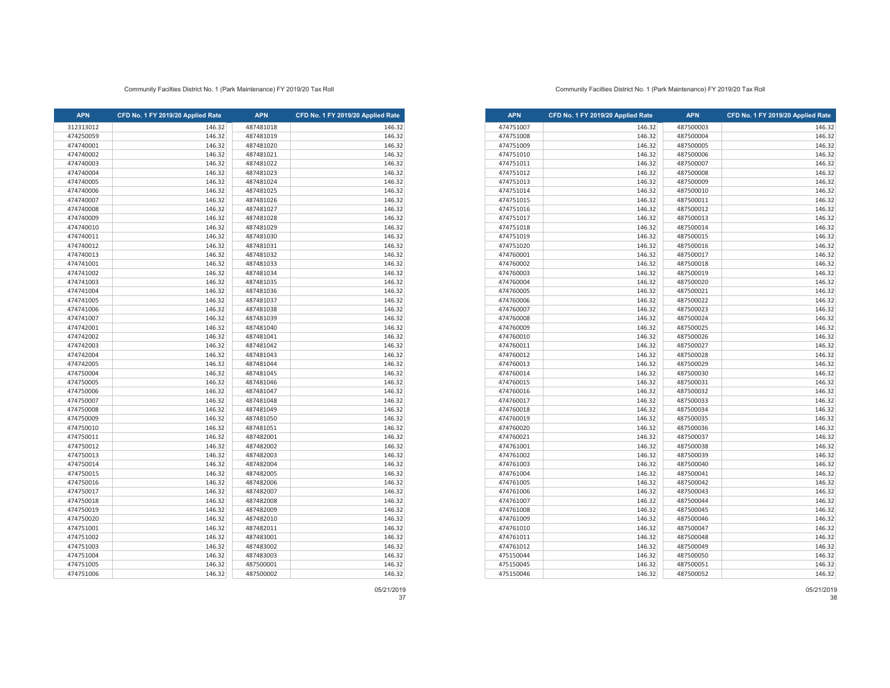Community Facilties District No. 1 (Park Maintenance) FY 2019/20 Tax Roll

| APN | CFD No. 1 FY 2019/20 Applied Rate | APN | CFD No. 1 FY 2019/20 Applied Rate |
|---|---|---|---|
| 312313012 | 146.32 | 487481018 | 146.32 |
| 474250059 | 146.32 | 487481019 | 146.32 |
| 474740001 | 146.32 | 487481020 | 146.32 |
| 474740002 | 146.32 | 487481021 | 146.32 |
| 474740003 | 146.32 | 487481022 | 146.32 |
| 474740004 | 146.32 | 487481023 | 146.32 |
| 474740005 | 146.32 | 487481024 | 146.32 |
| 474740006 | 146.32 | 487481025 | 146.32 |
| 474740007 | 146.32 | 487481026 | 146.32 |
| 474740008 | 146.32 | 487481027 | 146.32 |
| 474740009 | 146.32 | 487481028 | 146.32 |
| 474740010 | 146.32 | 487481029 | 146.32 |
| 474740011 | 146.32 | 487481030 | 146.32 |
| 474740012 | 146.32 | 487481031 | 146.32 |
| 474740013 | 146.32 | 487481032 | 146.32 |
| 474741001 | 146.32 | 487481033 | 146.32 |
| 474741002 | 146.32 | 487481034 | 146.32 |
| 474741003 | 146.32 | 487481035 | 146.32 |
| 474741004 | 146.32 | 487481036 | 146.32 |
| 474741005 | 146.32 | 487481037 | 146.32 |
| 474741006 | 146.32 | 487481038 | 146.32 |
| 474741007 | 146.32 | 487481039 | 146.32 |
| 474742001 | 146.32 | 487481040 | 146.32 |
| 474742002 | 146.32 | 487481041 | 146.32 |
| 474742003 | 146.32 | 487481042 | 146.32 |
| 474742004 | 146.32 | 487481043 | 146.32 |
| 474742005 | 146.32 | 487481044 | 146.32 |
| 474750004 | 146.32 | 487481045 | 146.32 |
| 474750005 | 146.32 | 487481046 | 146.32 |
| 474750006 | 146.32 | 487481047 | 146.32 |
| 474750007 | 146.32 | 487481048 | 146.32 |
| 474750008 | 146.32 | 487481049 | 146.32 |
| 474750009 | 146.32 | 487481050 | 146.32 |
| 474750010 | 146.32 | 487481051 | 146.32 |
| 474750011 | 146.32 | 487482001 | 146.32 |
| 474750012 | 146.32 | 487482002 | 146.32 |
| 474750013 | 146.32 | 487482003 | 146.32 |
| 474750014 | 146.32 | 487482004 | 146.32 |
| 474750015 | 146.32 | 487482005 | 146.32 |
| 474750016 | 146.32 | 487482006 | 146.32 |
| 474750017 | 146.32 | 487482007 | 146.32 |
| 474750018 | 146.32 | 487482008 | 146.32 |
| 474750019 | 146.32 | 487482009 | 146.32 |
| 474750020 | 146.32 | 487482010 | 146.32 |
| 474751001 | 146.32 | 487482011 | 146.32 |
| 474751002 | 146.32 | 487483001 | 146.32 |
| 474751003 | 146.32 | 487483002 | 146.32 |
| 474751004 | 146.32 | 487483003 | 146.32 |
| 474751005 | 146.32 | 487500001 | 146.32 |
| 474751006 | 146.32 | 487500002 | 146.32 |

05/21/2019

Community Facilties District No. 1 (Park Maintenance) FY 2019/20 Tax Roll

| APN | CFD No. 1 FY 2019/20 Applied Rate | APN | CFD No. 1 FY 2019/20 Applied Rate |
|---|---|---|---|
| 474751007 | 146.32 | 487500003 | 146.32 |
| 474751008 | 146.32 | 487500004 | 146.32 |
| 474751009 | 146.32 | 487500005 | 146.32 |
| 474751010 | 146.32 | 487500006 | 146.32 |
| 474751011 | 146.32 | 487500007 | 146.32 |
| 474751012 | 146.32 | 487500008 | 146.32 |
| 474751013 | 146.32 | 487500009 | 146.32 |
| 474751014 | 146.32 | 487500010 | 146.32 |
| 474751015 | 146.32 | 487500011 | 146.32 |
| 474751016 | 146.32 | 487500012 | 146.32 |
| 474751017 | 146.32 | 487500013 | 146.32 |
| 474751018 | 146.32 | 487500014 | 146.32 |
| 474751019 | 146.32 | 487500015 | 146.32 |
| 474751020 | 146.32 | 487500016 | 146.32 |
| 474760001 | 146.32 | 487500017 | 146.32 |
| 474760002 | 146.32 | 487500018 | 146.32 |
| 474760003 | 146.32 | 487500019 | 146.32 |
| 474760004 | 146.32 | 487500020 | 146.32 |
| 474760005 | 146.32 | 487500021 | 146.32 |
| 474760006 | 146.32 | 487500022 | 146.32 |
| 474760007 | 146.32 | 487500023 | 146.32 |
| 474760008 | 146.32 | 487500024 | 146.32 |
| 474760009 | 146.32 | 487500025 | 146.32 |
| 474760010 | 146.32 | 487500026 | 146.32 |
| 474760011 | 146.32 | 487500027 | 146.32 |
| 474760012 | 146.32 | 487500028 | 146.32 |
| 474760013 | 146.32 | 487500029 | 146.32 |
| 474760014 | 146.32 | 487500030 | 146.32 |
| 474760015 | 146.32 | 487500031 | 146.32 |
| 474760016 | 146.32 | 487500032 | 146.32 |
| 474760017 | 146.32 | 487500033 | 146.32 |
| 474760018 | 146.32 | 487500034 | 146.32 |
| 474760019 | 146.32 | 487500035 | 146.32 |
| 474760020 | 146.32 | 487500036 | 146.32 |
| 474760021 | 146.32 | 487500037 | 146.32 |
| 474761001 | 146.32 | 487500038 | 146.32 |
| 474761002 | 146.32 | 487500039 | 146.32 |
| 474761003 | 146.32 | 487500040 | 146.32 |
| 474761004 | 146.32 | 487500041 | 146.32 |
| 474761005 | 146.32 | 487500042 | 146.32 |
| 474761006 | 146.32 | 487500043 | 146.32 |
| 474761007 | 146.32 | 487500044 | 146.32 |
| 474761008 | 146.32 | 487500045 | 146.32 |
| 474761009 | 146.32 | 487500046 | 146.32 |
| 474761010 | 146.32 | 487500047 | 146.32 |
| 474761011 | 146.32 | 487500048 | 146.32 |
| 474761012 | 146.32 | 487500049 | 146.32 |
| 475150044 | 146.32 | 487500050 | 146.32 |
| 475150045 | 146.32 | 487500051 | 146.32 |
| 475150046 | 146.32 | 487500052 | 146.32 |

05/21/2019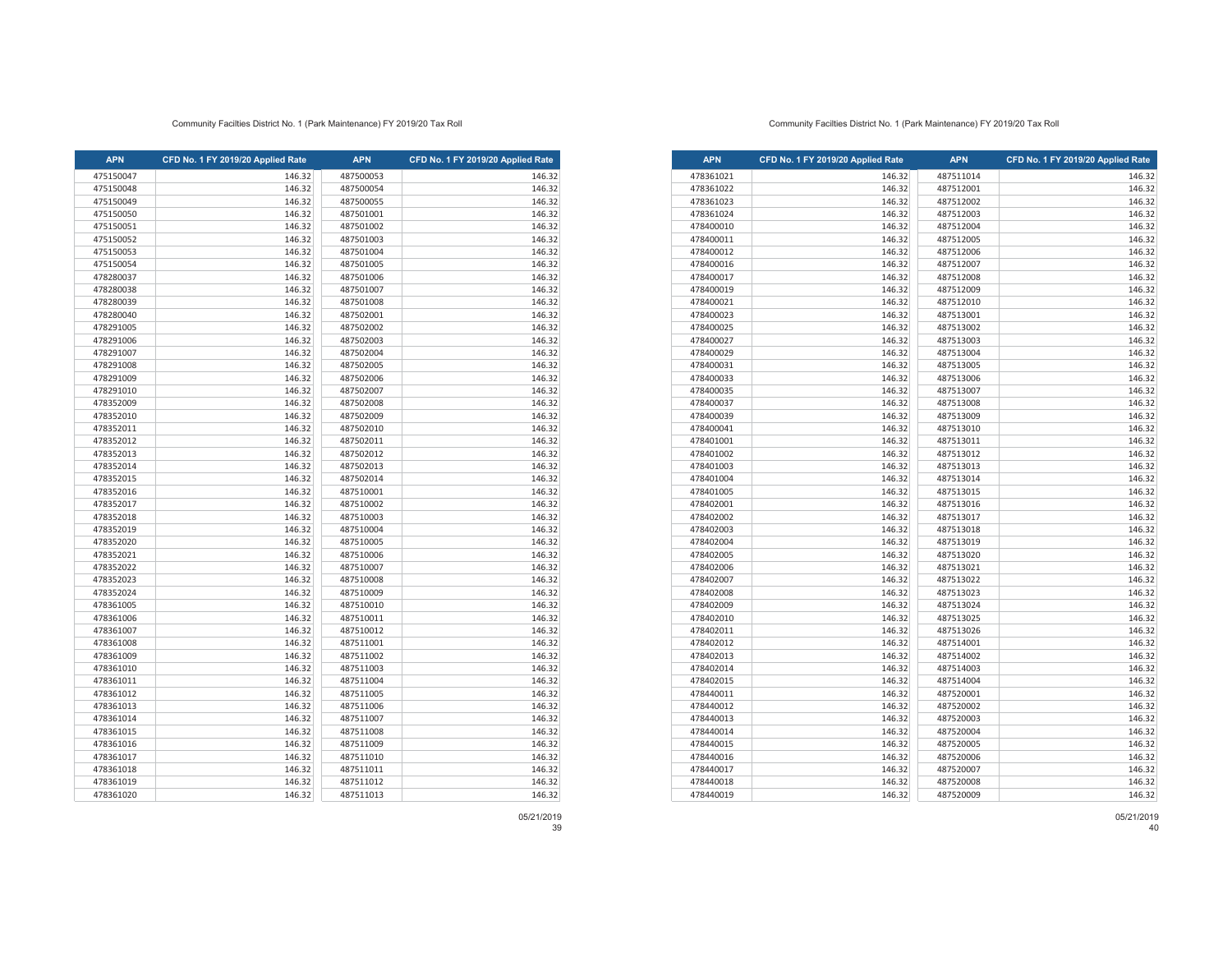Community Facilties District No. 1 (Park Maintenance) FY 2019/20 Tax Roll

| APN | CFD No. 1 FY 2019/20 Applied Rate | APN | CFD No. 1 FY 2019/20 Applied Rate |
|---|---|---|---|
| 475150047 | 146.32 | 487500053 | 146.32 |
| 475150048 | 146.32 | 487500054 | 146.32 |
| 475150049 | 146.32 | 487500055 | 146.32 |
| 475150050 | 146.32 | 487501001 | 146.32 |
| 475150051 | 146.32 | 487501002 | 146.32 |
| 475150052 | 146.32 | 487501003 | 146.32 |
| 475150053 | 146.32 | 487501004 | 146.32 |
| 475150054 | 146.32 | 487501005 | 146.32 |
| 478280037 | 146.32 | 487501006 | 146.32 |
| 478280038 | 146.32 | 487501007 | 146.32 |
| 478280039 | 146.32 | 487501008 | 146.32 |
| 478280040 | 146.32 | 487502001 | 146.32 |
| 478291005 | 146.32 | 487502002 | 146.32 |
| 478291006 | 146.32 | 487502003 | 146.32 |
| 478291007 | 146.32 | 487502004 | 146.32 |
| 478291008 | 146.32 | 487502005 | 146.32 |
| 478291009 | 146.32 | 487502006 | 146.32 |
| 478291010 | 146.32 | 487502007 | 146.32 |
| 478352009 | 146.32 | 487502008 | 146.32 |
| 478352010 | 146.32 | 487502009 | 146.32 |
| 478352011 | 146.32 | 487502010 | 146.32 |
| 478352012 | 146.32 | 487502011 | 146.32 |
| 478352013 | 146.32 | 487502012 | 146.32 |
| 478352014 | 146.32 | 487502013 | 146.32 |
| 478352015 | 146.32 | 487502014 | 146.32 |
| 478352016 | 146.32 | 487510001 | 146.32 |
| 478352017 | 146.32 | 487510002 | 146.32 |
| 478352018 | 146.32 | 487510003 | 146.32 |
| 478352019 | 146.32 | 487510004 | 146.32 |
| 478352020 | 146.32 | 487510005 | 146.32 |
| 478352021 | 146.32 | 487510006 | 146.32 |
| 478352022 | 146.32 | 487510007 | 146.32 |
| 478352023 | 146.32 | 487510008 | 146.32 |
| 478352024 | 146.32 | 487510009 | 146.32 |
| 478361005 | 146.32 | 487510010 | 146.32 |
| 478361006 | 146.32 | 487510011 | 146.32 |
| 478361007 | 146.32 | 487510012 | 146.32 |
| 478361008 | 146.32 | 487511001 | 146.32 |
| 478361009 | 146.32 | 487511002 | 146.32 |
| 478361010 | 146.32 | 487511003 | 146.32 |
| 478361011 | 146.32 | 487511004 | 146.32 |
| 478361012 | 146.32 | 487511005 | 146.32 |
| 478361013 | 146.32 | 487511006 | 146.32 |
| 478361014 | 146.32 | 487511007 | 146.32 |
| 478361015 | 146.32 | 487511008 | 146.32 |
| 478361016 | 146.32 | 487511009 | 146.32 |
| 478361017 | 146.32 | 487511010 | 146.32 |
| 478361018 | 146.32 | 487511011 | 146.32 |
| 478361019 | 146.32 | 487511012 | 146.32 |
| 478361020 | 146.32 | 487511013 | 146.32 |

05/21/2019

Community Facilties District No. 1 (Park Maintenance) FY 2019/20 Tax Roll

| APN | CFD No. 1 FY 2019/20 Applied Rate | APN | CFD No. 1 FY 2019/20 Applied Rate |
|---|---|---|---|
| 478361021 | 146.32 | 487511014 | 146.32 |
| 478361022 | 146.32 | 487512001 | 146.32 |
| 478361023 | 146.32 | 487512002 | 146.32 |
| 478361024 | 146.32 | 487512003 | 146.32 |
| 478400010 | 146.32 | 487512004 | 146.32 |
| 478400011 | 146.32 | 487512005 | 146.32 |
| 478400012 | 146.32 | 487512006 | 146.32 |
| 478400016 | 146.32 | 487512007 | 146.32 |
| 478400017 | 146.32 | 487512008 | 146.32 |
| 478400019 | 146.32 | 487512009 | 146.32 |
| 478400021 | 146.32 | 487512010 | 146.32 |
| 478400023 | 146.32 | 487513001 | 146.32 |
| 478400025 | 146.32 | 487513002 | 146.32 |
| 478400027 | 146.32 | 487513003 | 146.32 |
| 478400029 | 146.32 | 487513004 | 146.32 |
| 478400031 | 146.32 | 487513005 | 146.32 |
| 478400033 | 146.32 | 487513006 | 146.32 |
| 478400035 | 146.32 | 487513007 | 146.32 |
| 478400037 | 146.32 | 487513008 | 146.32 |
| 478400039 | 146.32 | 487513009 | 146.32 |
| 478400041 | 146.32 | 487513010 | 146.32 |
| 478401001 | 146.32 | 487513011 | 146.32 |
| 478401002 | 146.32 | 487513012 | 146.32 |
| 478401003 | 146.32 | 487513013 | 146.32 |
| 478401004 | 146.32 | 487513014 | 146.32 |
| 478401005 | 146.32 | 487513015 | 146.32 |
| 478402001 | 146.32 | 487513016 | 146.32 |
| 478402002 | 146.32 | 487513017 | 146.32 |
| 478402003 | 146.32 | 487513018 | 146.32 |
| 478402004 | 146.32 | 487513019 | 146.32 |
| 478402005 | 146.32 | 487513020 | 146.32 |
| 478402006 | 146.32 | 487513021 | 146.32 |
| 478402007 | 146.32 | 487513022 | 146.32 |
| 478402008 | 146.32 | 487513023 | 146.32 |
| 478402009 | 146.32 | 487513024 | 146.32 |
| 478402010 | 146.32 | 487513025 | 146.32 |
| 478402011 | 146.32 | 487513026 | 146.32 |
| 478402012 | 146.32 | 487514001 | 146.32 |
| 478402013 | 146.32 | 487514002 | 146.32 |
| 478402014 | 146.32 | 487514003 | 146.32 |
| 478402015 | 146.32 | 487514004 | 146.32 |
| 478440011 | 146.32 | 487520001 | 146.32 |
| 478440012 | 146.32 | 487520002 | 146.32 |
| 478440013 | 146.32 | 487520003 | 146.32 |
| 478440014 | 146.32 | 487520004 | 146.32 |
| 478440015 | 146.32 | 487520005 | 146.32 |
| 478440016 | 146.32 | 487520006 | 146.32 |
| 478440017 | 146.32 | 487520007 | 146.32 |
| 478440018 | 146.32 | 487520008 | 146.32 |
| 478440019 | 146.32 | 487520009 | 146.32 |

05/21/2019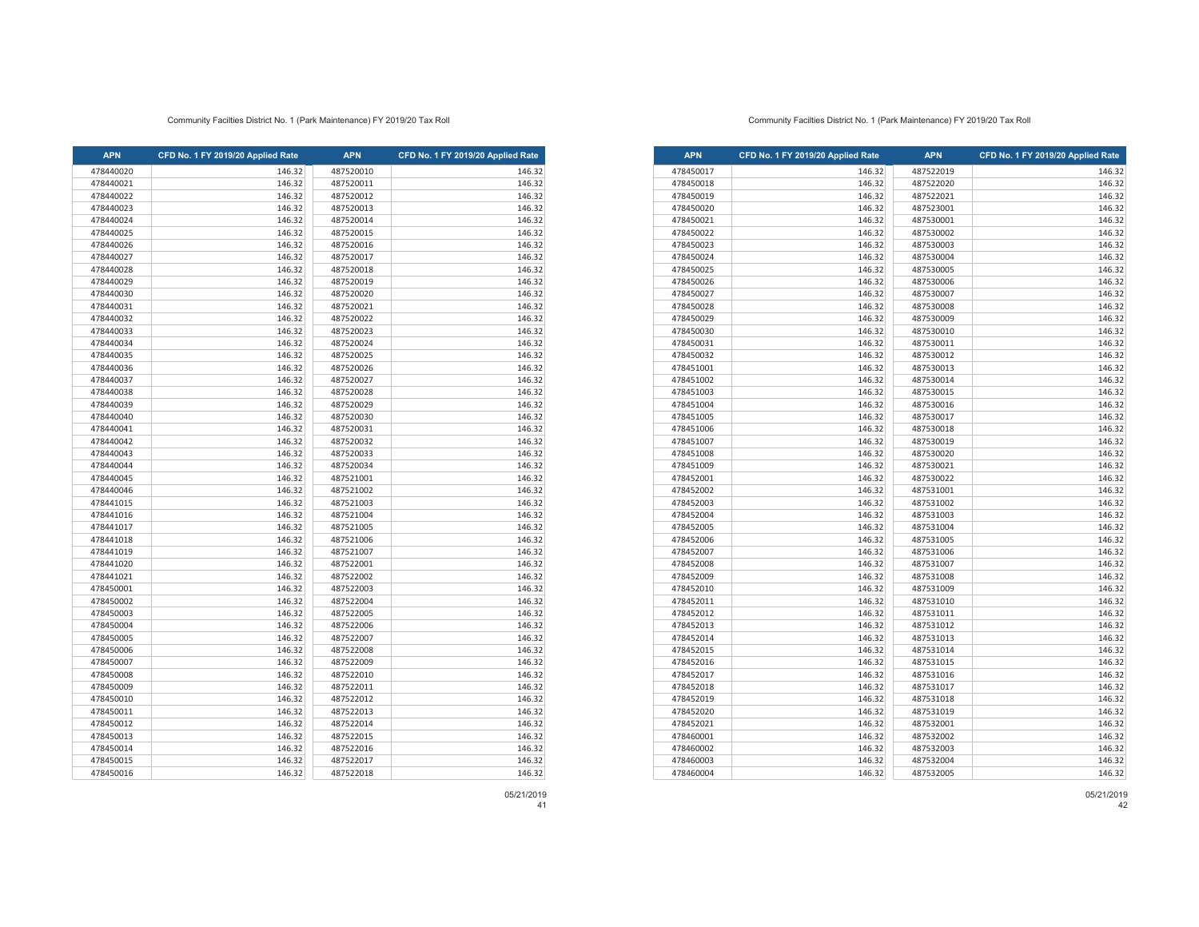Community Facilties District No. 1 (Park Maintenance) FY 2019/20 Tax Roll

| APN | CFD No. 1 FY 2019/20 Applied Rate | APN | CFD No. 1 FY 2019/20 Applied Rate |
|---|---|---|---|
| 478440020 | 146.32 | 487520010 | 146.32 |
| 478440021 | 146.32 | 487520011 | 146.32 |
| 478440022 | 146.32 | 487520012 | 146.32 |
| 478440023 | 146.32 | 487520013 | 146.32 |
| 478440024 | 146.32 | 487520014 | 146.32 |
| 478440025 | 146.32 | 487520015 | 146.32 |
| 478440026 | 146.32 | 487520016 | 146.32 |
| 478440027 | 146.32 | 487520017 | 146.32 |
| 478440028 | 146.32 | 487520018 | 146.32 |
| 478440029 | 146.32 | 487520019 | 146.32 |
| 478440030 | 146.32 | 487520020 | 146.32 |
| 478440031 | 146.32 | 487520021 | 146.32 |
| 478440032 | 146.32 | 487520022 | 146.32 |
| 478440033 | 146.32 | 487520023 | 146.32 |
| 478440034 | 146.32 | 487520024 | 146.32 |
| 478440035 | 146.32 | 487520025 | 146.32 |
| 478440036 | 146.32 | 487520026 | 146.32 |
| 478440037 | 146.32 | 487520027 | 146.32 |
| 478440038 | 146.32 | 487520028 | 146.32 |
| 478440039 | 146.32 | 487520029 | 146.32 |
| 478440040 | 146.32 | 487520030 | 146.32 |
| 478440041 | 146.32 | 487520031 | 146.32 |
| 478440042 | 146.32 | 487520032 | 146.32 |
| 478440043 | 146.32 | 487520033 | 146.32 |
| 478440044 | 146.32 | 487520034 | 146.32 |
| 478440045 | 146.32 | 487521001 | 146.32 |
| 478440046 | 146.32 | 487521002 | 146.32 |
| 478441015 | 146.32 | 487521003 | 146.32 |
| 478441016 | 146.32 | 487521004 | 146.32 |
| 478441017 | 146.32 | 487521005 | 146.32 |
| 478441018 | 146.32 | 487521006 | 146.32 |
| 478441019 | 146.32 | 487521007 | 146.32 |
| 478441020 | 146.32 | 487522001 | 146.32 |
| 478441021 | 146.32 | 487522002 | 146.32 |
| 478450001 | 146.32 | 487522003 | 146.32 |
| 478450002 | 146.32 | 487522004 | 146.32 |
| 478450003 | 146.32 | 487522005 | 146.32 |
| 478450004 | 146.32 | 487522006 | 146.32 |
| 478450005 | 146.32 | 487522007 | 146.32 |
| 478450006 | 146.32 | 487522008 | 146.32 |
| 478450007 | 146.32 | 487522009 | 146.32 |
| 478450008 | 146.32 | 487522010 | 146.32 |
| 478450009 | 146.32 | 487522011 | 146.32 |
| 478450010 | 146.32 | 487522012 | 146.32 |
| 478450011 | 146.32 | 487522013 | 146.32 |
| 478450012 | 146.32 | 487522014 | 146.32 |
| 478450013 | 146.32 | 487522015 | 146.32 |
| 478450014 | 146.32 | 487522016 | 146.32 |
| 478450015 | 146.32 | 487522017 | 146.32 |
| 478450016 | 146.32 | 487522018 | 146.32 |

05/21/2019

Community Facilties District No. 1 (Park Maintenance) FY 2019/20 Tax Roll

| APN | CFD No. 1 FY 2019/20 Applied Rate | APN | CFD No. 1 FY 2019/20 Applied Rate |
|---|---|---|---|
| 478450017 | 146.32 | 487522019 | 146.32 |
| 478450018 | 146.32 | 487522020 | 146.32 |
| 478450019 | 146.32 | 487522021 | 146.32 |
| 478450020 | 146.32 | 487523001 | 146.32 |
| 478450021 | 146.32 | 487530001 | 146.32 |
| 478450022 | 146.32 | 487530002 | 146.32 |
| 478450023 | 146.32 | 487530003 | 146.32 |
| 478450024 | 146.32 | 487530004 | 146.32 |
| 478450025 | 146.32 | 487530005 | 146.32 |
| 478450026 | 146.32 | 487530006 | 146.32 |
| 478450027 | 146.32 | 487530007 | 146.32 |
| 478450028 | 146.32 | 487530008 | 146.32 |
| 478450029 | 146.32 | 487530009 | 146.32 |
| 478450030 | 146.32 | 487530010 | 146.32 |
| 478450031 | 146.32 | 487530011 | 146.32 |
| 478450032 | 146.32 | 487530012 | 146.32 |
| 478451001 | 146.32 | 487530013 | 146.32 |
| 478451002 | 146.32 | 487530014 | 146.32 |
| 478451003 | 146.32 | 487530015 | 146.32 |
| 478451004 | 146.32 | 487530016 | 146.32 |
| 478451005 | 146.32 | 487530017 | 146.32 |
| 478451006 | 146.32 | 487530018 | 146.32 |
| 478451007 | 146.32 | 487530019 | 146.32 |
| 478451008 | 146.32 | 487530020 | 146.32 |
| 478451009 | 146.32 | 487530021 | 146.32 |
| 478452001 | 146.32 | 487530022 | 146.32 |
| 478452002 | 146.32 | 487531001 | 146.32 |
| 478452003 | 146.32 | 487531002 | 146.32 |
| 478452004 | 146.32 | 487531003 | 146.32 |
| 478452005 | 146.32 | 487531004 | 146.32 |
| 478452006 | 146.32 | 487531005 | 146.32 |
| 478452007 | 146.32 | 487531006 | 146.32 |
| 478452008 | 146.32 | 487531007 | 146.32 |
| 478452009 | 146.32 | 487531008 | 146.32 |
| 478452010 | 146.32 | 487531009 | 146.32 |
| 478452011 | 146.32 | 487531010 | 146.32 |
| 478452012 | 146.32 | 487531011 | 146.32 |
| 478452013 | 146.32 | 487531012 | 146.32 |
| 478452014 | 146.32 | 487531013 | 146.32 |
| 478452015 | 146.32 | 487531014 | 146.32 |
| 478452016 | 146.32 | 487531015 | 146.32 |
| 478452017 | 146.32 | 487531016 | 146.32 |
| 478452018 | 146.32 | 487531017 | 146.32 |
| 478452019 | 146.32 | 487531018 | 146.32 |
| 478452020 | 146.32 | 487531019 | 146.32 |
| 478452021 | 146.32 | 487532001 | 146.32 |
| 478460001 | 146.32 | 487532002 | 146.32 |
| 478460002 | 146.32 | 487532003 | 146.32 |
| 478460003 | 146.32 | 487532004 | 146.32 |
| 478460004 | 146.32 | 487532005 | 146.32 |

05/21/2019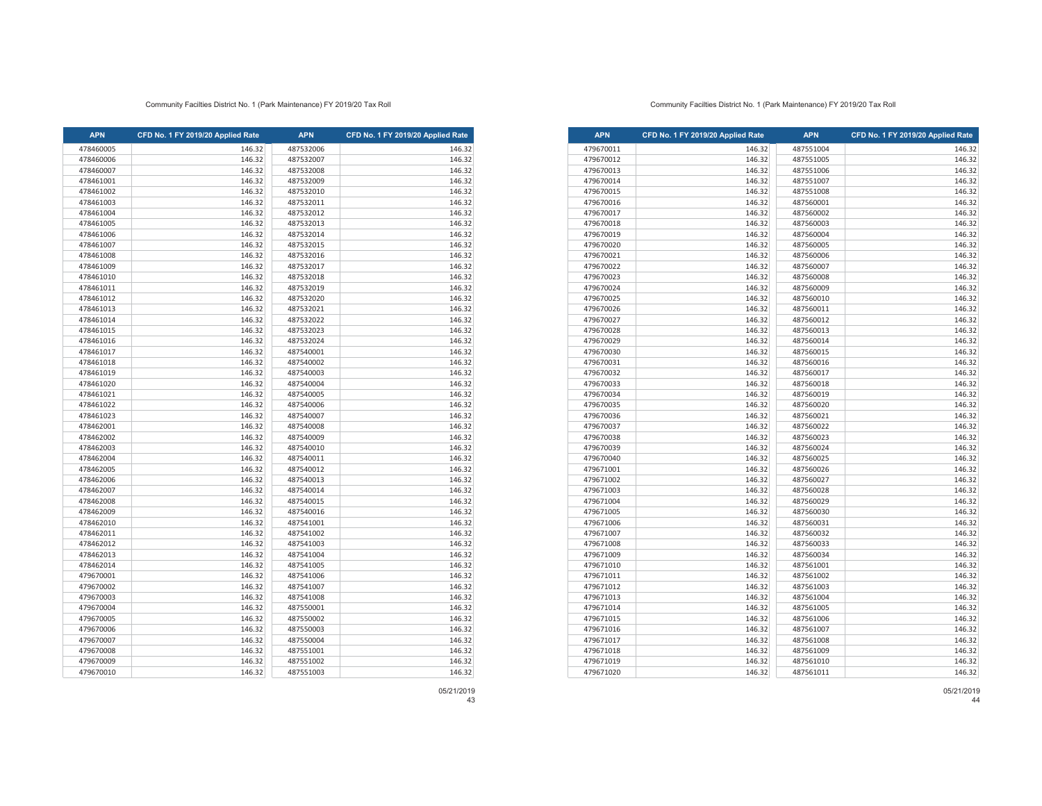Community Facilties District No. 1 (Park Maintenance) FY 2019/20 Tax Roll

| APN | CFD No. 1 FY 2019/20 Applied Rate | APN | CFD No. 1 FY 2019/20 Applied Rate |
|---|---|---|---|
| 478460005 | 146.32 | 487532006 | 146.32 |
| 478460006 | 146.32 | 487532007 | 146.32 |
| 478460007 | 146.32 | 487532008 | 146.32 |
| 478461001 | 146.32 | 487532009 | 146.32 |
| 478461002 | 146.32 | 487532010 | 146.32 |
| 478461003 | 146.32 | 487532011 | 146.32 |
| 478461004 | 146.32 | 487532012 | 146.32 |
| 478461005 | 146.32 | 487532013 | 146.32 |
| 478461006 | 146.32 | 487532014 | 146.32 |
| 478461007 | 146.32 | 487532015 | 146.32 |
| 478461008 | 146.32 | 487532016 | 146.32 |
| 478461009 | 146.32 | 487532017 | 146.32 |
| 478461010 | 146.32 | 487532018 | 146.32 |
| 478461011 | 146.32 | 487532019 | 146.32 |
| 478461012 | 146.32 | 487532020 | 146.32 |
| 478461013 | 146.32 | 487532021 | 146.32 |
| 478461014 | 146.32 | 487532022 | 146.32 |
| 478461015 | 146.32 | 487532023 | 146.32 |
| 478461016 | 146.32 | 487532024 | 146.32 |
| 478461017 | 146.32 | 487540001 | 146.32 |
| 478461018 | 146.32 | 487540002 | 146.32 |
| 478461019 | 146.32 | 487540003 | 146.32 |
| 478461020 | 146.32 | 487540004 | 146.32 |
| 478461021 | 146.32 | 487540005 | 146.32 |
| 478461022 | 146.32 | 487540006 | 146.32 |
| 478461023 | 146.32 | 487540007 | 146.32 |
| 478462001 | 146.32 | 487540008 | 146.32 |
| 478462002 | 146.32 | 487540009 | 146.32 |
| 478462003 | 146.32 | 487540010 | 146.32 |
| 478462004 | 146.32 | 487540011 | 146.32 |
| 478462005 | 146.32 | 487540012 | 146.32 |
| 478462006 | 146.32 | 487540013 | 146.32 |
| 478462007 | 146.32 | 487540014 | 146.32 |
| 478462008 | 146.32 | 487540015 | 146.32 |
| 478462009 | 146.32 | 487540016 | 146.32 |
| 478462010 | 146.32 | 487541001 | 146.32 |
| 478462011 | 146.32 | 487541002 | 146.32 |
| 478462012 | 146.32 | 487541003 | 146.32 |
| 478462013 | 146.32 | 487541004 | 146.32 |
| 478462014 | 146.32 | 487541005 | 146.32 |
| 479670001 | 146.32 | 487541006 | 146.32 |
| 479670002 | 146.32 | 487541007 | 146.32 |
| 479670003 | 146.32 | 487541008 | 146.32 |
| 479670004 | 146.32 | 487550001 | 146.32 |
| 479670005 | 146.32 | 487550002 | 146.32 |
| 479670006 | 146.32 | 487550003 | 146.32 |
| 479670007 | 146.32 | 487550004 | 146.32 |
| 479670008 | 146.32 | 487551001 | 146.32 |
| 479670009 | 146.32 | 487551002 | 146.32 |
| 479670010 | 146.32 | 487551003 | 146.32 |

05/21/2019

Community Facilties District No. 1 (Park Maintenance) FY 2019/20 Tax Roll

| APN | CFD No. 1 FY 2019/20 Applied Rate | APN | CFD No. 1 FY 2019/20 Applied Rate |
|---|---|---|---|
| 479670011 | 146.32 | 487551004 | 146.32 |
| 479670012 | 146.32 | 487551005 | 146.32 |
| 479670013 | 146.32 | 487551006 | 146.32 |
| 479670014 | 146.32 | 487551007 | 146.32 |
| 479670015 | 146.32 | 487551008 | 146.32 |
| 479670016 | 146.32 | 487560001 | 146.32 |
| 479670017 | 146.32 | 487560002 | 146.32 |
| 479670018 | 146.32 | 487560003 | 146.32 |
| 479670019 | 146.32 | 487560004 | 146.32 |
| 479670020 | 146.32 | 487560005 | 146.32 |
| 479670021 | 146.32 | 487560006 | 146.32 |
| 479670022 | 146.32 | 487560007 | 146.32 |
| 479670023 | 146.32 | 487560008 | 146.32 |
| 479670024 | 146.32 | 487560009 | 146.32 |
| 479670025 | 146.32 | 487560010 | 146.32 |
| 479670026 | 146.32 | 487560011 | 146.32 |
| 479670027 | 146.32 | 487560012 | 146.32 |
| 479670028 | 146.32 | 487560013 | 146.32 |
| 479670029 | 146.32 | 487560014 | 146.32 |
| 479670030 | 146.32 | 487560015 | 146.32 |
| 479670031 | 146.32 | 487560016 | 146.32 |
| 479670032 | 146.32 | 487560017 | 146.32 |
| 479670033 | 146.32 | 487560018 | 146.32 |
| 479670034 | 146.32 | 487560019 | 146.32 |
| 479670035 | 146.32 | 487560020 | 146.32 |
| 479670036 | 146.32 | 487560021 | 146.32 |
| 479670037 | 146.32 | 487560022 | 146.32 |
| 479670038 | 146.32 | 487560023 | 146.32 |
| 479670039 | 146.32 | 487560024 | 146.32 |
| 479670040 | 146.32 | 487560025 | 146.32 |
| 479671001 | 146.32 | 487560026 | 146.32 |
| 479671002 | 146.32 | 487560027 | 146.32 |
| 479671003 | 146.32 | 487560028 | 146.32 |
| 479671004 | 146.32 | 487560029 | 146.32 |
| 479671005 | 146.32 | 487560030 | 146.32 |
| 479671006 | 146.32 | 487560031 | 146.32 |
| 479671007 | 146.32 | 487560032 | 146.32 |
| 479671008 | 146.32 | 487560033 | 146.32 |
| 479671009 | 146.32 | 487560034 | 146.32 |
| 479671010 | 146.32 | 487561001 | 146.32 |
| 479671011 | 146.32 | 487561002 | 146.32 |
| 479671012 | 146.32 | 487561003 | 146.32 |
| 479671013 | 146.32 | 487561004 | 146.32 |
| 479671014 | 146.32 | 487561005 | 146.32 |
| 479671015 | 146.32 | 487561006 | 146.32 |
| 479671016 | 146.32 | 487561007 | 146.32 |
| 479671017 | 146.32 | 487561008 | 146.32 |
| 479671018 | 146.32 | 487561009 | 146.32 |
| 479671019 | 146.32 | 487561010 | 146.32 |
| 479671020 | 146.32 | 487561011 | 146.32 |

05/21/2019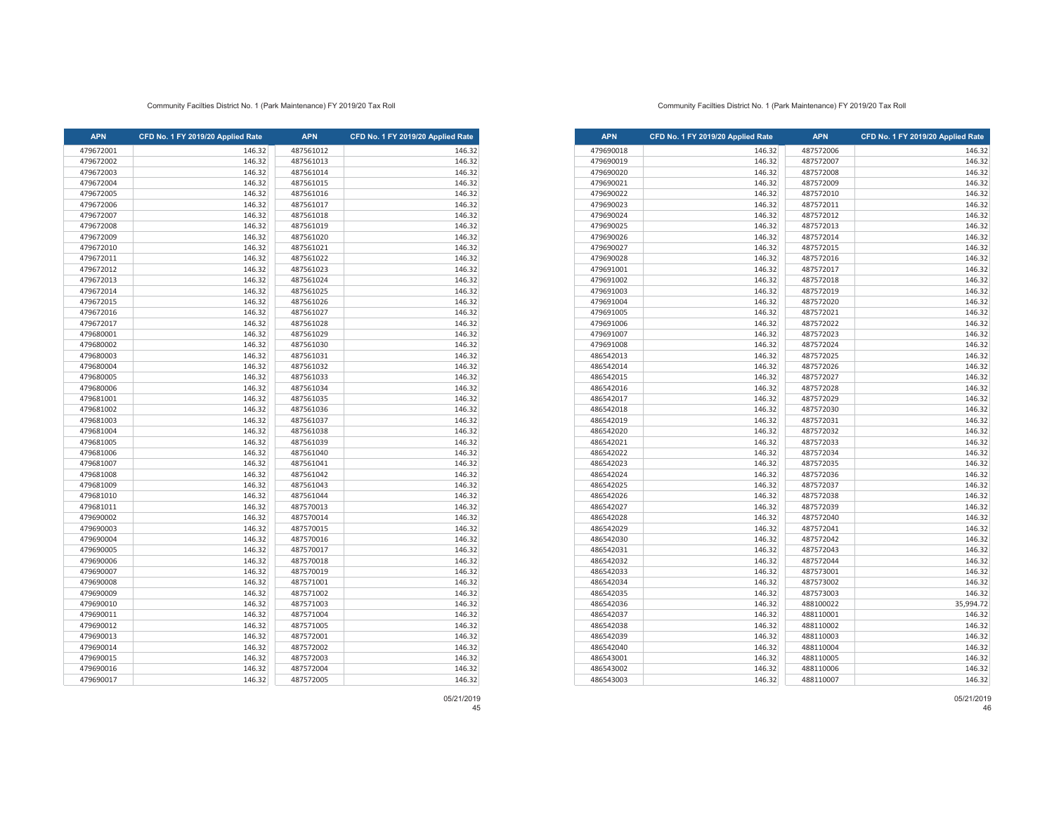Community Facilties District No. 1 (Park Maintenance) FY 2019/20 Tax Roll

| APN | CFD No. 1 FY 2019/20 Applied Rate | APN | CFD No. 1 FY 2019/20 Applied Rate |
|---|---|---|---|
| 479672001 | 146.32 | 487561012 | 146.32 |
| 479672002 | 146.32 | 487561013 | 146.32 |
| 479672003 | 146.32 | 487561014 | 146.32 |
| 479672004 | 146.32 | 487561015 | 146.32 |
| 479672005 | 146.32 | 487561016 | 146.32 |
| 479672006 | 146.32 | 487561017 | 146.32 |
| 479672007 | 146.32 | 487561018 | 146.32 |
| 479672008 | 146.32 | 487561019 | 146.32 |
| 479672009 | 146.32 | 487561020 | 146.32 |
| 479672010 | 146.32 | 487561021 | 146.32 |
| 479672011 | 146.32 | 487561022 | 146.32 |
| 479672012 | 146.32 | 487561023 | 146.32 |
| 479672013 | 146.32 | 487561024 | 146.32 |
| 479672014 | 146.32 | 487561025 | 146.32 |
| 479672015 | 146.32 | 487561026 | 146.32 |
| 479672016 | 146.32 | 487561027 | 146.32 |
| 479672017 | 146.32 | 487561028 | 146.32 |
| 479680001 | 146.32 | 487561029 | 146.32 |
| 479680002 | 146.32 | 487561030 | 146.32 |
| 479680003 | 146.32 | 487561031 | 146.32 |
| 479680004 | 146.32 | 487561032 | 146.32 |
| 479680005 | 146.32 | 487561033 | 146.32 |
| 479680006 | 146.32 | 487561034 | 146.32 |
| 479681001 | 146.32 | 487561035 | 146.32 |
| 479681002 | 146.32 | 487561036 | 146.32 |
| 479681003 | 146.32 | 487561037 | 146.32 |
| 479681004 | 146.32 | 487561038 | 146.32 |
| 479681005 | 146.32 | 487561039 | 146.32 |
| 479681006 | 146.32 | 487561040 | 146.32 |
| 479681007 | 146.32 | 487561041 | 146.32 |
| 479681008 | 146.32 | 487561042 | 146.32 |
| 479681009 | 146.32 | 487561043 | 146.32 |
| 479681010 | 146.32 | 487561044 | 146.32 |
| 479681011 | 146.32 | 487570013 | 146.32 |
| 479690002 | 146.32 | 487570014 | 146.32 |
| 479690003 | 146.32 | 487570015 | 146.32 |
| 479690004 | 146.32 | 487570016 | 146.32 |
| 479690005 | 146.32 | 487570017 | 146.32 |
| 479690006 | 146.32 | 487570018 | 146.32 |
| 479690007 | 146.32 | 487570019 | 146.32 |
| 479690008 | 146.32 | 487571001 | 146.32 |
| 479690009 | 146.32 | 487571002 | 146.32 |
| 479690010 | 146.32 | 487571003 | 146.32 |
| 479690011 | 146.32 | 487571004 | 146.32 |
| 479690012 | 146.32 | 487571005 | 146.32 |
| 479690013 | 146.32 | 487572001 | 146.32 |
| 479690014 | 146.32 | 487572002 | 146.32 |
| 479690015 | 146.32 | 487572003 | 146.32 |
| 479690016 | 146.32 | 487572004 | 146.32 |
| 479690017 | 146.32 | 487572005 | 146.32 |

05/21/2019

Community Facilties District No. 1 (Park Maintenance) FY 2019/20 Tax Roll

| APN | CFD No. 1 FY 2019/20 Applied Rate | APN | CFD No. 1 FY 2019/20 Applied Rate |
|---|---|---|---|
| 479690018 | 146.32 | 487572006 | 146.32 |
| 479690019 | 146.32 | 487572007 | 146.32 |
| 479690020 | 146.32 | 487572008 | 146.32 |
| 479690021 | 146.32 | 487572009 | 146.32 |
| 479690022 | 146.32 | 487572010 | 146.32 |
| 479690023 | 146.32 | 487572011 | 146.32 |
| 479690024 | 146.32 | 487572012 | 146.32 |
| 479690025 | 146.32 | 487572013 | 146.32 |
| 479690026 | 146.32 | 487572014 | 146.32 |
| 479690027 | 146.32 | 487572015 | 146.32 |
| 479690028 | 146.32 | 487572016 | 146.32 |
| 479691001 | 146.32 | 487572017 | 146.32 |
| 479691002 | 146.32 | 487572018 | 146.32 |
| 479691003 | 146.32 | 487572019 | 146.32 |
| 479691004 | 146.32 | 487572020 | 146.32 |
| 479691005 | 146.32 | 487572021 | 146.32 |
| 479691006 | 146.32 | 487572022 | 146.32 |
| 479691007 | 146.32 | 487572023 | 146.32 |
| 479691008 | 146.32 | 487572024 | 146.32 |
| 486542013 | 146.32 | 487572025 | 146.32 |
| 486542014 | 146.32 | 487572026 | 146.32 |
| 486542015 | 146.32 | 487572027 | 146.32 |
| 486542016 | 146.32 | 487572028 | 146.32 |
| 486542017 | 146.32 | 487572029 | 146.32 |
| 486542018 | 146.32 | 487572030 | 146.32 |
| 486542019 | 146.32 | 487572031 | 146.32 |
| 486542020 | 146.32 | 487572032 | 146.32 |
| 486542021 | 146.32 | 487572033 | 146.32 |
| 486542022 | 146.32 | 487572034 | 146.32 |
| 486542023 | 146.32 | 487572035 | 146.32 |
| 486542024 | 146.32 | 487572036 | 146.32 |
| 486542025 | 146.32 | 487572037 | 146.32 |
| 486542026 | 146.32 | 487572038 | 146.32 |
| 486542027 | 146.32 | 487572039 | 146.32 |
| 486542028 | 146.32 | 487572040 | 146.32 |
| 486542029 | 146.32 | 487572041 | 146.32 |
| 486542030 | 146.32 | 487572042 | 146.32 |
| 486542031 | 146.32 | 487572043 | 146.32 |
| 486542032 | 146.32 | 487572044 | 146.32 |
| 486542033 | 146.32 | 487573001 | 146.32 |
| 486542034 | 146.32 | 487573002 | 146.32 |
| 486542035 | 146.32 | 487573003 | 146.32 |
| 486542036 | 146.32 | 488100022 | 35,994.72 |
| 486542037 | 146.32 | 488110001 | 146.32 |
| 486542038 | 146.32 | 488110002 | 146.32 |
| 486542039 | 146.32 | 488110003 | 146.32 |
| 486542040 | 146.32 | 488110004 | 146.32 |
| 486543001 | 146.32 | 488110005 | 146.32 |
| 486543002 | 146.32 | 488110006 | 146.32 |
| 486543003 | 146.32 | 488110007 | 146.32 |

05/21/2019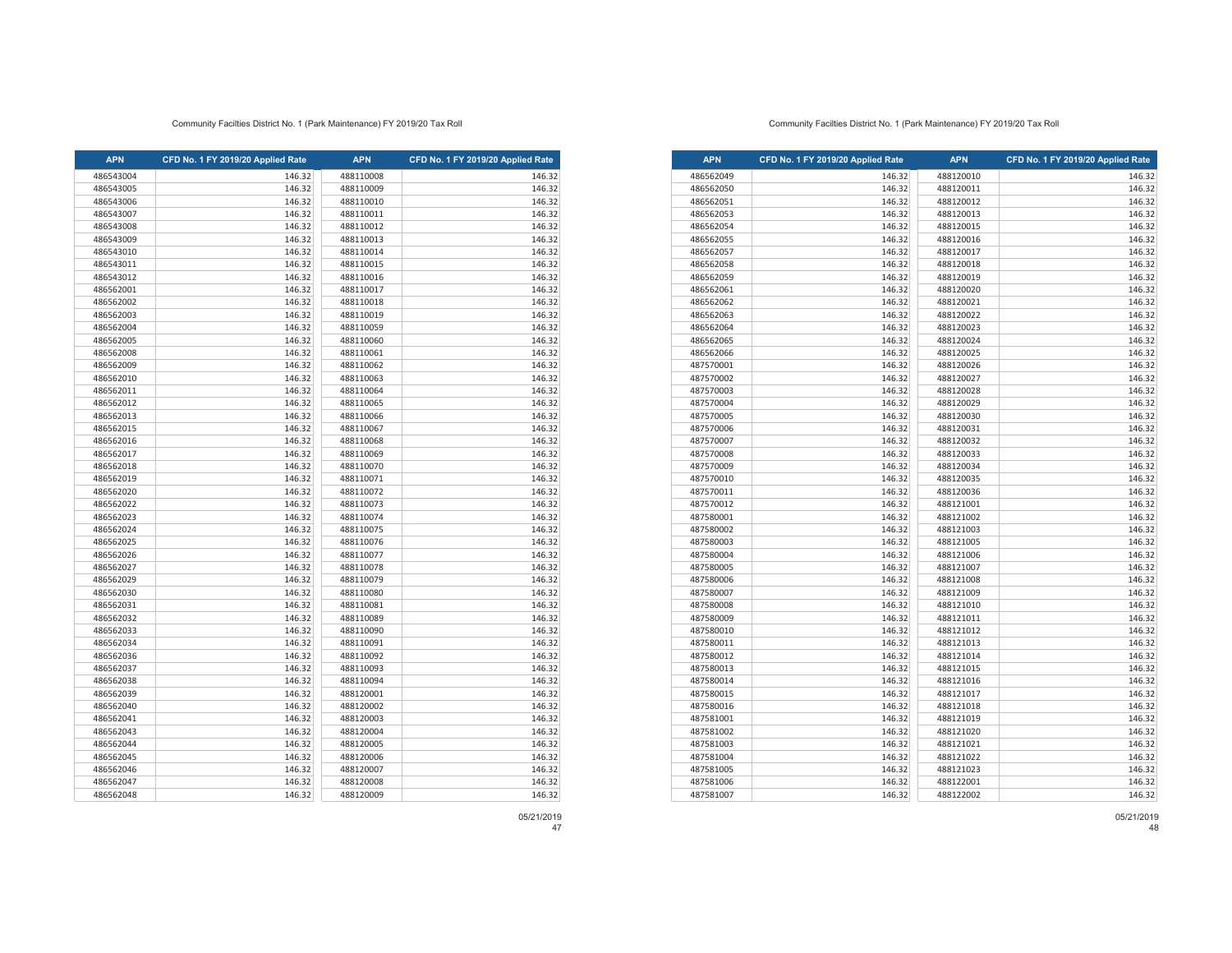Community Facilties District No. 1 (Park Maintenance) FY 2019/20 Tax Roll

| APN | CFD No. 1 FY 2019/20 Applied Rate | APN | CFD No. 1 FY 2019/20 Applied Rate |
|---|---|---|---|
| 486543004 | 146.32 | 488110008 | 146.32 |
| 486543005 | 146.32 | 488110009 | 146.32 |
| 486543006 | 146.32 | 488110010 | 146.32 |
| 486543007 | 146.32 | 488110011 | 146.32 |
| 486543008 | 146.32 | 488110012 | 146.32 |
| 486543009 | 146.32 | 488110013 | 146.32 |
| 486543010 | 146.32 | 488110014 | 146.32 |
| 486543011 | 146.32 | 488110015 | 146.32 |
| 486543012 | 146.32 | 488110016 | 146.32 |
| 486562001 | 146.32 | 488110017 | 146.32 |
| 486562002 | 146.32 | 488110018 | 146.32 |
| 486562003 | 146.32 | 488110019 | 146.32 |
| 486562004 | 146.32 | 488110059 | 146.32 |
| 486562005 | 146.32 | 488110060 | 146.32 |
| 486562008 | 146.32 | 488110061 | 146.32 |
| 486562009 | 146.32 | 488110062 | 146.32 |
| 486562010 | 146.32 | 488110063 | 146.32 |
| 486562011 | 146.32 | 488110064 | 146.32 |
| 486562012 | 146.32 | 488110065 | 146.32 |
| 486562013 | 146.32 | 488110066 | 146.32 |
| 486562015 | 146.32 | 488110067 | 146.32 |
| 486562016 | 146.32 | 488110068 | 146.32 |
| 486562017 | 146.32 | 488110069 | 146.32 |
| 486562018 | 146.32 | 488110070 | 146.32 |
| 486562019 | 146.32 | 488110071 | 146.32 |
| 486562020 | 146.32 | 488110072 | 146.32 |
| 486562022 | 146.32 | 488110073 | 146.32 |
| 486562023 | 146.32 | 488110074 | 146.32 |
| 486562024 | 146.32 | 488110075 | 146.32 |
| 486562025 | 146.32 | 488110076 | 146.32 |
| 486562026 | 146.32 | 488110077 | 146.32 |
| 486562027 | 146.32 | 488110078 | 146.32 |
| 486562029 | 146.32 | 488110079 | 146.32 |
| 486562030 | 146.32 | 488110080 | 146.32 |
| 486562031 | 146.32 | 488110081 | 146.32 |
| 486562032 | 146.32 | 488110089 | 146.32 |
| 486562033 | 146.32 | 488110090 | 146.32 |
| 486562034 | 146.32 | 488110091 | 146.32 |
| 486562036 | 146.32 | 488110092 | 146.32 |
| 486562037 | 146.32 | 488110093 | 146.32 |
| 486562038 | 146.32 | 488110094 | 146.32 |
| 486562039 | 146.32 | 488120001 | 146.32 |
| 486562040 | 146.32 | 488120002 | 146.32 |
| 486562041 | 146.32 | 488120003 | 146.32 |
| 486562043 | 146.32 | 488120004 | 146.32 |
| 486562044 | 146.32 | 488120005 | 146.32 |
| 486562045 | 146.32 | 488120006 | 146.32 |
| 486562046 | 146.32 | 488120007 | 146.32 |
| 486562047 | 146.32 | 488120008 | 146.32 |
| 486562048 | 146.32 | 488120009 | 146.32 |

05/21/2019

Community Facilties District No. 1 (Park Maintenance) FY 2019/20 Tax Roll

| APN | CFD No. 1 FY 2019/20 Applied Rate | APN | CFD No. 1 FY 2019/20 Applied Rate |
|---|---|---|---|
| 486562049 | 146.32 | 488120010 | 146.32 |
| 486562050 | 146.32 | 488120011 | 146.32 |
| 486562051 | 146.32 | 488120012 | 146.32 |
| 486562053 | 146.32 | 488120013 | 146.32 |
| 486562054 | 146.32 | 488120015 | 146.32 |
| 486562055 | 146.32 | 488120016 | 146.32 |
| 486562057 | 146.32 | 488120017 | 146.32 |
| 486562058 | 146.32 | 488120018 | 146.32 |
| 486562059 | 146.32 | 488120019 | 146.32 |
| 486562061 | 146.32 | 488120020 | 146.32 |
| 486562062 | 146.32 | 488120021 | 146.32 |
| 486562063 | 146.32 | 488120022 | 146.32 |
| 486562064 | 146.32 | 488120023 | 146.32 |
| 486562065 | 146.32 | 488120024 | 146.32 |
| 486562066 | 146.32 | 488120025 | 146.32 |
| 487570001 | 146.32 | 488120026 | 146.32 |
| 487570002 | 146.32 | 488120027 | 146.32 |
| 487570003 | 146.32 | 488120028 | 146.32 |
| 487570004 | 146.32 | 488120029 | 146.32 |
| 487570005 | 146.32 | 488120030 | 146.32 |
| 487570006 | 146.32 | 488120031 | 146.32 |
| 487570007 | 146.32 | 488120032 | 146.32 |
| 487570008 | 146.32 | 488120033 | 146.32 |
| 487570009 | 146.32 | 488120034 | 146.32 |
| 487570010 | 146.32 | 488120035 | 146.32 |
| 487570011 | 146.32 | 488120036 | 146.32 |
| 487570012 | 146.32 | 488121001 | 146.32 |
| 487580001 | 146.32 | 488121002 | 146.32 |
| 487580002 | 146.32 | 488121003 | 146.32 |
| 487580003 | 146.32 | 488121005 | 146.32 |
| 487580004 | 146.32 | 488121006 | 146.32 |
| 487580005 | 146.32 | 488121007 | 146.32 |
| 487580006 | 146.32 | 488121008 | 146.32 |
| 487580007 | 146.32 | 488121009 | 146.32 |
| 487580008 | 146.32 | 488121010 | 146.32 |
| 487580009 | 146.32 | 488121011 | 146.32 |
| 487580010 | 146.32 | 488121012 | 146.32 |
| 487580011 | 146.32 | 488121013 | 146.32 |
| 487580012 | 146.32 | 488121014 | 146.32 |
| 487580013 | 146.32 | 488121015 | 146.32 |
| 487580014 | 146.32 | 488121016 | 146.32 |
| 487580015 | 146.32 | 488121017 | 146.32 |
| 487580016 | 146.32 | 488121018 | 146.32 |
| 487581001 | 146.32 | 488121019 | 146.32 |
| 487581002 | 146.32 | 488121020 | 146.32 |
| 487581003 | 146.32 | 488121021 | 146.32 |
| 487581004 | 146.32 | 488121022 | 146.32 |
| 487581005 | 146.32 | 488121023 | 146.32 |
| 487581006 | 146.32 | 488122001 | 146.32 |
| 487581007 | 146.32 | 488122002 | 146.32 |

05/21/2019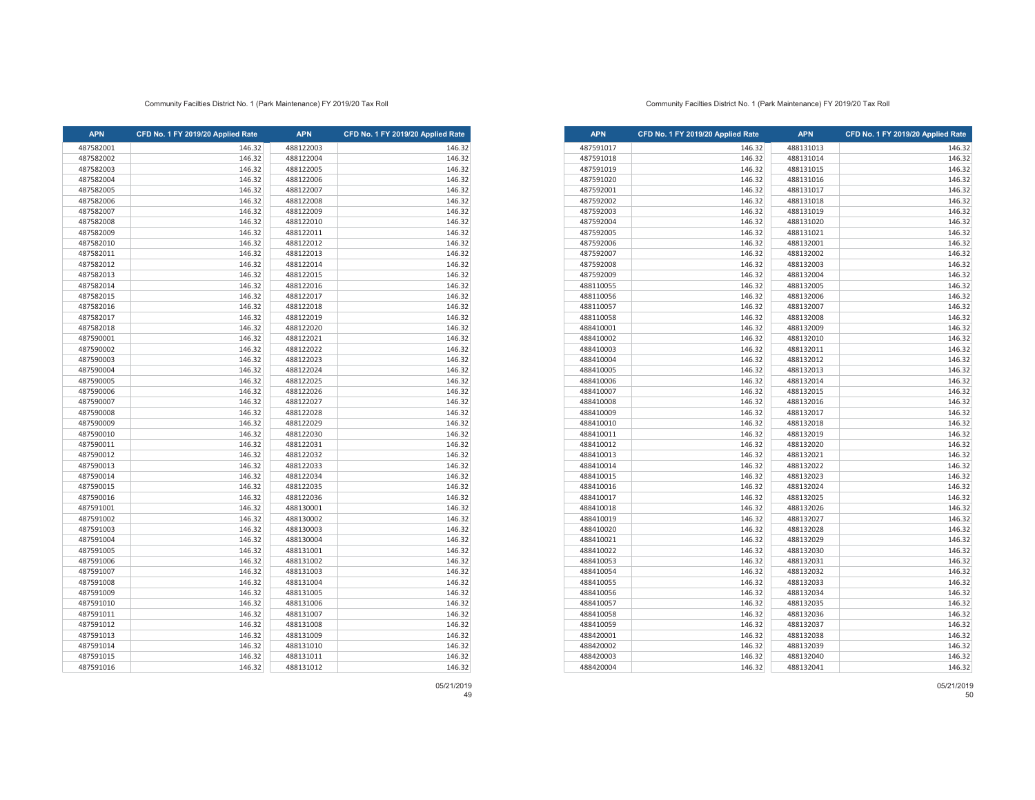Community Facilties District No. 1 (Park Maintenance) FY 2019/20 Tax Roll

| APN | CFD No. 1 FY 2019/20 Applied Rate | APN | CFD No. 1 FY 2019/20 Applied Rate |
|---|---|---|---|
| 487582001 | 146.32 | 488122003 | 146.32 |
| 487582002 | 146.32 | 488122004 | 146.32 |
| 487582003 | 146.32 | 488122005 | 146.32 |
| 487582004 | 146.32 | 488122006 | 146.32 |
| 487582005 | 146.32 | 488122007 | 146.32 |
| 487582006 | 146.32 | 488122008 | 146.32 |
| 487582007 | 146.32 | 488122009 | 146.32 |
| 487582008 | 146.32 | 488122010 | 146.32 |
| 487582009 | 146.32 | 488122011 | 146.32 |
| 487582010 | 146.32 | 488122012 | 146.32 |
| 487582011 | 146.32 | 488122013 | 146.32 |
| 487582012 | 146.32 | 488122014 | 146.32 |
| 487582013 | 146.32 | 488122015 | 146.32 |
| 487582014 | 146.32 | 488122016 | 146.32 |
| 487582015 | 146.32 | 488122017 | 146.32 |
| 487582016 | 146.32 | 488122018 | 146.32 |
| 487582017 | 146.32 | 488122019 | 146.32 |
| 487582018 | 146.32 | 488122020 | 146.32 |
| 487590001 | 146.32 | 488122021 | 146.32 |
| 487590002 | 146.32 | 488122022 | 146.32 |
| 487590003 | 146.32 | 488122023 | 146.32 |
| 487590004 | 146.32 | 488122024 | 146.32 |
| 487590005 | 146.32 | 488122025 | 146.32 |
| 487590006 | 146.32 | 488122026 | 146.32 |
| 487590007 | 146.32 | 488122027 | 146.32 |
| 487590008 | 146.32 | 488122028 | 146.32 |
| 487590009 | 146.32 | 488122029 | 146.32 |
| 487590010 | 146.32 | 488122030 | 146.32 |
| 487590011 | 146.32 | 488122031 | 146.32 |
| 487590012 | 146.32 | 488122032 | 146.32 |
| 487590013 | 146.32 | 488122033 | 146.32 |
| 487590014 | 146.32 | 488122034 | 146.32 |
| 487590015 | 146.32 | 488122035 | 146.32 |
| 487590016 | 146.32 | 488122036 | 146.32 |
| 487591001 | 146.32 | 488130001 | 146.32 |
| 487591002 | 146.32 | 488130002 | 146.32 |
| 487591003 | 146.32 | 488130003 | 146.32 |
| 487591004 | 146.32 | 488130004 | 146.32 |
| 487591005 | 146.32 | 488131001 | 146.32 |
| 487591006 | 146.32 | 488131002 | 146.32 |
| 487591007 | 146.32 | 488131003 | 146.32 |
| 487591008 | 146.32 | 488131004 | 146.32 |
| 487591009 | 146.32 | 488131005 | 146.32 |
| 487591010 | 146.32 | 488131006 | 146.32 |
| 487591011 | 146.32 | 488131007 | 146.32 |
| 487591012 | 146.32 | 488131008 | 146.32 |
| 487591013 | 146.32 | 488131009 | 146.32 |
| 487591014 | 146.32 | 488131010 | 146.32 |
| 487591015 | 146.32 | 488131011 | 146.32 |
| 487591016 | 146.32 | 488131012 | 146.32 |

05/21/2019

Community Facilties District No. 1 (Park Maintenance) FY 2019/20 Tax Roll

| APN | CFD No. 1 FY 2019/20 Applied Rate | APN | CFD No. 1 FY 2019/20 Applied Rate |
|---|---|---|---|
| 487591017 | 146.32 | 488131013 | 146.32 |
| 487591018 | 146.32 | 488131014 | 146.32 |
| 487591019 | 146.32 | 488131015 | 146.32 |
| 487591020 | 146.32 | 488131016 | 146.32 |
| 487592001 | 146.32 | 488131017 | 146.32 |
| 487592002 | 146.32 | 488131018 | 146.32 |
| 487592003 | 146.32 | 488131019 | 146.32 |
| 487592004 | 146.32 | 488131020 | 146.32 |
| 487592005 | 146.32 | 488131021 | 146.32 |
| 487592006 | 146.32 | 488132001 | 146.32 |
| 487592007 | 146.32 | 488132002 | 146.32 |
| 487592008 | 146.32 | 488132003 | 146.32 |
| 487592009 | 146.32 | 488132004 | 146.32 |
| 488110055 | 146.32 | 488132005 | 146.32 |
| 488110056 | 146.32 | 488132006 | 146.32 |
| 488110057 | 146.32 | 488132007 | 146.32 |
| 488110058 | 146.32 | 488132008 | 146.32 |
| 488410001 | 146.32 | 488132009 | 146.32 |
| 488410002 | 146.32 | 488132010 | 146.32 |
| 488410003 | 146.32 | 488132011 | 146.32 |
| 488410004 | 146.32 | 488132012 | 146.32 |
| 488410005 | 146.32 | 488132013 | 146.32 |
| 488410006 | 146.32 | 488132014 | 146.32 |
| 488410007 | 146.32 | 488132015 | 146.32 |
| 488410008 | 146.32 | 488132016 | 146.32 |
| 488410009 | 146.32 | 488132017 | 146.32 |
| 488410010 | 146.32 | 488132018 | 146.32 |
| 488410011 | 146.32 | 488132019 | 146.32 |
| 488410012 | 146.32 | 488132020 | 146.32 |
| 488410013 | 146.32 | 488132021 | 146.32 |
| 488410014 | 146.32 | 488132022 | 146.32 |
| 488410015 | 146.32 | 488132023 | 146.32 |
| 488410016 | 146.32 | 488132024 | 146.32 |
| 488410017 | 146.32 | 488132025 | 146.32 |
| 488410018 | 146.32 | 488132026 | 146.32 |
| 488410019 | 146.32 | 488132027 | 146.32 |
| 488410020 | 146.32 | 488132028 | 146.32 |
| 488410021 | 146.32 | 488132029 | 146.32 |
| 488410022 | 146.32 | 488132030 | 146.32 |
| 488410053 | 146.32 | 488132031 | 146.32 |
| 488410054 | 146.32 | 488132032 | 146.32 |
| 488410055 | 146.32 | 488132033 | 146.32 |
| 488410056 | 146.32 | 488132034 | 146.32 |
| 488410057 | 146.32 | 488132035 | 146.32 |
| 488410058 | 146.32 | 488132036 | 146.32 |
| 488410059 | 146.32 | 488132037 | 146.32 |
| 488420001 | 146.32 | 488132038 | 146.32 |
| 488420002 | 146.32 | 488132039 | 146.32 |
| 488420003 | 146.32 | 488132040 | 146.32 |
| 488420004 | 146.32 | 488132041 | 146.32 |

05/21/2019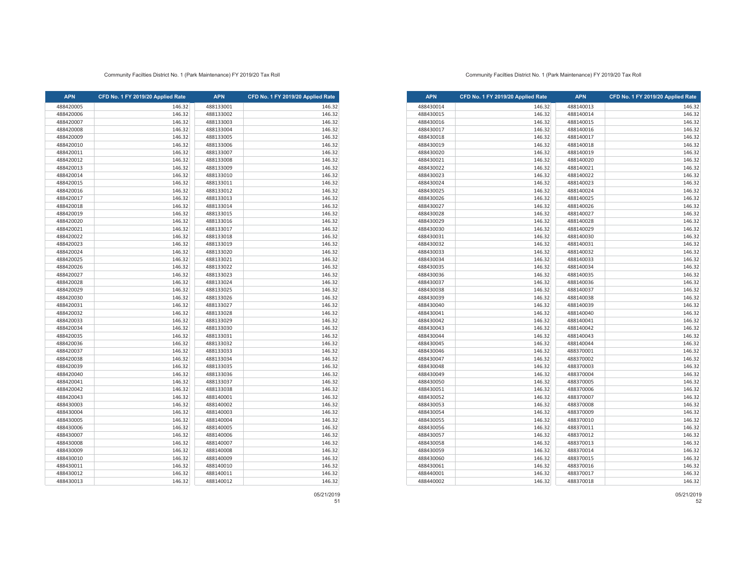Community Facilties District No. 1 (Park Maintenance) FY 2019/20 Tax Roll

| APN | CFD No. 1 FY 2019/20 Applied Rate | APN | CFD No. 1 FY 2019/20 Applied Rate |
|---|---|---|---|
| 488420005 | 146.32 | 488133001 | 146.32 |
| 488420006 | 146.32 | 488133002 | 146.32 |
| 488420007 | 146.32 | 488133003 | 146.32 |
| 488420008 | 146.32 | 488133004 | 146.32 |
| 488420009 | 146.32 | 488133005 | 146.32 |
| 488420010 | 146.32 | 488133006 | 146.32 |
| 488420011 | 146.32 | 488133007 | 146.32 |
| 488420012 | 146.32 | 488133008 | 146.32 |
| 488420013 | 146.32 | 488133009 | 146.32 |
| 488420014 | 146.32 | 488133010 | 146.32 |
| 488420015 | 146.32 | 488133011 | 146.32 |
| 488420016 | 146.32 | 488133012 | 146.32 |
| 488420017 | 146.32 | 488133013 | 146.32 |
| 488420018 | 146.32 | 488133014 | 146.32 |
| 488420019 | 146.32 | 488133015 | 146.32 |
| 488420020 | 146.32 | 488133016 | 146.32 |
| 488420021 | 146.32 | 488133017 | 146.32 |
| 488420022 | 146.32 | 488133018 | 146.32 |
| 488420023 | 146.32 | 488133019 | 146.32 |
| 488420024 | 146.32 | 488133020 | 146.32 |
| 488420025 | 146.32 | 488133021 | 146.32 |
| 488420026 | 146.32 | 488133022 | 146.32 |
| 488420027 | 146.32 | 488133023 | 146.32 |
| 488420028 | 146.32 | 488133024 | 146.32 |
| 488420029 | 146.32 | 488133025 | 146.32 |
| 488420030 | 146.32 | 488133026 | 146.32 |
| 488420031 | 146.32 | 488133027 | 146.32 |
| 488420032 | 146.32 | 488133028 | 146.32 |
| 488420033 | 146.32 | 488133029 | 146.32 |
| 488420034 | 146.32 | 488133030 | 146.32 |
| 488420035 | 146.32 | 488133031 | 146.32 |
| 488420036 | 146.32 | 488133032 | 146.32 |
| 488420037 | 146.32 | 488133033 | 146.32 |
| 488420038 | 146.32 | 488133034 | 146.32 |
| 488420039 | 146.32 | 488133035 | 146.32 |
| 488420040 | 146.32 | 488133036 | 146.32 |
| 488420041 | 146.32 | 488133037 | 146.32 |
| 488420042 | 146.32 | 488133038 | 146.32 |
| 488420043 | 146.32 | 488140001 | 146.32 |
| 488430003 | 146.32 | 488140002 | 146.32 |
| 488430004 | 146.32 | 488140003 | 146.32 |
| 488430005 | 146.32 | 488140004 | 146.32 |
| 488430006 | 146.32 | 488140005 | 146.32 |
| 488430007 | 146.32 | 488140006 | 146.32 |
| 488430008 | 146.32 | 488140007 | 146.32 |
| 488430009 | 146.32 | 488140008 | 146.32 |
| 488430010 | 146.32 | 488140009 | 146.32 |
| 488430011 | 146.32 | 488140010 | 146.32 |
| 488430012 | 146.32 | 488140011 | 146.32 |
| 488430013 | 146.32 | 488140012 | 146.32 |

05/21/2019

Community Facilties District No. 1 (Park Maintenance) FY 2019/20 Tax Roll

| APN | CFD No. 1 FY 2019/20 Applied Rate | APN | CFD No. 1 FY 2019/20 Applied Rate |
|---|---|---|---|
| 488430014 | 146.32 | 488140013 | 146.32 |
| 488430015 | 146.32 | 488140014 | 146.32 |
| 488430016 | 146.32 | 488140015 | 146.32 |
| 488430017 | 146.32 | 488140016 | 146.32 |
| 488430018 | 146.32 | 488140017 | 146.32 |
| 488430019 | 146.32 | 488140018 | 146.32 |
| 488430020 | 146.32 | 488140019 | 146.32 |
| 488430021 | 146.32 | 488140020 | 146.32 |
| 488430022 | 146.32 | 488140021 | 146.32 |
| 488430023 | 146.32 | 488140022 | 146.32 |
| 488430024 | 146.32 | 488140023 | 146.32 |
| 488430025 | 146.32 | 488140024 | 146.32 |
| 488430026 | 146.32 | 488140025 | 146.32 |
| 488430027 | 146.32 | 488140026 | 146.32 |
| 488430028 | 146.32 | 488140027 | 146.32 |
| 488430029 | 146.32 | 488140028 | 146.32 |
| 488430030 | 146.32 | 488140029 | 146.32 |
| 488430031 | 146.32 | 488140030 | 146.32 |
| 488430032 | 146.32 | 488140031 | 146.32 |
| 488430033 | 146.32 | 488140032 | 146.32 |
| 488430034 | 146.32 | 488140033 | 146.32 |
| 488430035 | 146.32 | 488140034 | 146.32 |
| 488430036 | 146.32 | 488140035 | 146.32 |
| 488430037 | 146.32 | 488140036 | 146.32 |
| 488430038 | 146.32 | 488140037 | 146.32 |
| 488430039 | 146.32 | 488140038 | 146.32 |
| 488430040 | 146.32 | 488140039 | 146.32 |
| 488430041 | 146.32 | 488140040 | 146.32 |
| 488430042 | 146.32 | 488140041 | 146.32 |
| 488430043 | 146.32 | 488140042 | 146.32 |
| 488430044 | 146.32 | 488140043 | 146.32 |
| 488430045 | 146.32 | 488140044 | 146.32 |
| 488430046 | 146.32 | 488370001 | 146.32 |
| 488430047 | 146.32 | 488370002 | 146.32 |
| 488430048 | 146.32 | 488370003 | 146.32 |
| 488430049 | 146.32 | 488370004 | 146.32 |
| 488430050 | 146.32 | 488370005 | 146.32 |
| 488430051 | 146.32 | 488370006 | 146.32 |
| 488430052 | 146.32 | 488370007 | 146.32 |
| 488430053 | 146.32 | 488370008 | 146.32 |
| 488430054 | 146.32 | 488370009 | 146.32 |
| 488430055 | 146.32 | 488370010 | 146.32 |
| 488430056 | 146.32 | 488370011 | 146.32 |
| 488430057 | 146.32 | 488370012 | 146.32 |
| 488430058 | 146.32 | 488370013 | 146.32 |
| 488430059 | 146.32 | 488370014 | 146.32 |
| 488430060 | 146.32 | 488370015 | 146.32 |
| 488430061 | 146.32 | 488370016 | 146.32 |
| 488440001 | 146.32 | 488370017 | 146.32 |
| 488440002 | 146.32 | 488370018 | 146.32 |

05/21/2019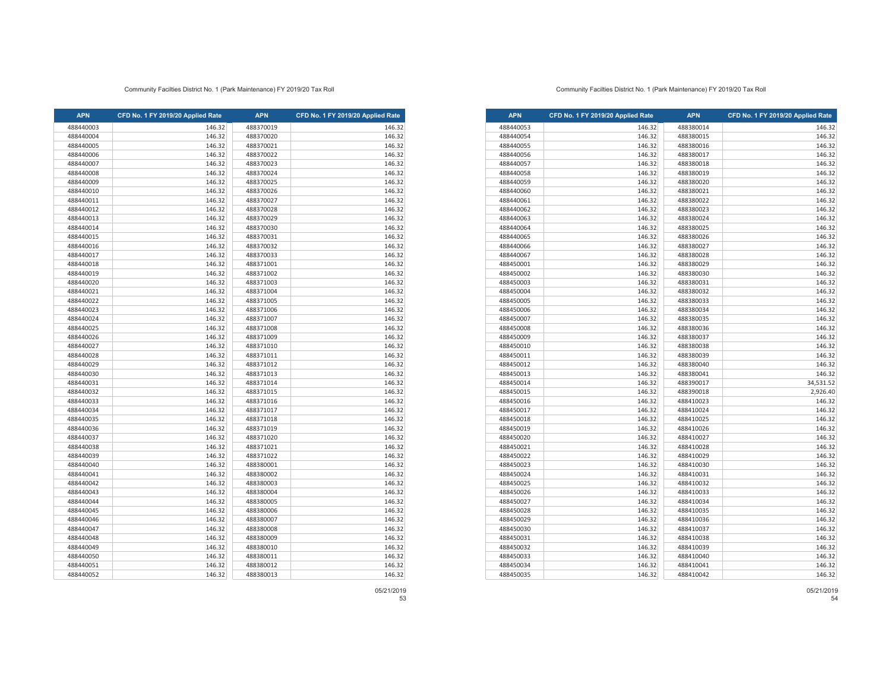Community Facilties District No. 1 (Park Maintenance) FY 2019/20 Tax Roll

| APN | CFD No. 1 FY 2019/20 Applied Rate | APN | CFD No. 1 FY 2019/20 Applied Rate |
|---|---|---|---|
| 488440003 | 146.32 | 488370019 | 146.32 |
| 488440004 | 146.32 | 488370020 | 146.32 |
| 488440005 | 146.32 | 488370021 | 146.32 |
| 488440006 | 146.32 | 488370022 | 146.32 |
| 488440007 | 146.32 | 488370023 | 146.32 |
| 488440008 | 146.32 | 488370024 | 146.32 |
| 488440009 | 146.32 | 488370025 | 146.32 |
| 488440010 | 146.32 | 488370026 | 146.32 |
| 488440011 | 146.32 | 488370027 | 146.32 |
| 488440012 | 146.32 | 488370028 | 146.32 |
| 488440013 | 146.32 | 488370029 | 146.32 |
| 488440014 | 146.32 | 488370030 | 146.32 |
| 488440015 | 146.32 | 488370031 | 146.32 |
| 488440016 | 146.32 | 488370032 | 146.32 |
| 488440017 | 146.32 | 488370033 | 146.32 |
| 488440018 | 146.32 | 488371001 | 146.32 |
| 488440019 | 146.32 | 488371002 | 146.32 |
| 488440020 | 146.32 | 488371003 | 146.32 |
| 488440021 | 146.32 | 488371004 | 146.32 |
| 488440022 | 146.32 | 488371005 | 146.32 |
| 488440023 | 146.32 | 488371006 | 146.32 |
| 488440024 | 146.32 | 488371007 | 146.32 |
| 488440025 | 146.32 | 488371008 | 146.32 |
| 488440026 | 146.32 | 488371009 | 146.32 |
| 488440027 | 146.32 | 488371010 | 146.32 |
| 488440028 | 146.32 | 488371011 | 146.32 |
| 488440029 | 146.32 | 488371012 | 146.32 |
| 488440030 | 146.32 | 488371013 | 146.32 |
| 488440031 | 146.32 | 488371014 | 146.32 |
| 488440032 | 146.32 | 488371015 | 146.32 |
| 488440033 | 146.32 | 488371016 | 146.32 |
| 488440034 | 146.32 | 488371017 | 146.32 |
| 488440035 | 146.32 | 488371018 | 146.32 |
| 488440036 | 146.32 | 488371019 | 146.32 |
| 488440037 | 146.32 | 488371020 | 146.32 |
| 488440038 | 146.32 | 488371021 | 146.32 |
| 488440039 | 146.32 | 488371022 | 146.32 |
| 488440040 | 146.32 | 488380001 | 146.32 |
| 488440041 | 146.32 | 488380002 | 146.32 |
| 488440042 | 146.32 | 488380003 | 146.32 |
| 488440043 | 146.32 | 488380004 | 146.32 |
| 488440044 | 146.32 | 488380005 | 146.32 |
| 488440045 | 146.32 | 488380006 | 146.32 |
| 488440046 | 146.32 | 488380007 | 146.32 |
| 488440047 | 146.32 | 488380008 | 146.32 |
| 488440048 | 146.32 | 488380009 | 146.32 |
| 488440049 | 146.32 | 488380010 | 146.32 |
| 488440050 | 146.32 | 488380011 | 146.32 |
| 488440051 | 146.32 | 488380012 | 146.32 |
| 488440052 | 146.32 | 488380013 | 146.32 |

05/21/2019

Community Facilties District No. 1 (Park Maintenance) FY 2019/20 Tax Roll

| APN | CFD No. 1 FY 2019/20 Applied Rate | APN | CFD No. 1 FY 2019/20 Applied Rate |
|---|---|---|---|
| 488440053 | 146.32 | 488380014 | 146.32 |
| 488440054 | 146.32 | 488380015 | 146.32 |
| 488440055 | 146.32 | 488380016 | 146.32 |
| 488440056 | 146.32 | 488380017 | 146.32 |
| 488440057 | 146.32 | 488380018 | 146.32 |
| 488440058 | 146.32 | 488380019 | 146.32 |
| 488440059 | 146.32 | 488380020 | 146.32 |
| 488440060 | 146.32 | 488380021 | 146.32 |
| 488440061 | 146.32 | 488380022 | 146.32 |
| 488440062 | 146.32 | 488380023 | 146.32 |
| 488440063 | 146.32 | 488380024 | 146.32 |
| 488440064 | 146.32 | 488380025 | 146.32 |
| 488440065 | 146.32 | 488380026 | 146.32 |
| 488440066 | 146.32 | 488380027 | 146.32 |
| 488440067 | 146.32 | 488380028 | 146.32 |
| 488450001 | 146.32 | 488380029 | 146.32 |
| 488450002 | 146.32 | 488380030 | 146.32 |
| 488450003 | 146.32 | 488380031 | 146.32 |
| 488450004 | 146.32 | 488380032 | 146.32 |
| 488450005 | 146.32 | 488380033 | 146.32 |
| 488450006 | 146.32 | 488380034 | 146.32 |
| 488450007 | 146.32 | 488380035 | 146.32 |
| 488450008 | 146.32 | 488380036 | 146.32 |
| 488450009 | 146.32 | 488380037 | 146.32 |
| 488450010 | 146.32 | 488380038 | 146.32 |
| 488450011 | 146.32 | 488380039 | 146.32 |
| 488450012 | 146.32 | 488380040 | 146.32 |
| 488450013 | 146.32 | 488380041 | 146.32 |
| 488450014 | 146.32 | 488390017 | 34,531.52 |
| 488450015 | 146.32 | 488390018 | 2,926.40 |
| 488450016 | 146.32 | 488410023 | 146.32 |
| 488450017 | 146.32 | 488410024 | 146.32 |
| 488450018 | 146.32 | 488410025 | 146.32 |
| 488450019 | 146.32 | 488410026 | 146.32 |
| 488450020 | 146.32 | 488410027 | 146.32 |
| 488450021 | 146.32 | 488410028 | 146.32 |
| 488450022 | 146.32 | 488410029 | 146.32 |
| 488450023 | 146.32 | 488410030 | 146.32 |
| 488450024 | 146.32 | 488410031 | 146.32 |
| 488450025 | 146.32 | 488410032 | 146.32 |
| 488450026 | 146.32 | 488410033 | 146.32 |
| 488450027 | 146.32 | 488410034 | 146.32 |
| 488450028 | 146.32 | 488410035 | 146.32 |
| 488450029 | 146.32 | 488410036 | 146.32 |
| 488450030 | 146.32 | 488410037 | 146.32 |
| 488450031 | 146.32 | 488410038 | 146.32 |
| 488450032 | 146.32 | 488410039 | 146.32 |
| 488450033 | 146.32 | 488410040 | 146.32 |
| 488450034 | 146.32 | 488410041 | 146.32 |
| 488450035 | 146.32 | 488410042 | 146.32 |

05/21/2019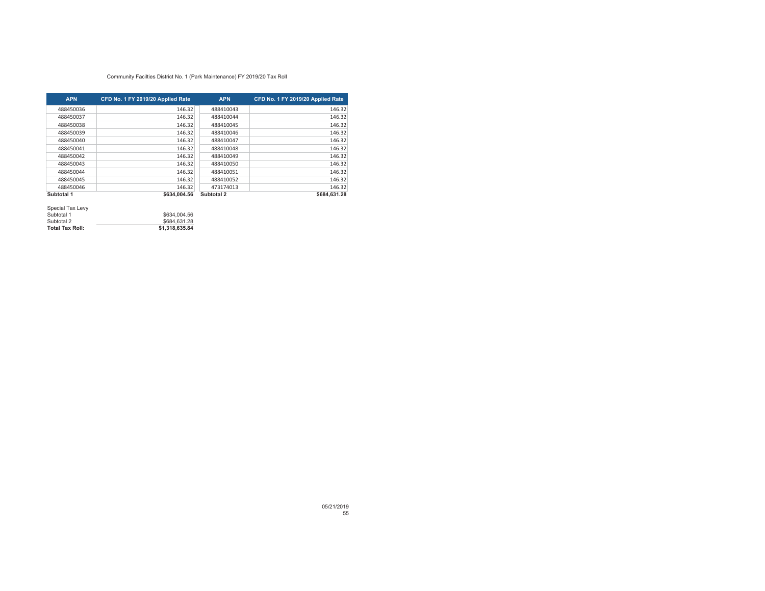Community Facilties District No. 1 (Park Maintenance) FY 2019/20 Tax Roll

| APN | CFD No. 1 FY 2019/20 Applied Rate | APN | CFD No. 1 FY 2019/20 Applied Rate |
|---|---|---|---|
| 488450036 | 146.32 | 488410043 | 146.32 |
| 488450037 | 146.32 | 488410044 | 146.32 |
| 488450038 | 146.32 | 488410045 | 146.32 |
| 488450039 | 146.32 | 488410046 | 146.32 |
| 488450040 | 146.32 | 488410047 | 146.32 |
| 488450041 | 146.32 | 488410048 | 146.32 |
| 488450042 | 146.32 | 488410049 | 146.32 |
| 488450043 | 146.32 | 488410050 | 146.32 |
| 488450044 | 146.32 | 488410051 | 146.32 |
| 488450045 | 146.32 | 488410052 | 146.32 |
| 488450046 | 146.32 | 473174013 | 146.32 |
| **Subtotal 1** | **$634,004.56** | **Subtotal 2** | **$684,631.28** |

| Special Tax Levy | |
|---|---|
| Subtotal 1 | $634,004.56 |
| Subtotal 2 | $684,631.28 |
| **Total Tax Roll:** | **$1,318,635.84** |

05/21/2019